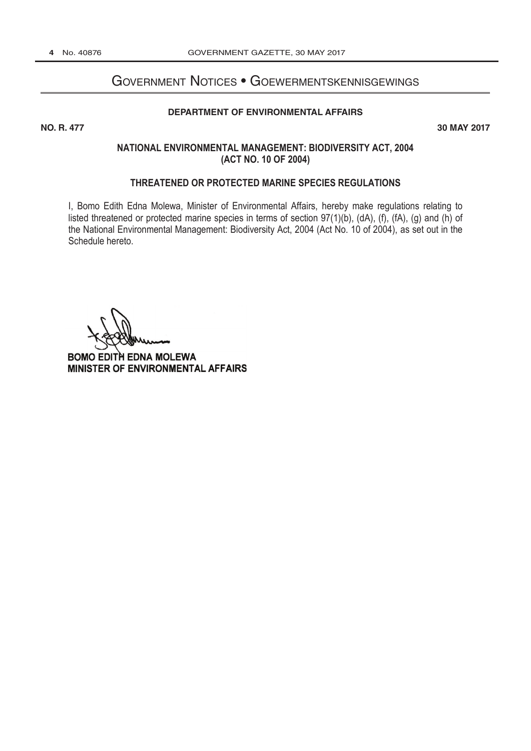# Government Notices • Goewermentskennisgewings

## DEPARTMENT OF ENVIRONMENTAL AFFAIRS

**NO. R. 477** **30 MAY 2017**

### NATIONAL ENVIRONMENTAL MANAGEMENT: BIODIVERSITY ACT, 2004 (ACT NO. 10 OF 2004)

### THREATENED OR PROTECTED MARINE SPECIES REGULATIONS

I, Bomo Edith Edna Molewa, Minister of Environmental Affairs, hereby make regulations relating to listed threatened or protected marine species in terms of section 97(1)(b), (dA), (f), (fA), (g) and (h) of the National Environmental Management: Biodiversity Act, 2004 (Act No. 10 of 2004), as set out in the Schedule hereto.

**BOMO EDITH EDNA MOLEWA**
**MINISTER OF ENVIRONMENTAL AFFAIRS**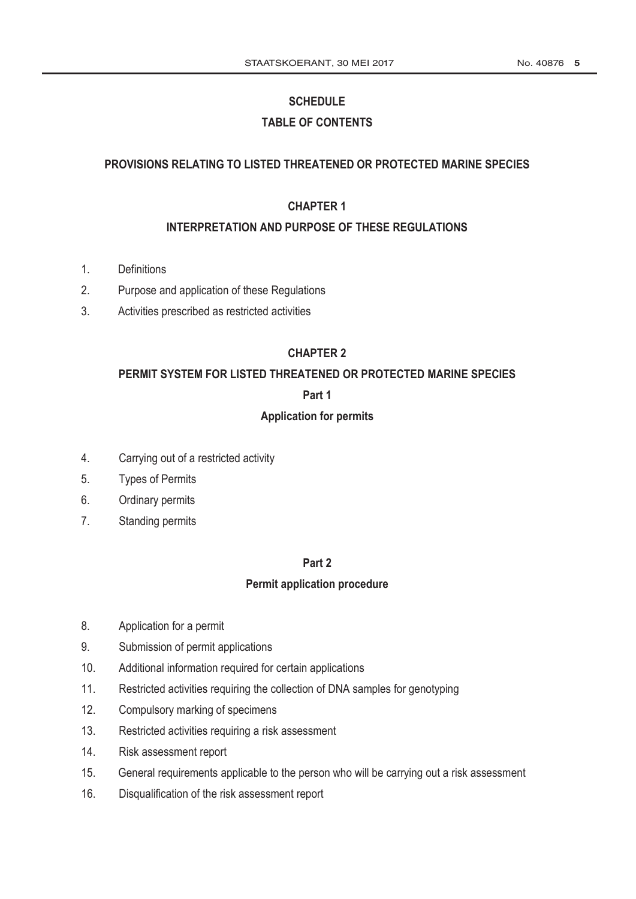# SCHEDULE

## TABLE OF CONTENTS

## PROVISIONS RELATING TO LISTED THREATENED OR PROTECTED MARINE SPECIES

## CHAPTER 1

## INTERPRETATION AND PURPOSE OF THESE REGULATIONS

1. Definitions
2. Purpose and application of these Regulations
3. Activities prescribed as restricted activities

## CHAPTER 2

## PERMIT SYSTEM FOR LISTED THREATENED OR PROTECTED MARINE SPECIES

### Part 1

### Application for permits

4. Carrying out of a restricted activity
5. Types of Permits
6. Ordinary permits
7. Standing permits

### Part 2

### Permit application procedure

8. Application for a permit
9. Submission of permit applications
10. Additional information required for certain applications
11. Restricted activities requiring the collection of DNA samples for genotyping
12. Compulsory marking of specimens
13. Restricted activities requiring a risk assessment
14. Risk assessment report
15. General requirements applicable to the person who will be carrying out a risk assessment
16. Disqualification of the risk assessment report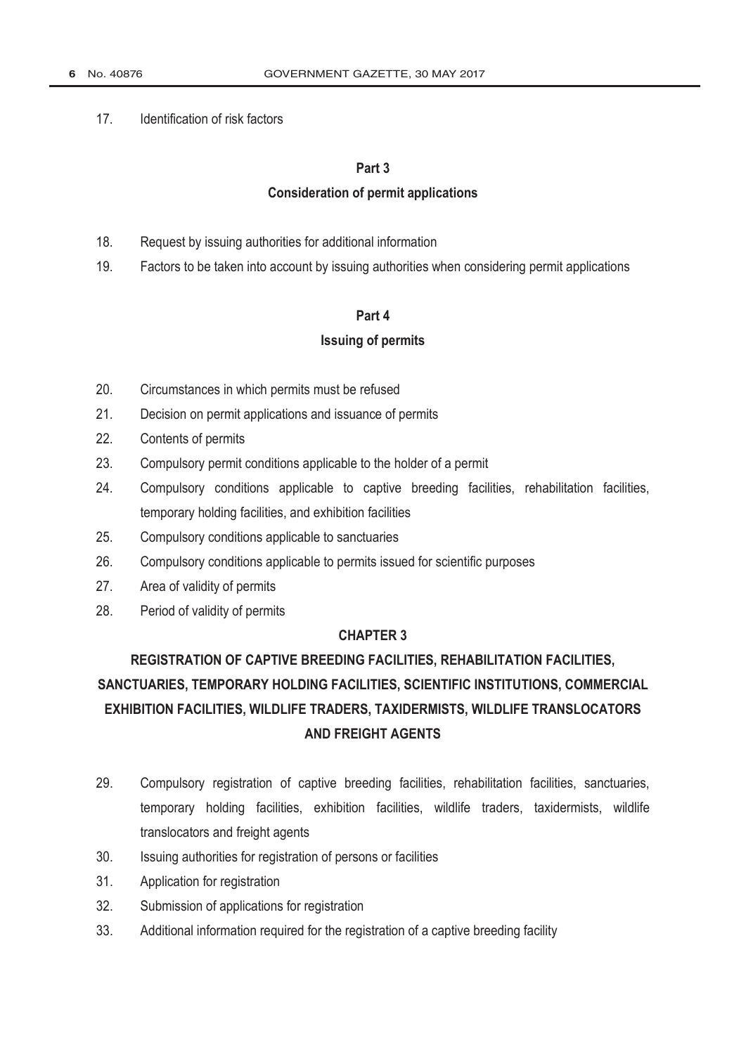17. Identification of risk factors

### Part 3

### Consideration of permit applications

18. Request by issuing authorities for additional information
19. Factors to be taken into account by issuing authorities when considering permit applications

### Part 4

### Issuing of permits

20. Circumstances in which permits must be refused
21. Decision on permit applications and issuance of permits
22. Contents of permits
23. Compulsory permit conditions applicable to the holder of a permit
24. Compulsory conditions applicable to captive breeding facilities, rehabilitation facilities, temporary holding facilities, and exhibition facilities
25. Compulsory conditions applicable to sanctuaries
26. Compulsory conditions applicable to permits issued for scientific purposes
27. Area of validity of permits
28. Period of validity of permits

## CHAPTER 3

## REGISTRATION OF CAPTIVE BREEDING FACILITIES, REHABILITATION FACILITIES, SANCTUARIES, TEMPORARY HOLDING FACILITIES, SCIENTIFIC INSTITUTIONS, COMMERCIAL EXHIBITION FACILITIES, WILDLIFE TRADERS, TAXIDERMISTS, WILDLIFE TRANSLOCATORS AND FREIGHT AGENTS

29. Compulsory registration of captive breeding facilities, rehabilitation facilities, sanctuaries, temporary holding facilities, exhibition facilities, wildlife traders, taxidermists, wildlife translocators and freight agents
30. Issuing authorities for registration of persons or facilities
31. Application for registration
32. Submission of applications for registration
33. Additional information required for the registration of a captive breeding facility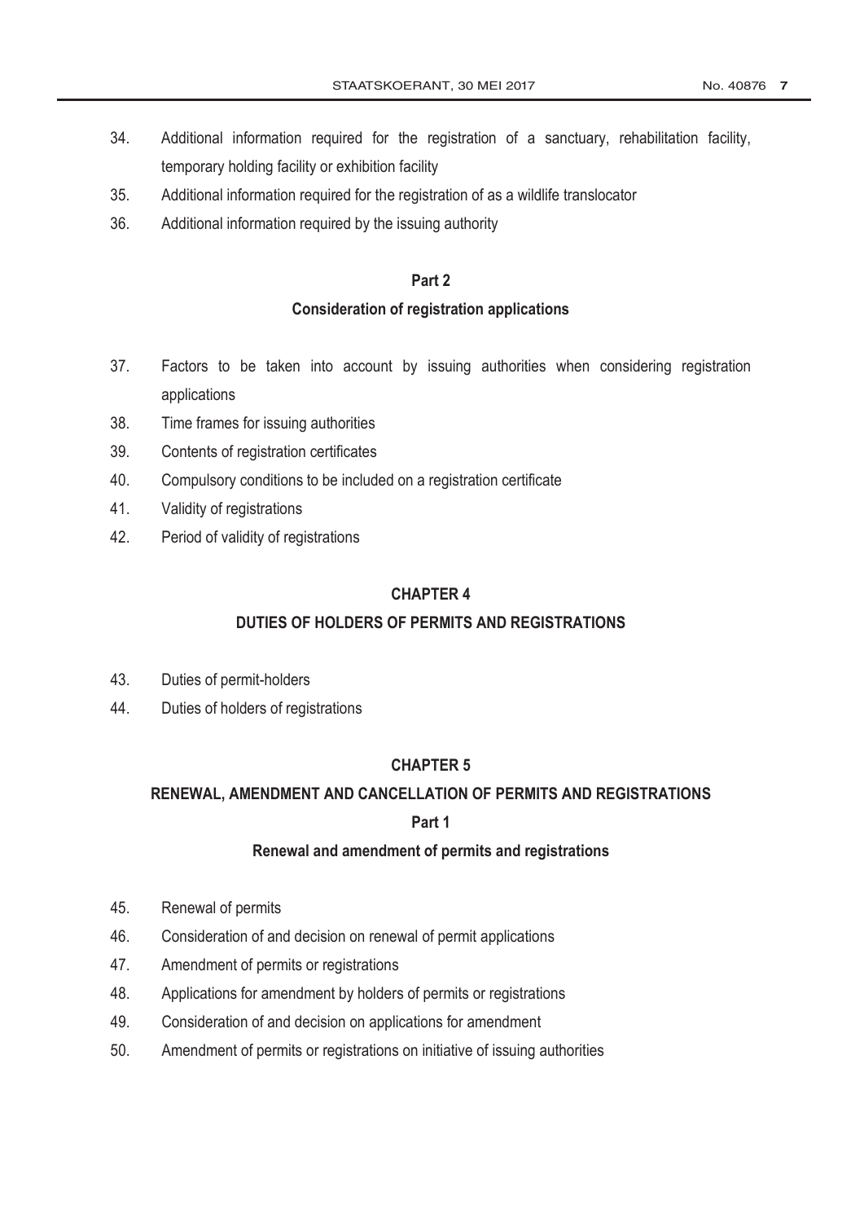34. Additional information required for the registration of a sanctuary, rehabilitation facility, temporary holding facility or exhibition facility
35. Additional information required for the registration of as a wildlife translocator
36. Additional information required by the issuing authority

**Part 2**

**Consideration of registration applications**

37. Factors to be taken into account by issuing authorities when considering registration applications
38. Time frames for issuing authorities
39. Contents of registration certificates
40. Compulsory conditions to be included on a registration certificate
41. Validity of registrations
42. Period of validity of registrations

## CHAPTER 4

## DUTIES OF HOLDERS OF PERMITS AND REGISTRATIONS

43. Duties of permit-holders
44. Duties of holders of registrations

## CHAPTER 5

## RENEWAL, AMENDMENT AND CANCELLATION OF PERMITS AND REGISTRATIONS

**Part 1**

**Renewal and amendment of permits and registrations**

45. Renewal of permits
46. Consideration of and decision on renewal of permit applications
47. Amendment of permits or registrations
48. Applications for amendment by holders of permits or registrations
49. Consideration of and decision on applications for amendment
50. Amendment of permits or registrations on initiative of issuing authorities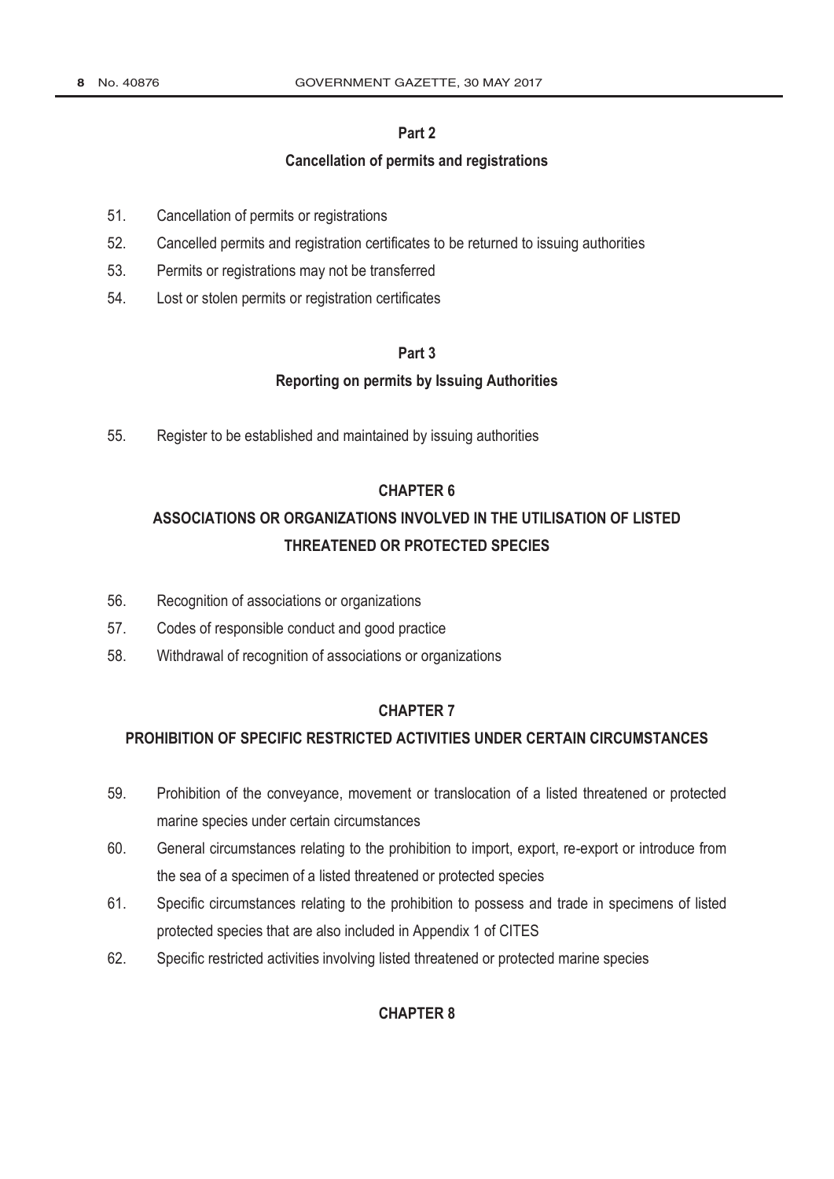## Part 2

### Cancellation of permits and registrations

51. Cancellation of permits or registrations
52. Cancelled permits and registration certificates to be returned to issuing authorities
53. Permits or registrations may not be transferred
54. Lost or stolen permits or registration certificates

## Part 3

### Reporting on permits by Issuing Authorities

55. Register to be established and maintained by issuing authorities

## CHAPTER 6

## ASSOCIATIONS OR ORGANIZATIONS INVOLVED IN THE UTILISATION OF LISTED THREATENED OR PROTECTED SPECIES

56. Recognition of associations or organizations
57. Codes of responsible conduct and good practice
58. Withdrawal of recognition of associations or organizations

## CHAPTER 7

## PROHIBITION OF SPECIFIC RESTRICTED ACTIVITIES UNDER CERTAIN CIRCUMSTANCES

59. Prohibition of the conveyance, movement or translocation of a listed threatened or protected marine species under certain circumstances
60. General circumstances relating to the prohibition to import, export, re-export or introduce from the sea of a specimen of a listed threatened or protected species
61. Specific circumstances relating to the prohibition to possess and trade in specimens of listed protected species that are also included in Appendix 1 of CITES
62. Specific restricted activities involving listed threatened or protected marine species

## CHAPTER 8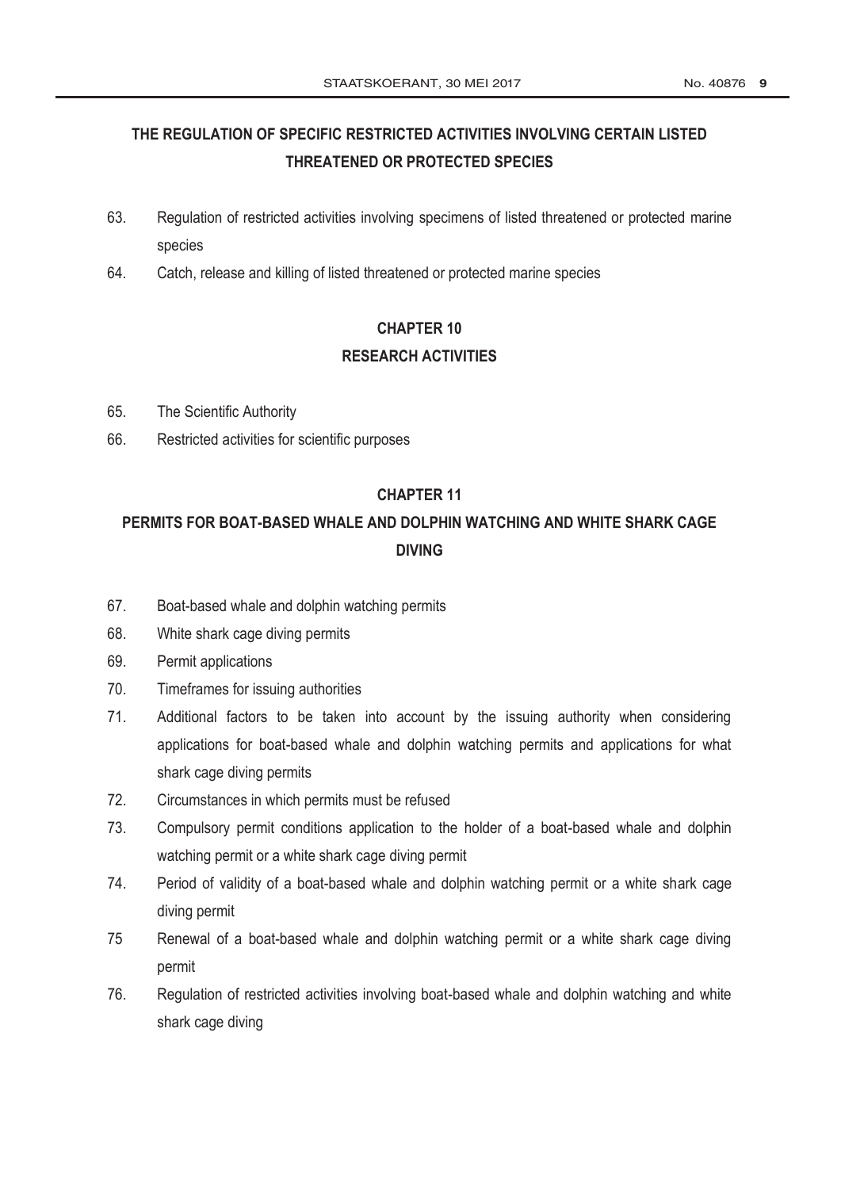## THE REGULATION OF SPECIFIC RESTRICTED ACTIVITIES INVOLVING CERTAIN LISTED THREATENED OR PROTECTED SPECIES

63. Regulation of restricted activities involving specimens of listed threatened or protected marine species
64. Catch, release and killing of listed threatened or protected marine species

## CHAPTER 10
## RESEARCH ACTIVITIES

65. The Scientific Authority
66. Restricted activities for scientific purposes

## CHAPTER 11
## PERMITS FOR BOAT-BASED WHALE AND DOLPHIN WATCHING AND WHITE SHARK CAGE DIVING

67. Boat-based whale and dolphin watching permits
68. White shark cage diving permits
69. Permit applications
70. Timeframes for issuing authorities
71. Additional factors to be taken into account by the issuing authority when considering applications for boat-based whale and dolphin watching permits and applications for what shark cage diving permits
72. Circumstances in which permits must be refused
73. Compulsory permit conditions application to the holder of a boat-based whale and dolphin watching permit or a white shark cage diving permit
74. Period of validity of a boat-based whale and dolphin watching permit or a white shark cage diving permit
75 Renewal of a boat-based whale and dolphin watching permit or a white shark cage diving permit
76. Regulation of restricted activities involving boat-based whale and dolphin watching and white shark cage diving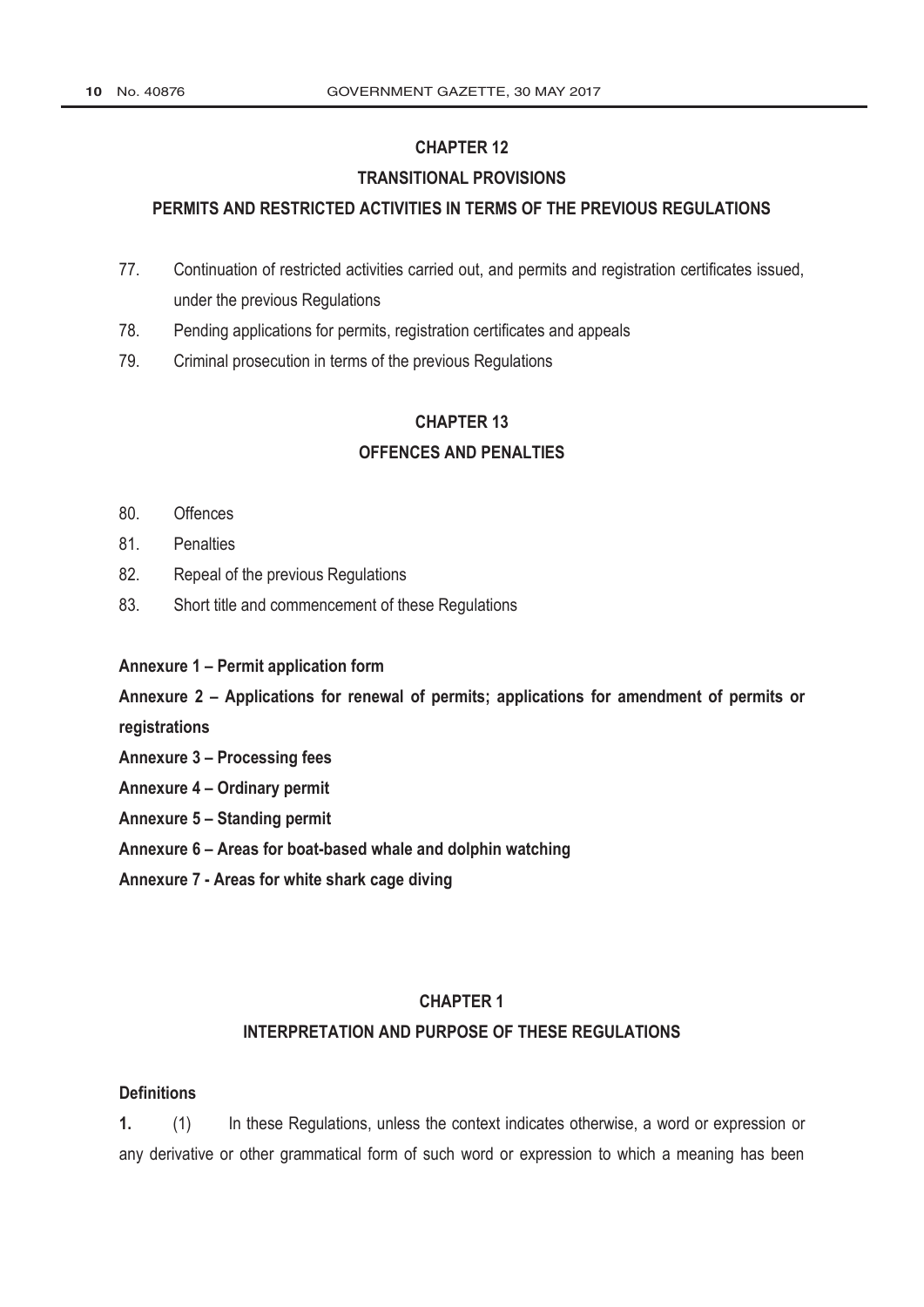## CHAPTER 12

## TRANSITIONAL PROVISIONS

### PERMITS AND RESTRICTED ACTIVITIES IN TERMS OF THE PREVIOUS REGULATIONS

77. Continuation of restricted activities carried out, and permits and registration certificates issued, under the previous Regulations
78. Pending applications for permits, registration certificates and appeals
79. Criminal prosecution in terms of the previous Regulations

## CHAPTER 13

## OFFENCES AND PENALTIES

80. Offences
81. Penalties
82. Repeal of the previous Regulations
83. Short title and commencement of these Regulations

**Annexure 1 – Permit application form**

**Annexure 2 – Applications for renewal of permits; applications for amendment of permits or registrations**

**Annexure 3 – Processing fees**

**Annexure 4 – Ordinary permit**

**Annexure 5 – Standing permit**

**Annexure 6 – Areas for boat-based whale and dolphin watching**

**Annexure 7 - Areas for white shark cage diving**

## CHAPTER 1

## INTERPRETATION AND PURPOSE OF THESE REGULATIONS

**Definitions**

**1.** (1) In these Regulations, unless the context indicates otherwise, a word or expression or any derivative or other grammatical form of such word or expression to which a meaning has been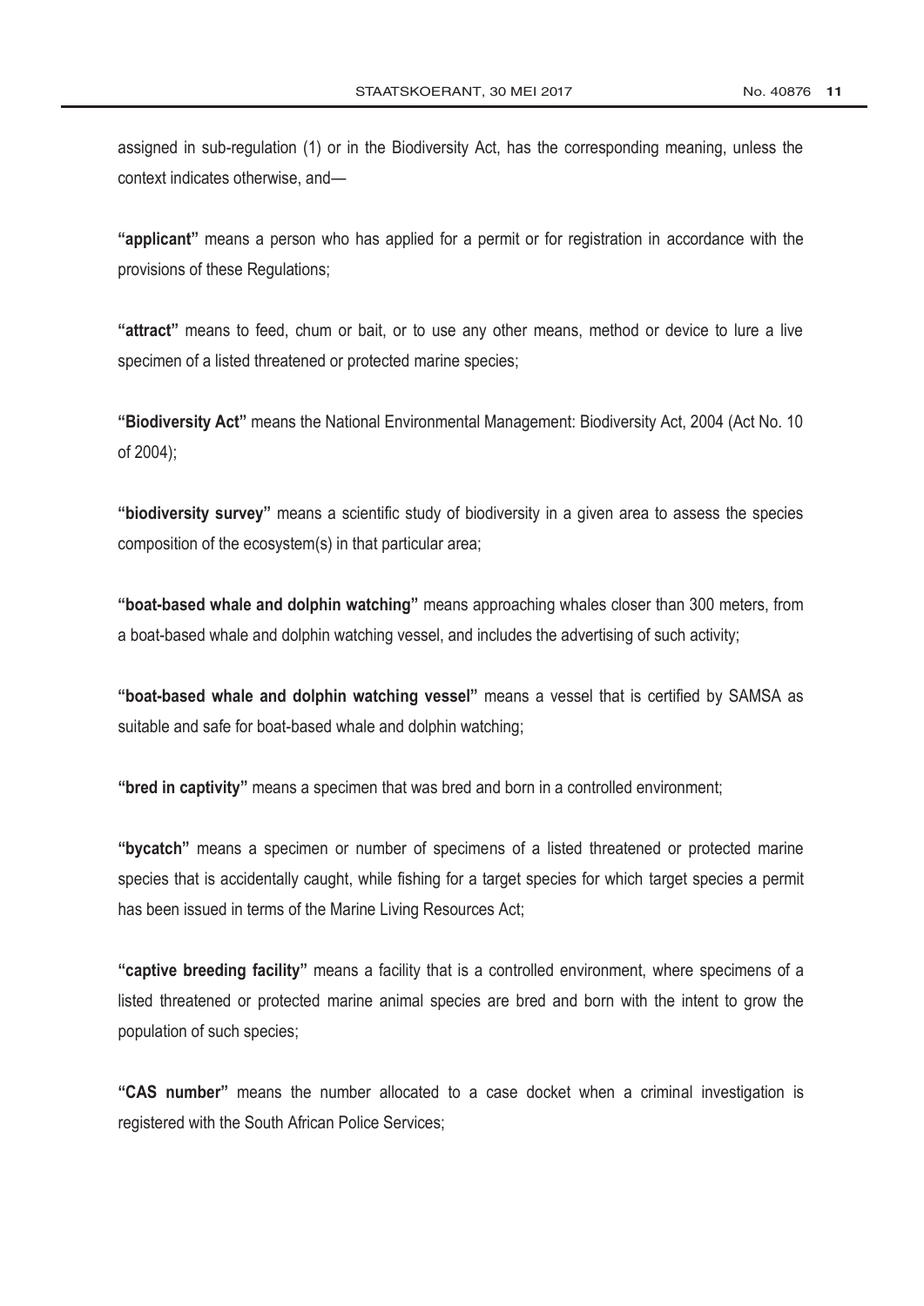assigned in sub-regulation (1) or in the Biodiversity Act, has the corresponding meaning, unless the context indicates otherwise, and—

**"applicant"** means a person who has applied for a permit or for registration in accordance with the provisions of these Regulations;

**"attract"** means to feed, chum or bait, or to use any other means, method or device to lure a live specimen of a listed threatened or protected marine species;

**"Biodiversity Act"** means the National Environmental Management: Biodiversity Act, 2004 (Act No. 10 of 2004);

**"biodiversity survey"** means a scientific study of biodiversity in a given area to assess the species composition of the ecosystem(s) in that particular area;

**"boat-based whale and dolphin watching"** means approaching whales closer than 300 meters, from a boat-based whale and dolphin watching vessel, and includes the advertising of such activity;

**"boat-based whale and dolphin watching vessel"** means a vessel that is certified by SAMSA as suitable and safe for boat-based whale and dolphin watching;

**"bred in captivity"** means a specimen that was bred and born in a controlled environment;

**"bycatch"** means a specimen or number of specimens of a listed threatened or protected marine species that is accidentally caught, while fishing for a target species for which target species a permit has been issued in terms of the Marine Living Resources Act;

**"captive breeding facility"** means a facility that is a controlled environment, where specimens of a listed threatened or protected marine animal species are bred and born with the intent to grow the population of such species;

**"CAS number"** means the number allocated to a case docket when a criminal investigation is registered with the South African Police Services;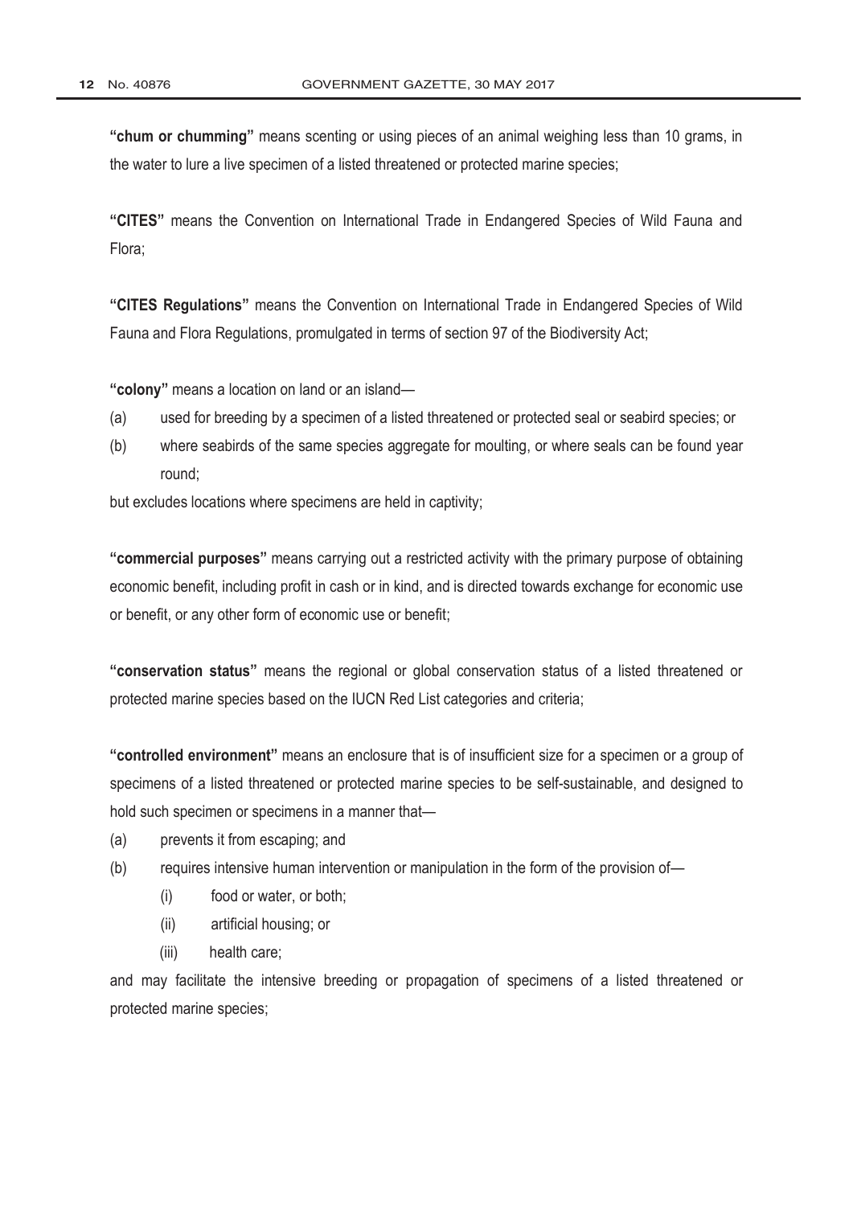**"chum or chumming"** means scenting or using pieces of an animal weighing less than 10 grams, in the water to lure a live specimen of a listed threatened or protected marine species;

**"CITES"** means the Convention on International Trade in Endangered Species of Wild Fauna and Flora;

**"CITES Regulations"** means the Convention on International Trade in Endangered Species of Wild Fauna and Flora Regulations, promulgated in terms of section 97 of the Biodiversity Act;

**"colony"** means a location on land or an island—

(a) used for breeding by a specimen of a listed threatened or protected seal or seabird species; or

(b) where seabirds of the same species aggregate for moulting, or where seals can be found year round;

but excludes locations where specimens are held in captivity;

**"commercial purposes"** means carrying out a restricted activity with the primary purpose of obtaining economic benefit, including profit in cash or in kind, and is directed towards exchange for economic use or benefit, or any other form of economic use or benefit;

**"conservation status"** means the regional or global conservation status of a listed threatened or protected marine species based on the IUCN Red List categories and criteria;

**"controlled environment"** means an enclosure that is of insufficient size for a specimen or a group of specimens of a listed threatened or protected marine species to be self-sustainable, and designed to hold such specimen or specimens in a manner that—

(a) prevents it from escaping; and

(b) requires intensive human intervention or manipulation in the form of the provision of—

  (i) food or water, or both;

  (ii) artificial housing; or

  (iii) health care;

and may facilitate the intensive breeding or propagation of specimens of a listed threatened or protected marine species;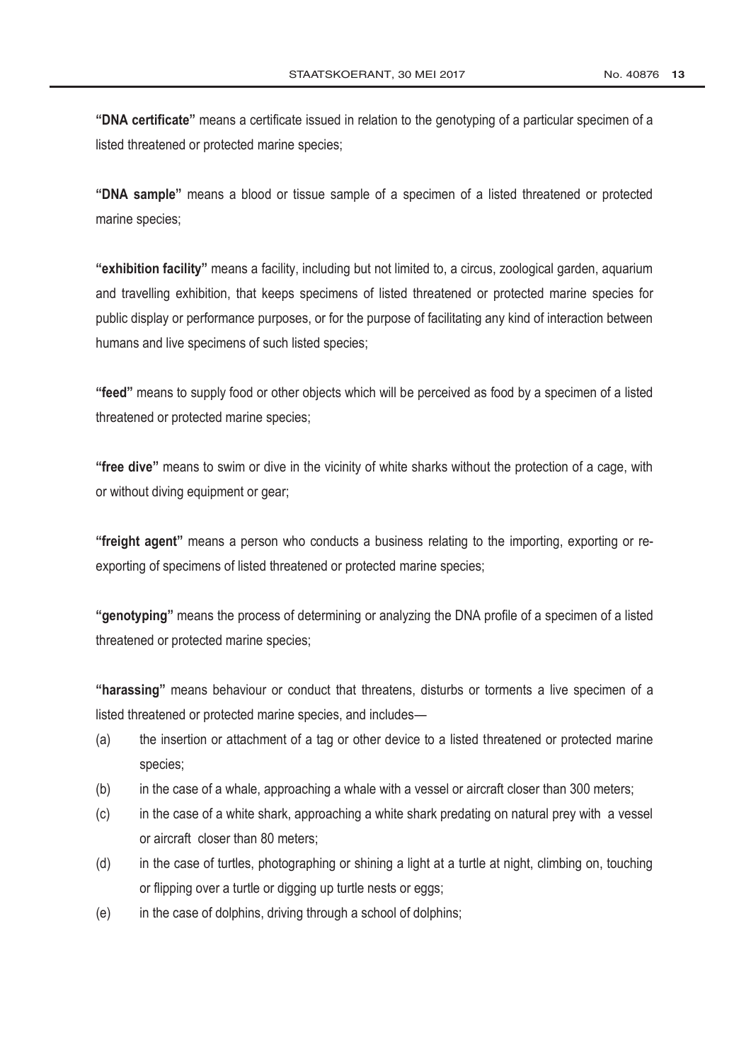**"DNA certificate"** means a certificate issued in relation to the genotyping of a particular specimen of a listed threatened or protected marine species;

**"DNA sample"** means a blood or tissue sample of a specimen of a listed threatened or protected marine species;

**"exhibition facility"** means a facility, including but not limited to, a circus, zoological garden, aquarium and travelling exhibition, that keeps specimens of listed threatened or protected marine species for public display or performance purposes, or for the purpose of facilitating any kind of interaction between humans and live specimens of such listed species;

**"feed"** means to supply food or other objects which will be perceived as food by a specimen of a listed threatened or protected marine species;

**"free dive"** means to swim or dive in the vicinity of white sharks without the protection of a cage, with or without diving equipment or gear;

**"freight agent"** means a person who conducts a business relating to the importing, exporting or re-exporting of specimens of listed threatened or protected marine species;

**"genotyping"** means the process of determining or analyzing the DNA profile of a specimen of a listed threatened or protected marine species;

**"harassing"** means behaviour or conduct that threatens, disturbs or torments a live specimen of a listed threatened or protected marine species, and includes—

(a) the insertion or attachment of a tag or other device to a listed threatened or protected marine species;

(b) in the case of a whale, approaching a whale with a vessel or aircraft closer than 300 meters;

(c) in the case of a white shark, approaching a white shark predating on natural prey with a vessel or aircraft closer than 80 meters;

(d) in the case of turtles, photographing or shining a light at a turtle at night, climbing on, touching or flipping over a turtle or digging up turtle nests or eggs;

(e) in the case of dolphins, driving through a school of dolphins;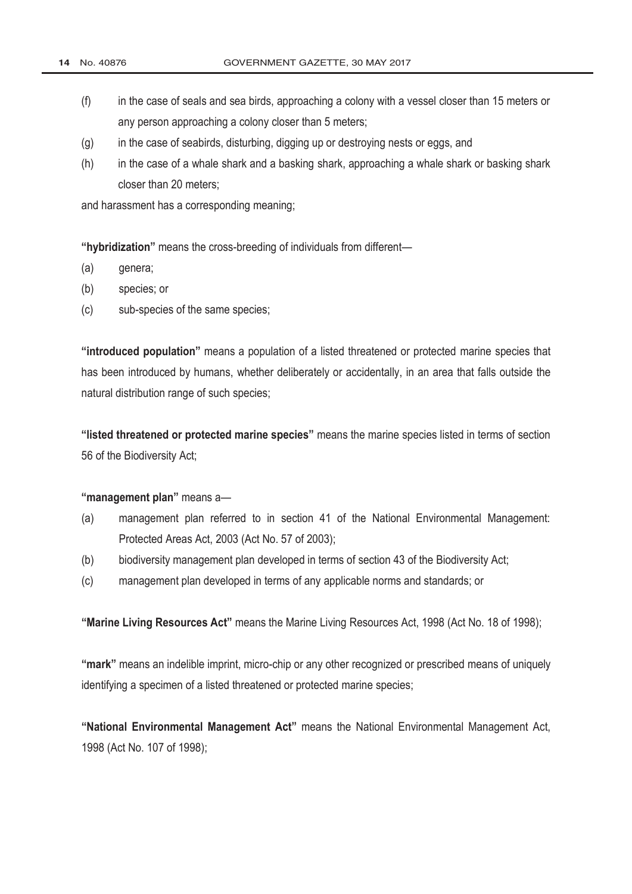(f) in the case of seals and sea birds, approaching a colony with a vessel closer than 15 meters or any person approaching a colony closer than 5 meters;

(g) in the case of seabirds, disturbing, digging up or destroying nests or eggs, and

(h) in the case of a whale shark and a basking shark, approaching a whale shark or basking shark closer than 20 meters;

and harassment has a corresponding meaning;

**"hybridization"** means the cross-breeding of individuals from different—

(a) genera;

(b) species; or

(c) sub-species of the same species;

**"introduced population"** means a population of a listed threatened or protected marine species that has been introduced by humans, whether deliberately or accidentally, in an area that falls outside the natural distribution range of such species;

**"listed threatened or protected marine species"** means the marine species listed in terms of section 56 of the Biodiversity Act;

**"management plan"** means a—

(a) management plan referred to in section 41 of the National Environmental Management: Protected Areas Act, 2003 (Act No. 57 of 2003);

(b) biodiversity management plan developed in terms of section 43 of the Biodiversity Act;

(c) management plan developed in terms of any applicable norms and standards; or

**"Marine Living Resources Act"** means the Marine Living Resources Act, 1998 (Act No. 18 of 1998);

**"mark"** means an indelible imprint, micro-chip or any other recognized or prescribed means of uniquely identifying a specimen of a listed threatened or protected marine species;

**"National Environmental Management Act"** means the National Environmental Management Act, 1998 (Act No. 107 of 1998);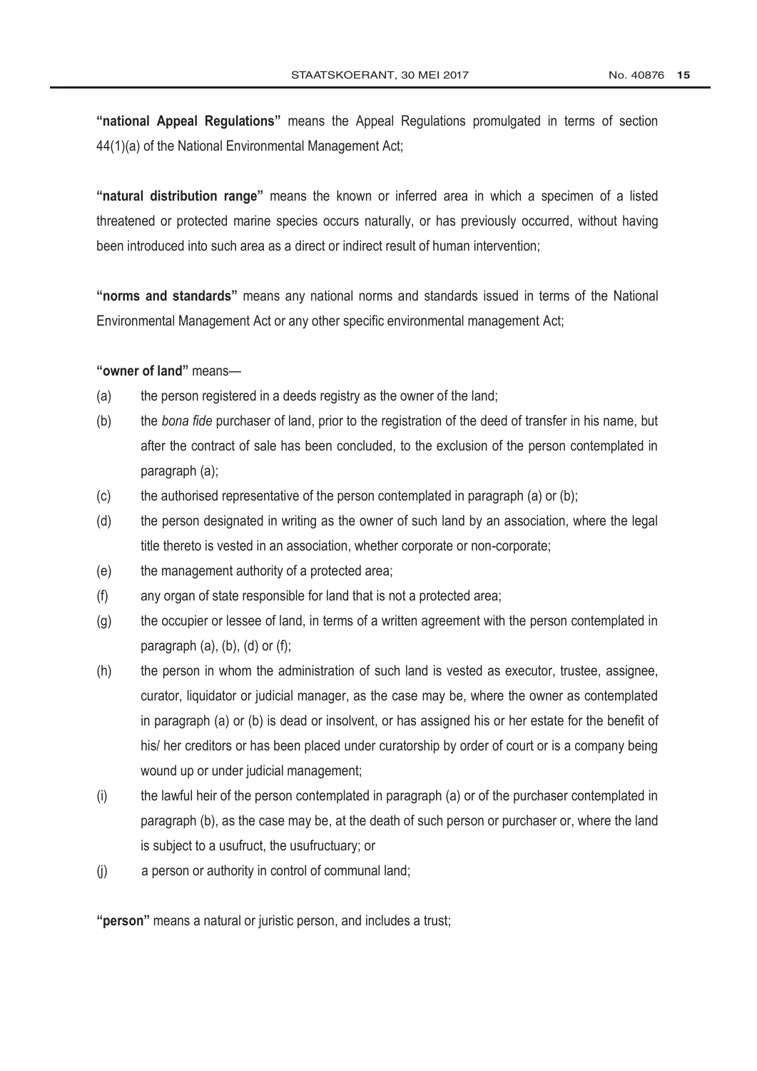**"national Appeal Regulations"** means the Appeal Regulations promulgated in terms of section 44(1)(a) of the National Environmental Management Act;

**"natural distribution range"** means the known or inferred area in which a specimen of a listed threatened or protected marine species occurs naturally, or has previously occurred, without having been introduced into such area as a direct or indirect result of human intervention;

**"norms and standards"** means any national norms and standards issued in terms of the National Environmental Management Act or any other specific environmental management Act;

**"owner of land"** means—

(a) the person registered in a deeds registry as the owner of the land;

(b) the *bona fide* purchaser of land, prior to the registration of the deed of transfer in his name, but after the contract of sale has been concluded, to the exclusion of the person contemplated in paragraph (a);

(c) the authorised representative of the person contemplated in paragraph (a) or (b);

(d) the person designated in writing as the owner of such land by an association, where the legal title thereto is vested in an association, whether corporate or non-corporate;

(e) the management authority of a protected area;

(f) any organ of state responsible for land that is not a protected area;

(g) the occupier or lessee of land, in terms of a written agreement with the person contemplated in paragraph (a), (b), (d) or (f);

(h) the person in whom the administration of such land is vested as executor, trustee, assignee, curator, liquidator or judicial manager, as the case may be, where the owner as contemplated in paragraph (a) or (b) is dead or insolvent, or has assigned his or her estate for the benefit of his/ her creditors or has been placed under curatorship by order of court or is a company being wound up or under judicial management;

(i) the lawful heir of the person contemplated in paragraph (a) or of the purchaser contemplated in paragraph (b), as the case may be, at the death of such person or purchaser or, where the land is subject to a usufruct, the usufructuary; or

(j) a person or authority in control of communal land;

**"person"** means a natural or juristic person, and includes a trust;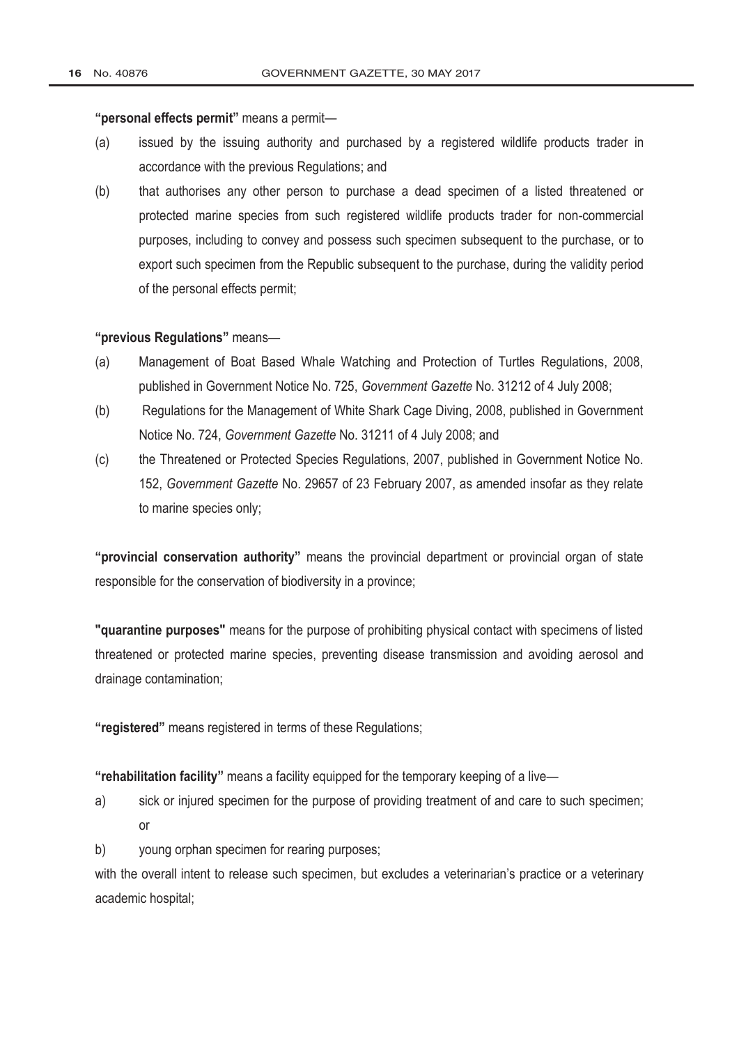**"personal effects permit"** means a permit—

(a) issued by the issuing authority and purchased by a registered wildlife products trader in accordance with the previous Regulations; and

(b) that authorises any other person to purchase a dead specimen of a listed threatened or protected marine species from such registered wildlife products trader for non-commercial purposes, including to convey and possess such specimen subsequent to the purchase, or to export such specimen from the Republic subsequent to the purchase, during the validity period of the personal effects permit;

**"previous Regulations"** means—

(a) Management of Boat Based Whale Watching and Protection of Turtles Regulations, 2008, published in Government Notice No. 725, *Government Gazette* No. 31212 of 4 July 2008;

(b) Regulations for the Management of White Shark Cage Diving, 2008, published in Government Notice No. 724, *Government Gazette* No. 31211 of 4 July 2008; and

(c) the Threatened or Protected Species Regulations, 2007, published in Government Notice No. 152, *Government Gazette* No. 29657 of 23 February 2007, as amended insofar as they relate to marine species only;

**"provincial conservation authority"** means the provincial department or provincial organ of state responsible for the conservation of biodiversity in a province;

**"quarantine purposes"** means for the purpose of prohibiting physical contact with specimens of listed threatened or protected marine species, preventing disease transmission and avoiding aerosol and drainage contamination;

**"registered"** means registered in terms of these Regulations;

**"rehabilitation facility"** means a facility equipped for the temporary keeping of a live—

a) sick or injured specimen for the purpose of providing treatment of and care to such specimen; or

b) young orphan specimen for rearing purposes;

with the overall intent to release such specimen, but excludes a veterinarian's practice or a veterinary academic hospital;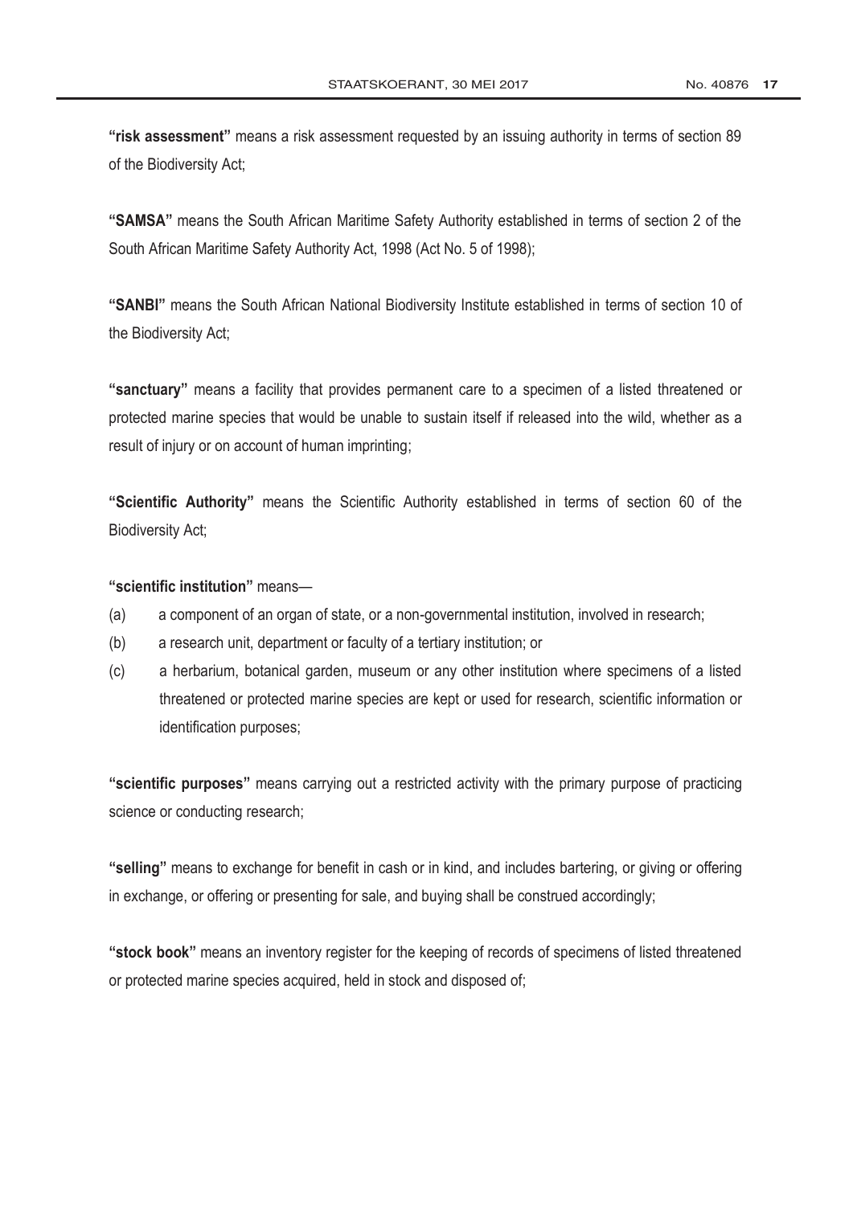**"risk assessment"** means a risk assessment requested by an issuing authority in terms of section 89 of the Biodiversity Act;

**"SAMSA"** means the South African Maritime Safety Authority established in terms of section 2 of the South African Maritime Safety Authority Act, 1998 (Act No. 5 of 1998);

**"SANBI"** means the South African National Biodiversity Institute established in terms of section 10 of the Biodiversity Act;

**"sanctuary"** means a facility that provides permanent care to a specimen of a listed threatened or protected marine species that would be unable to sustain itself if released into the wild, whether as a result of injury or on account of human imprinting;

**"Scientific Authority"** means the Scientific Authority established in terms of section 60 of the Biodiversity Act;

**"scientific institution"** means—

(a) a component of an organ of state, or a non-governmental institution, involved in research;

(b) a research unit, department or faculty of a tertiary institution; or

(c) a herbarium, botanical garden, museum or any other institution where specimens of a listed threatened or protected marine species are kept or used for research, scientific information or identification purposes;

**"scientific purposes"** means carrying out a restricted activity with the primary purpose of practicing science or conducting research;

**"selling"** means to exchange for benefit in cash or in kind, and includes bartering, or giving or offering in exchange, or offering or presenting for sale, and buying shall be construed accordingly;

**"stock book"** means an inventory register for the keeping of records of specimens of listed threatened or protected marine species acquired, held in stock and disposed of;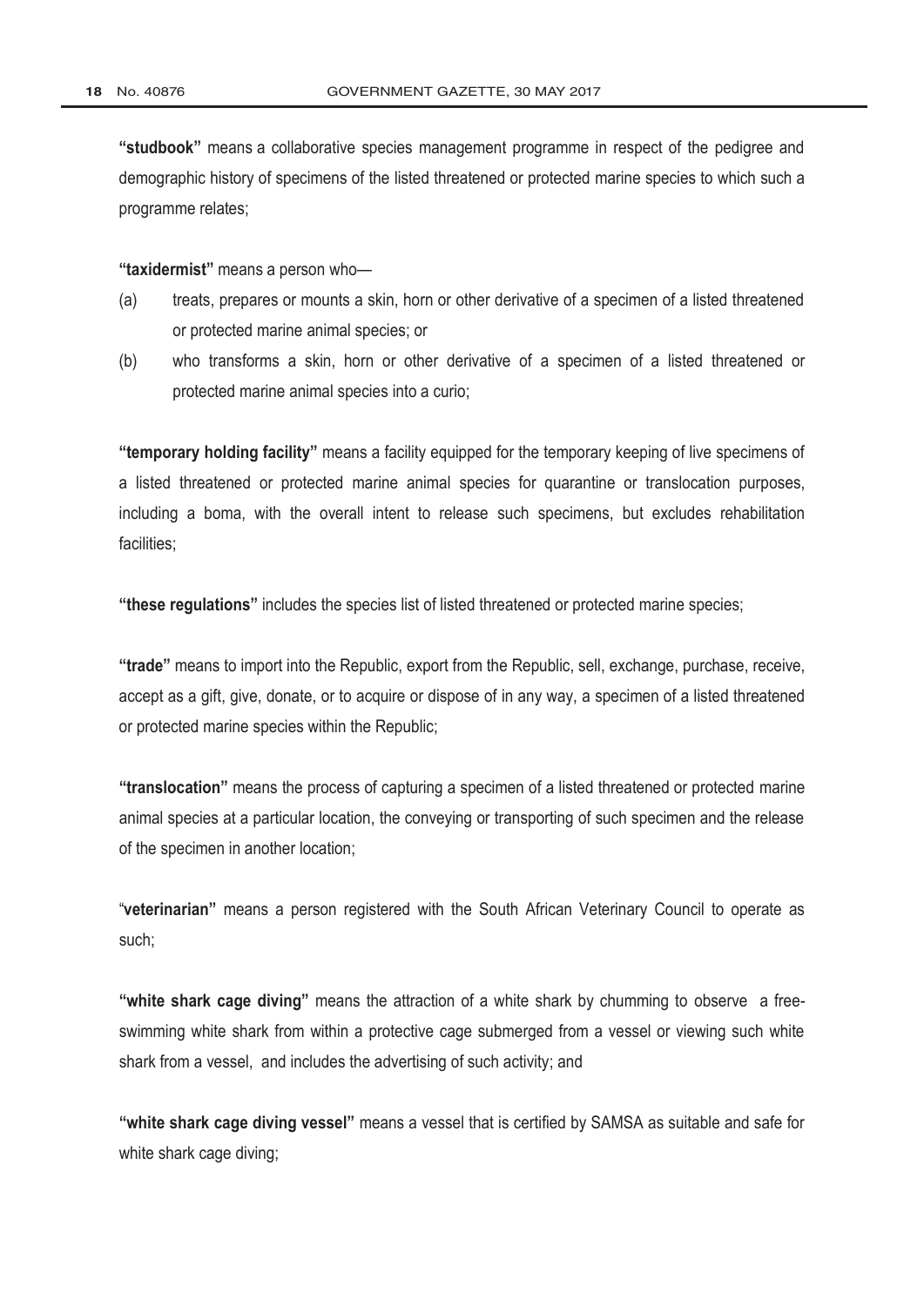**"studbook"** means a collaborative species management programme in respect of the pedigree and demographic history of specimens of the listed threatened or protected marine species to which such a programme relates;

**"taxidermist"** means a person who—

(a) treats, prepares or mounts a skin, horn or other derivative of a specimen of a listed threatened or protected marine animal species; or

(b) who transforms a skin, horn or other derivative of a specimen of a listed threatened or protected marine animal species into a curio;

**"temporary holding facility"** means a facility equipped for the temporary keeping of live specimens of a listed threatened or protected marine animal species for quarantine or translocation purposes, including a boma, with the overall intent to release such specimens, but excludes rehabilitation facilities;

**"these regulations"** includes the species list of listed threatened or protected marine species;

**"trade"** means to import into the Republic, export from the Republic, sell, exchange, purchase, receive, accept as a gift, give, donate, or to acquire or dispose of in any way, a specimen of a listed threatened or protected marine species within the Republic;

**"translocation"** means the process of capturing a specimen of a listed threatened or protected marine animal species at a particular location, the conveying or transporting of such specimen and the release of the specimen in another location;

"**veterinarian"** means a person registered with the South African Veterinary Council to operate as such;

**"white shark cage diving"** means the attraction of a white shark by chumming to observe a free-swimming white shark from within a protective cage submerged from a vessel or viewing such white shark from a vessel, and includes the advertising of such activity; and

**"white shark cage diving vessel"** means a vessel that is certified by SAMSA as suitable and safe for white shark cage diving;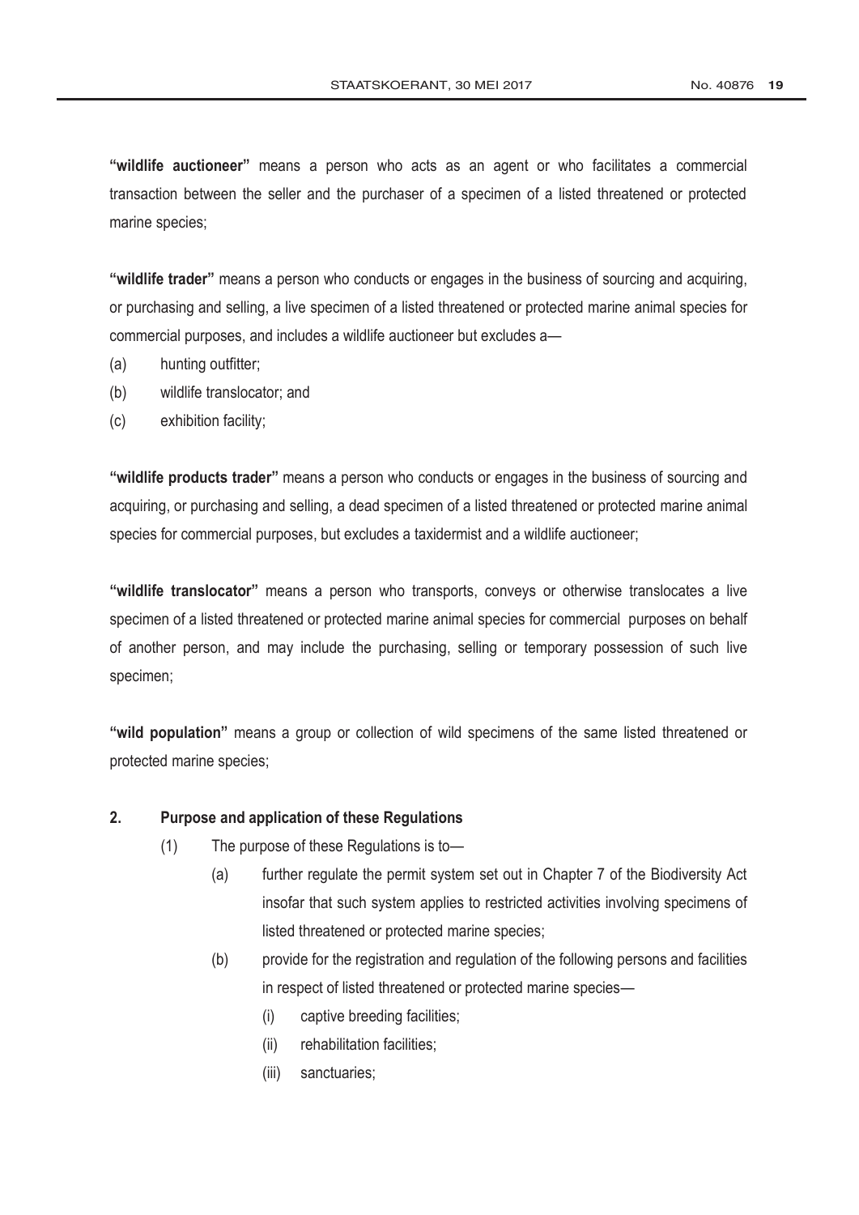**"wildlife auctioneer"** means a person who acts as an agent or who facilitates a commercial transaction between the seller and the purchaser of a specimen of a listed threatened or protected marine species;

**"wildlife trader"** means a person who conducts or engages in the business of sourcing and acquiring, or purchasing and selling, a live specimen of a listed threatened or protected marine animal species for commercial purposes, and includes a wildlife auctioneer but excludes a—

(a) hunting outfitter;

(b) wildlife translocator; and

(c) exhibition facility;

**"wildlife products trader"** means a person who conducts or engages in the business of sourcing and acquiring, or purchasing and selling, a dead specimen of a listed threatened or protected marine animal species for commercial purposes, but excludes a taxidermist and a wildlife auctioneer;

**"wildlife translocator"** means a person who transports, conveys or otherwise translocates a live specimen of a listed threatened or protected marine animal species for commercial purposes on behalf of another person, and may include the purchasing, selling or temporary possession of such live specimen;

**"wild population"** means a group or collection of wild specimens of the same listed threatened or protected marine species;

## 2. Purpose and application of these Regulations

(1) The purpose of these Regulations is to—

(a) further regulate the permit system set out in Chapter 7 of the Biodiversity Act insofar that such system applies to restricted activities involving specimens of listed threatened or protected marine species;

(b) provide for the registration and regulation of the following persons and facilities in respect of listed threatened or protected marine species—

(i) captive breeding facilities;

(ii) rehabilitation facilities;

(iii) sanctuaries;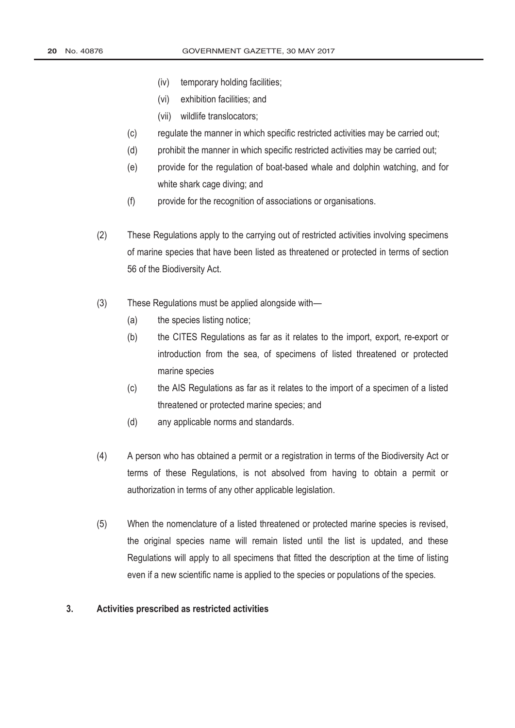(iv) temporary holding facilities;

(vi) exhibition facilities; and

(vii) wildlife translocators;

(c) regulate the manner in which specific restricted activities may be carried out;

(d) prohibit the manner in which specific restricted activities may be carried out;

(e) provide for the regulation of boat-based whale and dolphin watching, and for white shark cage diving; and

(f) provide for the recognition of associations or organisations.

(2) These Regulations apply to the carrying out of restricted activities involving specimens of marine species that have been listed as threatened or protected in terms of section 56 of the Biodiversity Act.

(3) These Regulations must be applied alongside with—

(a) the species listing notice;

(b) the CITES Regulations as far as it relates to the import, export, re-export or introduction from the sea, of specimens of listed threatened or protected marine species

(c) the AIS Regulations as far as it relates to the import of a specimen of a listed threatened or protected marine species; and

(d) any applicable norms and standards.

(4) A person who has obtained a permit or a registration in terms of the Biodiversity Act or terms of these Regulations, is not absolved from having to obtain a permit or authorization in terms of any other applicable legislation.

(5) When the nomenclature of a listed threatened or protected marine species is revised, the original species name will remain listed until the list is updated, and these Regulations will apply to all specimens that fitted the description at the time of listing even if a new scientific name is applied to the species or populations of the species.

**3. Activities prescribed as restricted activities**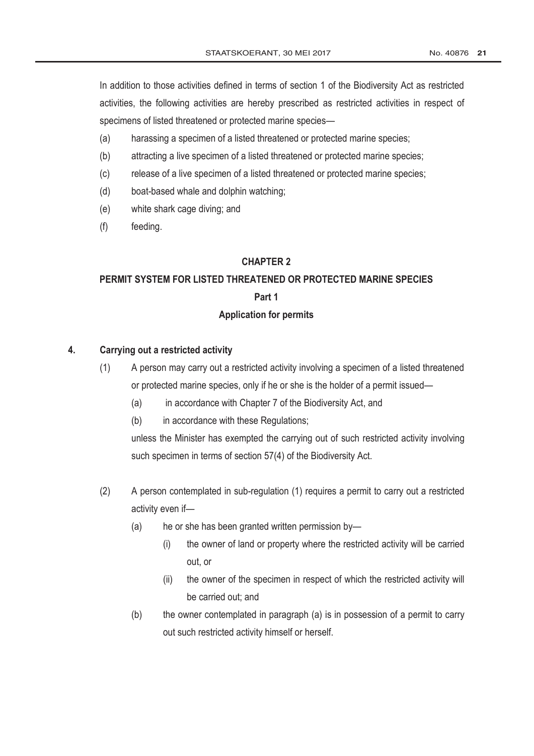In addition to those activities defined in terms of section 1 of the Biodiversity Act as restricted activities, the following activities are hereby prescribed as restricted activities in respect of specimens of listed threatened or protected marine species—

(a) harassing a specimen of a listed threatened or protected marine species;

(b) attracting a live specimen of a listed threatened or protected marine species;

(c) release of a live specimen of a listed threatened or protected marine species;

(d) boat-based whale and dolphin watching;

(e) white shark cage diving; and

(f) feeding.

## CHAPTER 2

## PERMIT SYSTEM FOR LISTED THREATENED OR PROTECTED MARINE SPECIES

### Part 1

### Application for permits

**4. Carrying out a restricted activity**

(1) A person may carry out a restricted activity involving a specimen of a listed threatened or protected marine species, only if he or she is the holder of a permit issued—

(a) in accordance with Chapter 7 of the Biodiversity Act, and

(b) in accordance with these Regulations;

unless the Minister has exempted the carrying out of such restricted activity involving such specimen in terms of section 57(4) of the Biodiversity Act.

(2) A person contemplated in sub-regulation (1) requires a permit to carry out a restricted activity even if—

(a) he or she has been granted written permission by—

(i) the owner of land or property where the restricted activity will be carried out, or

(ii) the owner of the specimen in respect of which the restricted activity will be carried out; and

(b) the owner contemplated in paragraph (a) is in possession of a permit to carry out such restricted activity himself or herself.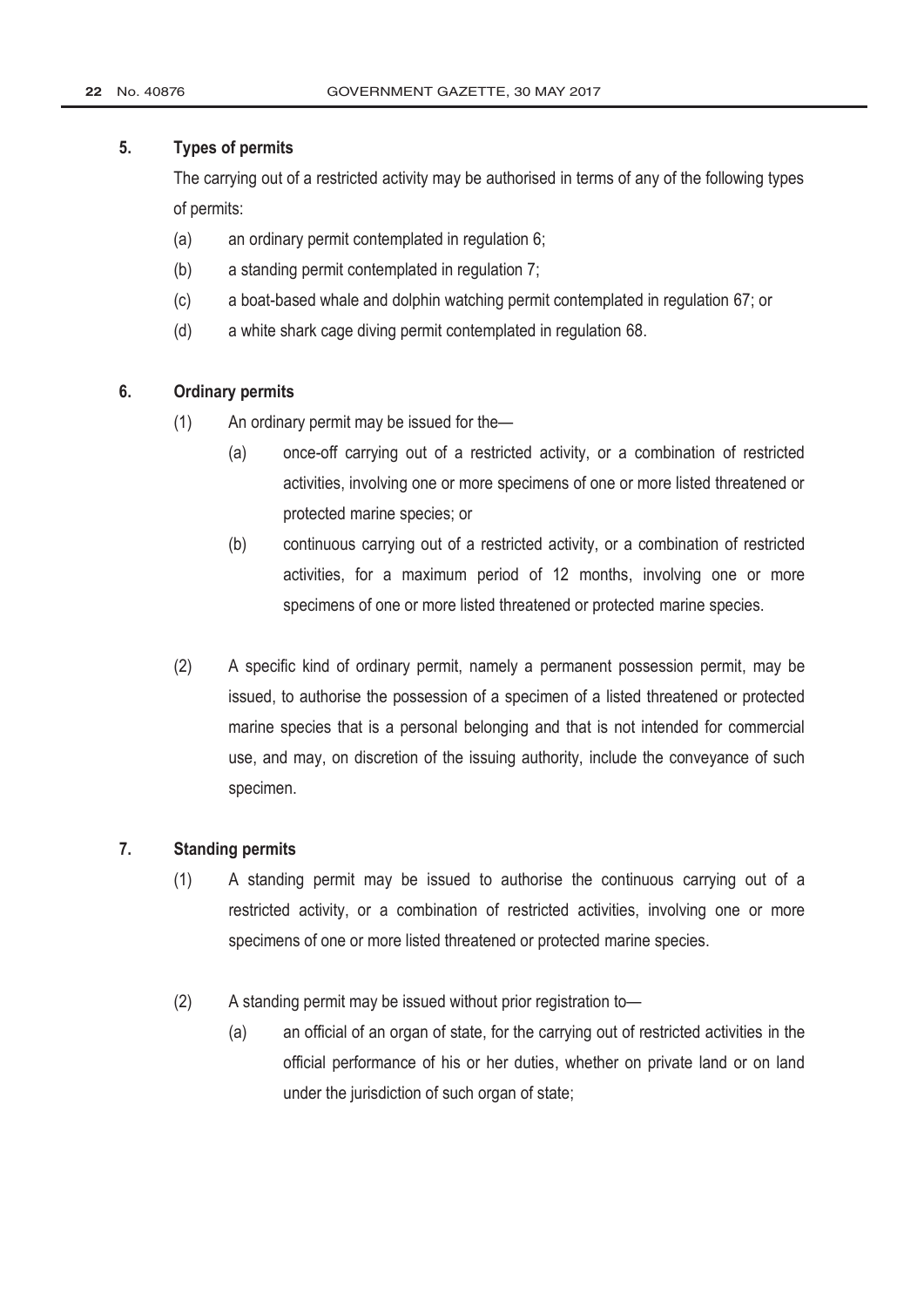### 5. Types of permits

The carrying out of a restricted activity may be authorised in terms of any of the following types of permits:

(a) an ordinary permit contemplated in regulation 6;

(b) a standing permit contemplated in regulation 7;

(c) a boat-based whale and dolphin watching permit contemplated in regulation 67; or

(d) a white shark cage diving permit contemplated in regulation 68.

### 6. Ordinary permits

(1) An ordinary permit may be issued for the—

(a) once-off carrying out of a restricted activity, or a combination of restricted activities, involving one or more specimens of one or more listed threatened or protected marine species; or

(b) continuous carrying out of a restricted activity, or a combination of restricted activities, for a maximum period of 12 months, involving one or more specimens of one or more listed threatened or protected marine species.

(2) A specific kind of ordinary permit, namely a permanent possession permit, may be issued, to authorise the possession of a specimen of a listed threatened or protected marine species that is a personal belonging and that is not intended for commercial use, and may, on discretion of the issuing authority, include the conveyance of such specimen.

### 7. Standing permits

(1) A standing permit may be issued to authorise the continuous carrying out of a restricted activity, or a combination of restricted activities, involving one or more specimens of one or more listed threatened or protected marine species.

(2) A standing permit may be issued without prior registration to—

(a) an official of an organ of state, for the carrying out of restricted activities in the official performance of his or her duties, whether on private land or on land under the jurisdiction of such organ of state;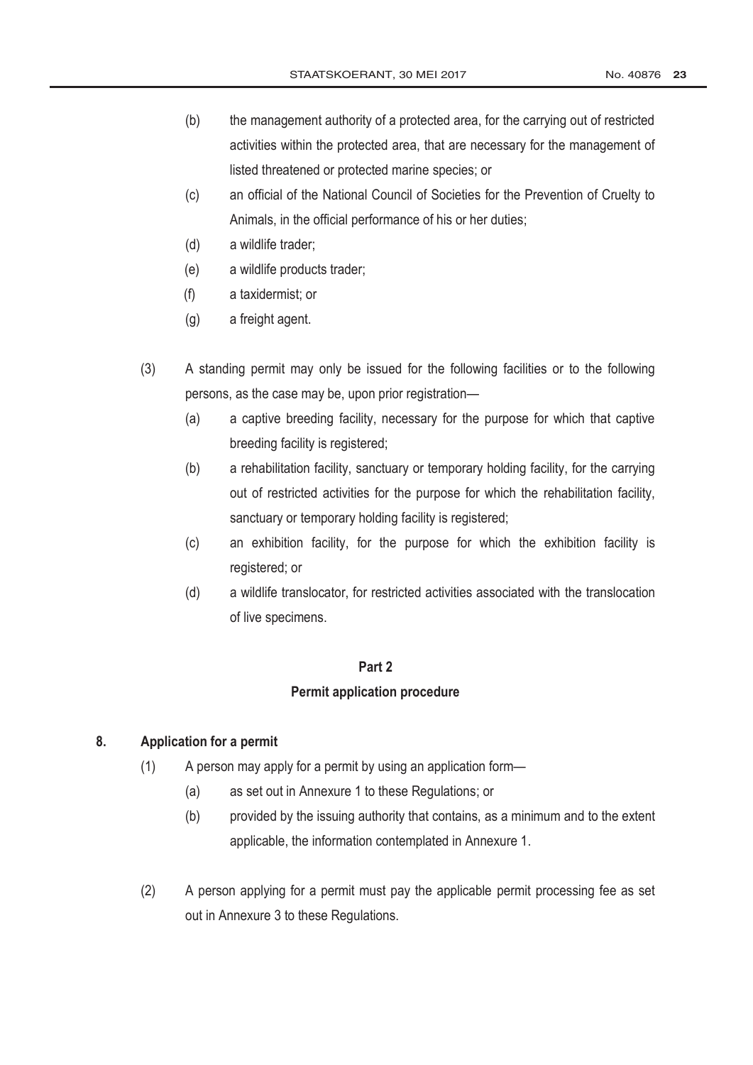(b) the management authority of a protected area, for the carrying out of restricted activities within the protected area, that are necessary for the management of listed threatened or protected marine species; or

(c) an official of the National Council of Societies for the Prevention of Cruelty to Animals, in the official performance of his or her duties;

(d) a wildlife trader;

(e) a wildlife products trader;

(f) a taxidermist; or

(g) a freight agent.

(3) A standing permit may only be issued for the following facilities or to the following persons, as the case may be, upon prior registration—

(a) a captive breeding facility, necessary for the purpose for which that captive breeding facility is registered;

(b) a rehabilitation facility, sanctuary or temporary holding facility, for the carrying out of restricted activities for the purpose for which the rehabilitation facility, sanctuary or temporary holding facility is registered;

(c) an exhibition facility, for the purpose for which the exhibition facility is registered; or

(d) a wildlife translocator, for restricted activities associated with the translocation of live specimens.

## Part 2

## Permit application procedure

### 8. Application for a permit

(1) A person may apply for a permit by using an application form—

(a) as set out in Annexure 1 to these Regulations; or

(b) provided by the issuing authority that contains, as a minimum and to the extent applicable, the information contemplated in Annexure 1.

(2) A person applying for a permit must pay the applicable permit processing fee as set out in Annexure 3 to these Regulations.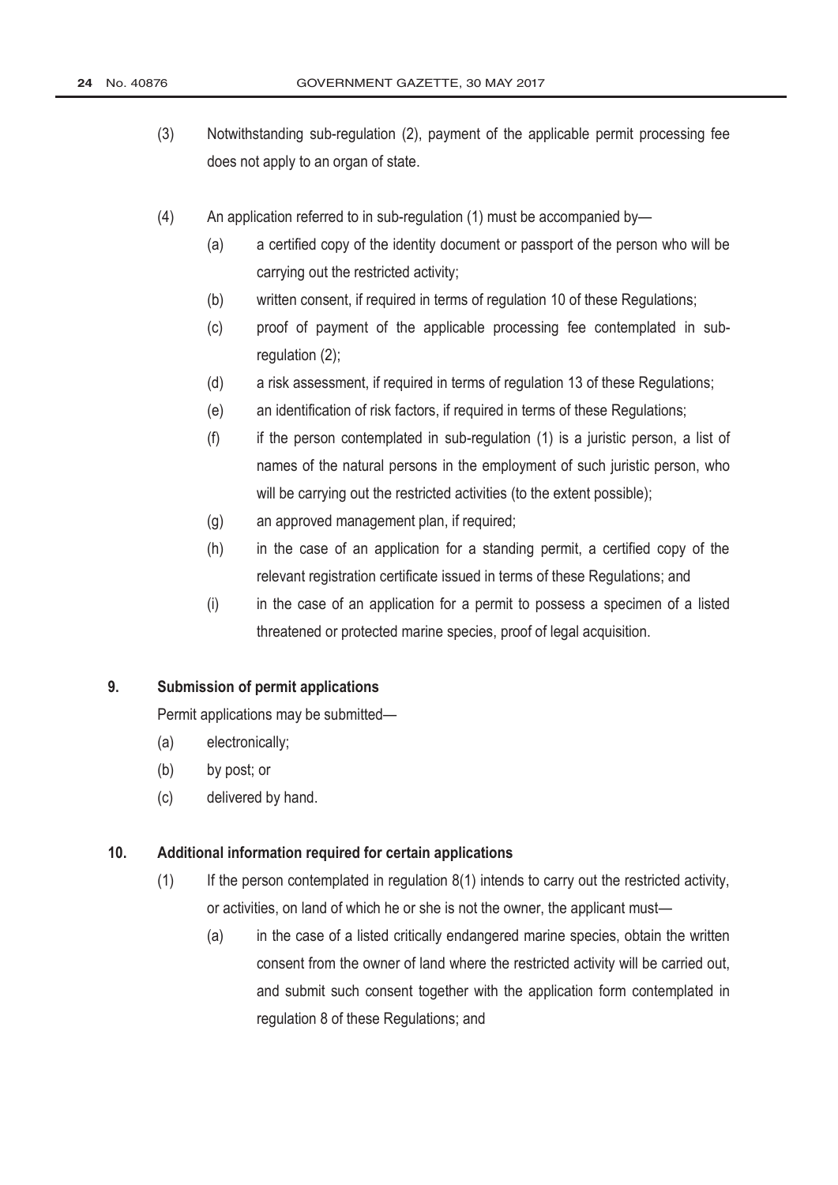(3) Notwithstanding sub-regulation (2), payment of the applicable permit processing fee does not apply to an organ of state.

(4) An application referred to in sub-regulation (1) must be accompanied by—

(a) a certified copy of the identity document or passport of the person who will be carrying out the restricted activity;

(b) written consent, if required in terms of regulation 10 of these Regulations;

(c) proof of payment of the applicable processing fee contemplated in sub-regulation (2);

(d) a risk assessment, if required in terms of regulation 13 of these Regulations;

(e) an identification of risk factors, if required in terms of these Regulations;

(f) if the person contemplated in sub-regulation (1) is a juristic person, a list of names of the natural persons in the employment of such juristic person, who will be carrying out the restricted activities (to the extent possible);

(g) an approved management plan, if required;

(h) in the case of an application for a standing permit, a certified copy of the relevant registration certificate issued in terms of these Regulations; and

(i) in the case of an application for a permit to possess a specimen of a listed threatened or protected marine species, proof of legal acquisition.

**9. Submission of permit applications**

Permit applications may be submitted—

(a) electronically;

(b) by post; or

(c) delivered by hand.

**10. Additional information required for certain applications**

(1) If the person contemplated in regulation 8(1) intends to carry out the restricted activity, or activities, on land of which he or she is not the owner, the applicant must—

(a) in the case of a listed critically endangered marine species, obtain the written consent from the owner of land where the restricted activity will be carried out, and submit such consent together with the application form contemplated in regulation 8 of these Regulations; and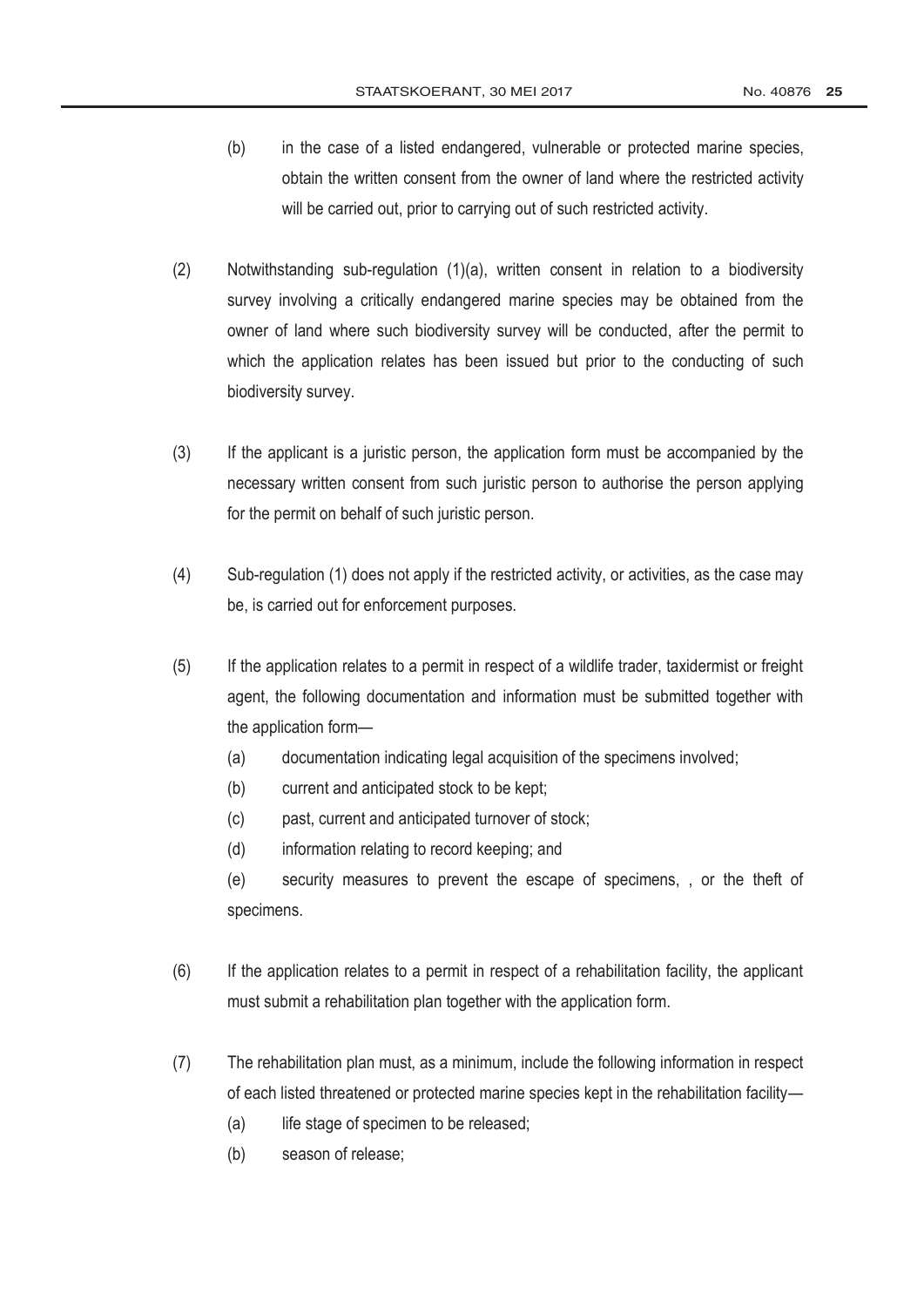(b) in the case of a listed endangered, vulnerable or protected marine species, obtain the written consent from the owner of land where the restricted activity will be carried out, prior to carrying out of such restricted activity.

(2) Notwithstanding sub-regulation (1)(a), written consent in relation to a biodiversity survey involving a critically endangered marine species may be obtained from the owner of land where such biodiversity survey will be conducted, after the permit to which the application relates has been issued but prior to the conducting of such biodiversity survey.

(3) If the applicant is a juristic person, the application form must be accompanied by the necessary written consent from such juristic person to authorise the person applying for the permit on behalf of such juristic person.

(4) Sub-regulation (1) does not apply if the restricted activity, or activities, as the case may be, is carried out for enforcement purposes.

(5) If the application relates to a permit in respect of a wildlife trader, taxidermist or freight agent, the following documentation and information must be submitted together with the application form—

(a) documentation indicating legal acquisition of the specimens involved;

(b) current and anticipated stock to be kept;

(c) past, current and anticipated turnover of stock;

(d) information relating to record keeping; and

(e) security measures to prevent the escape of specimens, , or the theft of specimens.

(6) If the application relates to a permit in respect of a rehabilitation facility, the applicant must submit a rehabilitation plan together with the application form.

(7) The rehabilitation plan must, as a minimum, include the following information in respect of each listed threatened or protected marine species kept in the rehabilitation facility—

(a) life stage of specimen to be released;

(b) season of release;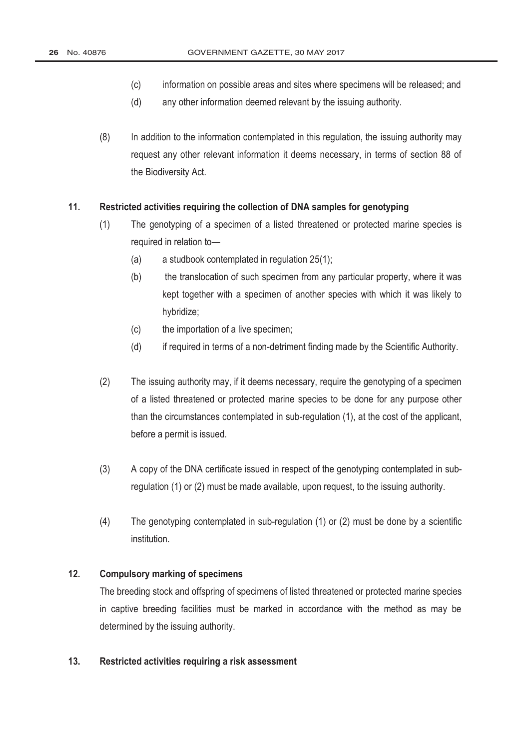(c) information on possible areas and sites where specimens will be released; and

(d) any other information deemed relevant by the issuing authority.

(8) In addition to the information contemplated in this regulation, the issuing authority may request any other relevant information it deems necessary, in terms of section 88 of the Biodiversity Act.

**11. Restricted activities requiring the collection of DNA samples for genotyping**

(1) The genotyping of a specimen of a listed threatened or protected marine species is required in relation to—

(a) a studbook contemplated in regulation 25(1);

(b) the translocation of such specimen from any particular property, where it was kept together with a specimen of another species with which it was likely to hybridize;

(c) the importation of a live specimen;

(d) if required in terms of a non-detriment finding made by the Scientific Authority.

(2) The issuing authority may, if it deems necessary, require the genotyping of a specimen of a listed threatened or protected marine species to be done for any purpose other than the circumstances contemplated in sub-regulation (1), at the cost of the applicant, before a permit is issued.

(3) A copy of the DNA certificate issued in respect of the genotyping contemplated in sub-regulation (1) or (2) must be made available, upon request, to the issuing authority.

(4) The genotyping contemplated in sub-regulation (1) or (2) must be done by a scientific institution.

**12. Compulsory marking of specimens**

The breeding stock and offspring of specimens of listed threatened or protected marine species in captive breeding facilities must be marked in accordance with the method as may be determined by the issuing authority.

**13. Restricted activities requiring a risk assessment**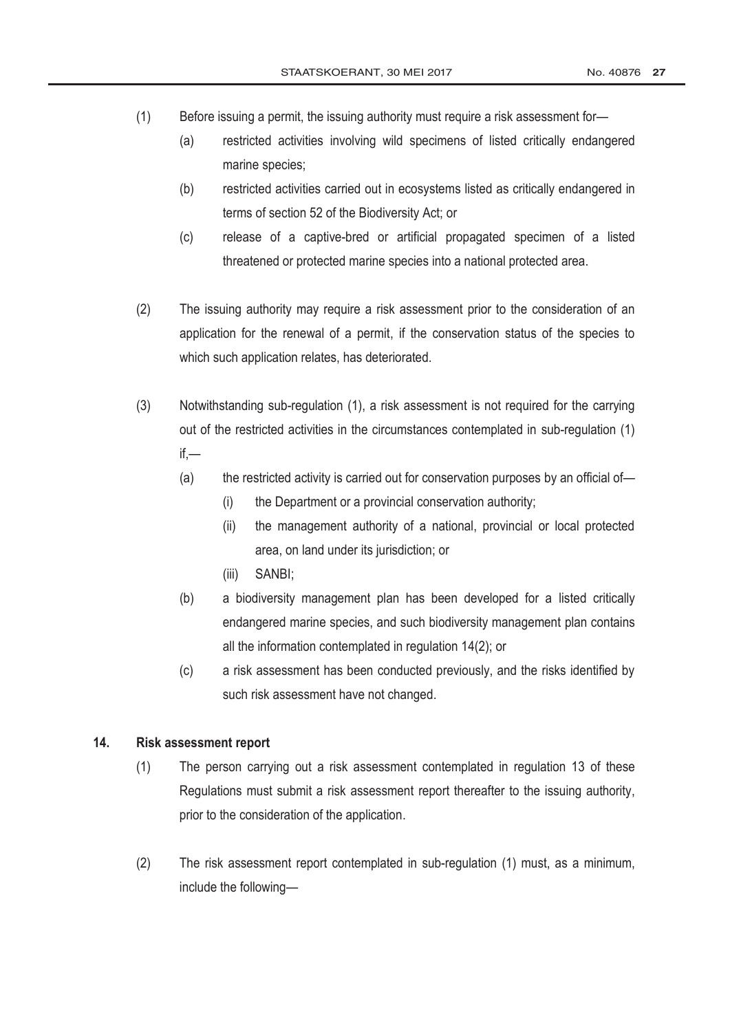(1) Before issuing a permit, the issuing authority must require a risk assessment for—

  (a) restricted activities involving wild specimens of listed critically endangered marine species;

  (b) restricted activities carried out in ecosystems listed as critically endangered in terms of section 52 of the Biodiversity Act; or

  (c) release of a captive-bred or artificial propagated specimen of a listed threatened or protected marine species into a national protected area.

(2) The issuing authority may require a risk assessment prior to the consideration of an application for the renewal of a permit, if the conservation status of the species to which such application relates, has deteriorated.

(3) Notwithstanding sub-regulation (1), a risk assessment is not required for the carrying out of the restricted activities in the circumstances contemplated in sub-regulation (1) if,—

  (a) the restricted activity is carried out for conservation purposes by an official of—

    (i) the Department or a provincial conservation authority;

    (ii) the management authority of a national, provincial or local protected area, on land under its jurisdiction; or

    (iii) SANBI;

  (b) a biodiversity management plan has been developed for a listed critically endangered marine species, and such biodiversity management plan contains all the information contemplated in regulation 14(2); or

  (c) a risk assessment has been conducted previously, and the risks identified by such risk assessment have not changed.

**14. Risk assessment report**

(1) The person carrying out a risk assessment contemplated in regulation 13 of these Regulations must submit a risk assessment report thereafter to the issuing authority, prior to the consideration of the application.

(2) The risk assessment report contemplated in sub-regulation (1) must, as a minimum, include the following—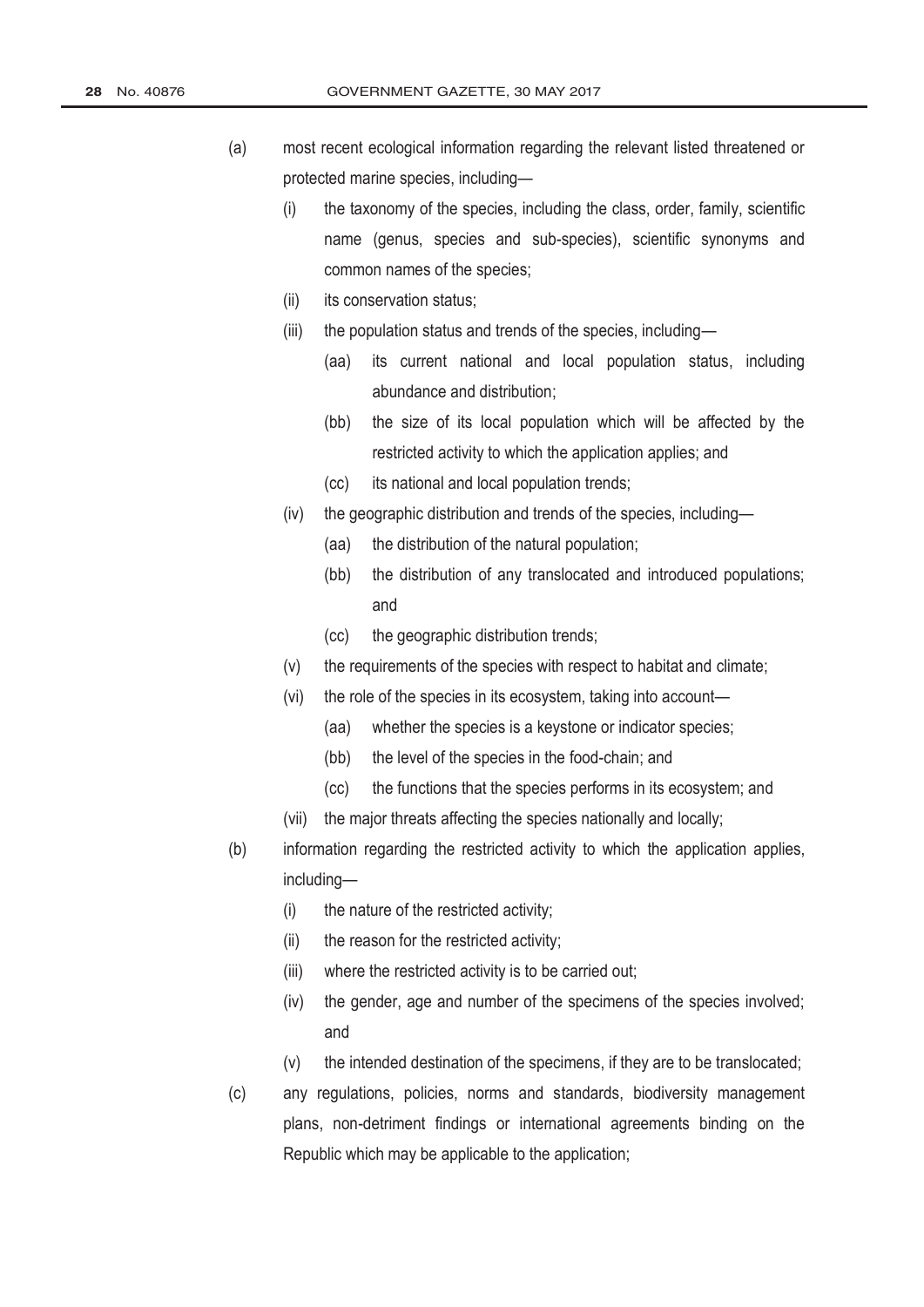(a) most recent ecological information regarding the relevant listed threatened or protected marine species, including—

    (i) the taxonomy of the species, including the class, order, family, scientific name (genus, species and sub-species), scientific synonyms and common names of the species;

    (ii) its conservation status;

    (iii) the population status and trends of the species, including—

        (aa) its current national and local population status, including abundance and distribution;

        (bb) the size of its local population which will be affected by the restricted activity to which the application applies; and

        (cc) its national and local population trends;

    (iv) the geographic distribution and trends of the species, including—

        (aa) the distribution of the natural population;

        (bb) the distribution of any translocated and introduced populations; and

        (cc) the geographic distribution trends;

    (v) the requirements of the species with respect to habitat and climate;

    (vi) the role of the species in its ecosystem, taking into account—

        (aa) whether the species is a keystone or indicator species;

        (bb) the level of the species in the food-chain; and

        (cc) the functions that the species performs in its ecosystem; and

    (vii) the major threats affecting the species nationally and locally;

(b) information regarding the restricted activity to which the application applies, including—

    (i) the nature of the restricted activity;

    (ii) the reason for the restricted activity;

    (iii) where the restricted activity is to be carried out;

    (iv) the gender, age and number of the specimens of the species involved; and

    (v) the intended destination of the specimens, if they are to be translocated;

(c) any regulations, policies, norms and standards, biodiversity management plans, non-detriment findings or international agreements binding on the Republic which may be applicable to the application;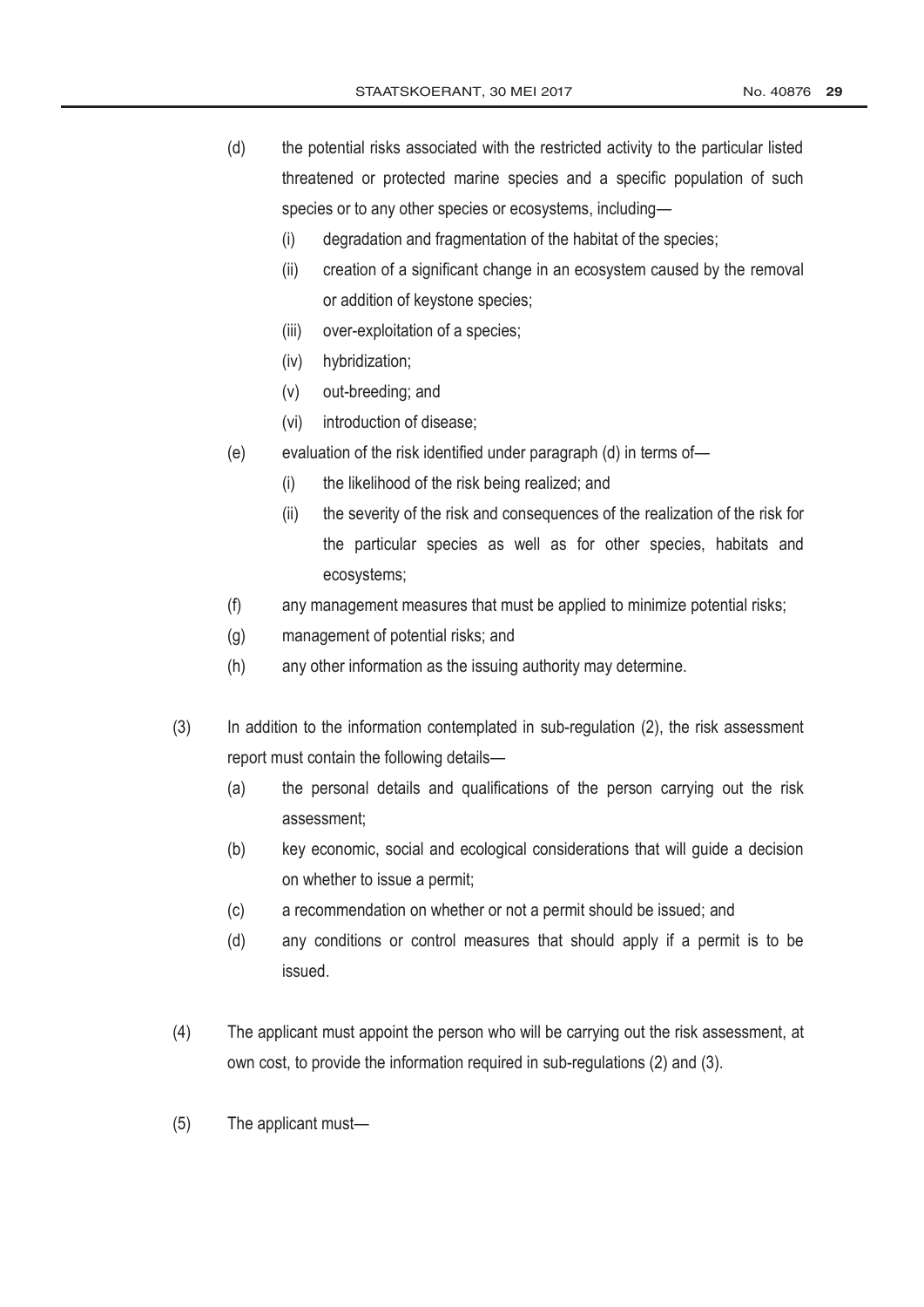(d) the potential risks associated with the restricted activity to the particular listed threatened or protected marine species and a specific population of such species or to any other species or ecosystems, including—

   (i) degradation and fragmentation of the habitat of the species;

   (ii) creation of a significant change in an ecosystem caused by the removal or addition of keystone species;

   (iii) over-exploitation of a species;

   (iv) hybridization;

   (v) out-breeding; and

   (vi) introduction of disease;

(e) evaluation of the risk identified under paragraph (d) in terms of—

   (i) the likelihood of the risk being realized; and

   (ii) the severity of the risk and consequences of the realization of the risk for the particular species as well as for other species, habitats and ecosystems;

(f) any management measures that must be applied to minimize potential risks;

(g) management of potential risks; and

(h) any other information as the issuing authority may determine.

(3) In addition to the information contemplated in sub-regulation (2), the risk assessment report must contain the following details—

   (a) the personal details and qualifications of the person carrying out the risk assessment;

   (b) key economic, social and ecological considerations that will guide a decision on whether to issue a permit;

   (c) a recommendation on whether or not a permit should be issued; and

   (d) any conditions or control measures that should apply if a permit is to be issued.

(4) The applicant must appoint the person who will be carrying out the risk assessment, at own cost, to provide the information required in sub-regulations (2) and (3).

(5) The applicant must—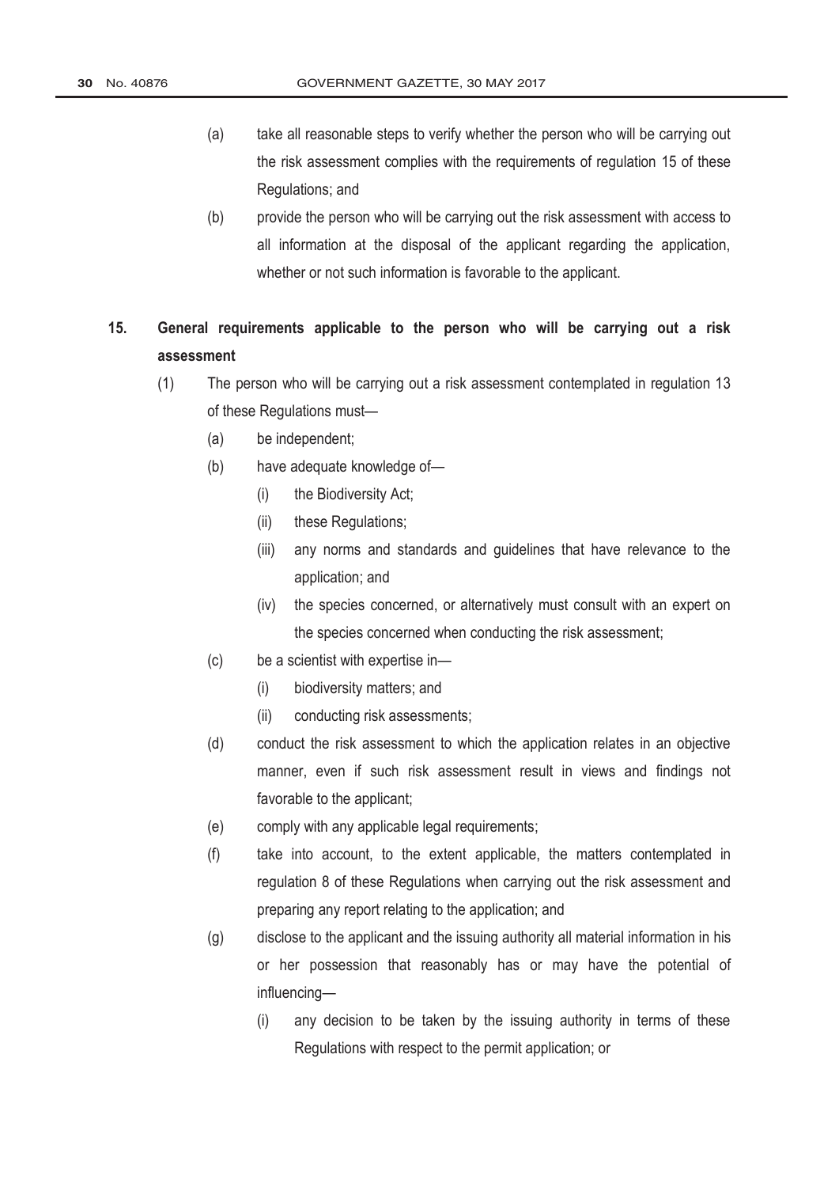(a) take all reasonable steps to verify whether the person who will be carrying out the risk assessment complies with the requirements of regulation 15 of these Regulations; and

(b) provide the person who will be carrying out the risk assessment with access to all information at the disposal of the applicant regarding the application, whether or not such information is favorable to the applicant.

**15. General requirements applicable to the person who will be carrying out a risk assessment**

(1) The person who will be carrying out a risk assessment contemplated in regulation 13 of these Regulations must—

(a) be independent;

(b) have adequate knowledge of—

(i) the Biodiversity Act;

(ii) these Regulations;

(iii) any norms and standards and guidelines that have relevance to the application; and

(iv) the species concerned, or alternatively must consult with an expert on the species concerned when conducting the risk assessment;

(c) be a scientist with expertise in—

(i) biodiversity matters; and

(ii) conducting risk assessments;

(d) conduct the risk assessment to which the application relates in an objective manner, even if such risk assessment result in views and findings not favorable to the applicant;

(e) comply with any applicable legal requirements;

(f) take into account, to the extent applicable, the matters contemplated in regulation 8 of these Regulations when carrying out the risk assessment and preparing any report relating to the application; and

(g) disclose to the applicant and the issuing authority all material information in his or her possession that reasonably has or may have the potential of influencing—

(i) any decision to be taken by the issuing authority in terms of these Regulations with respect to the permit application; or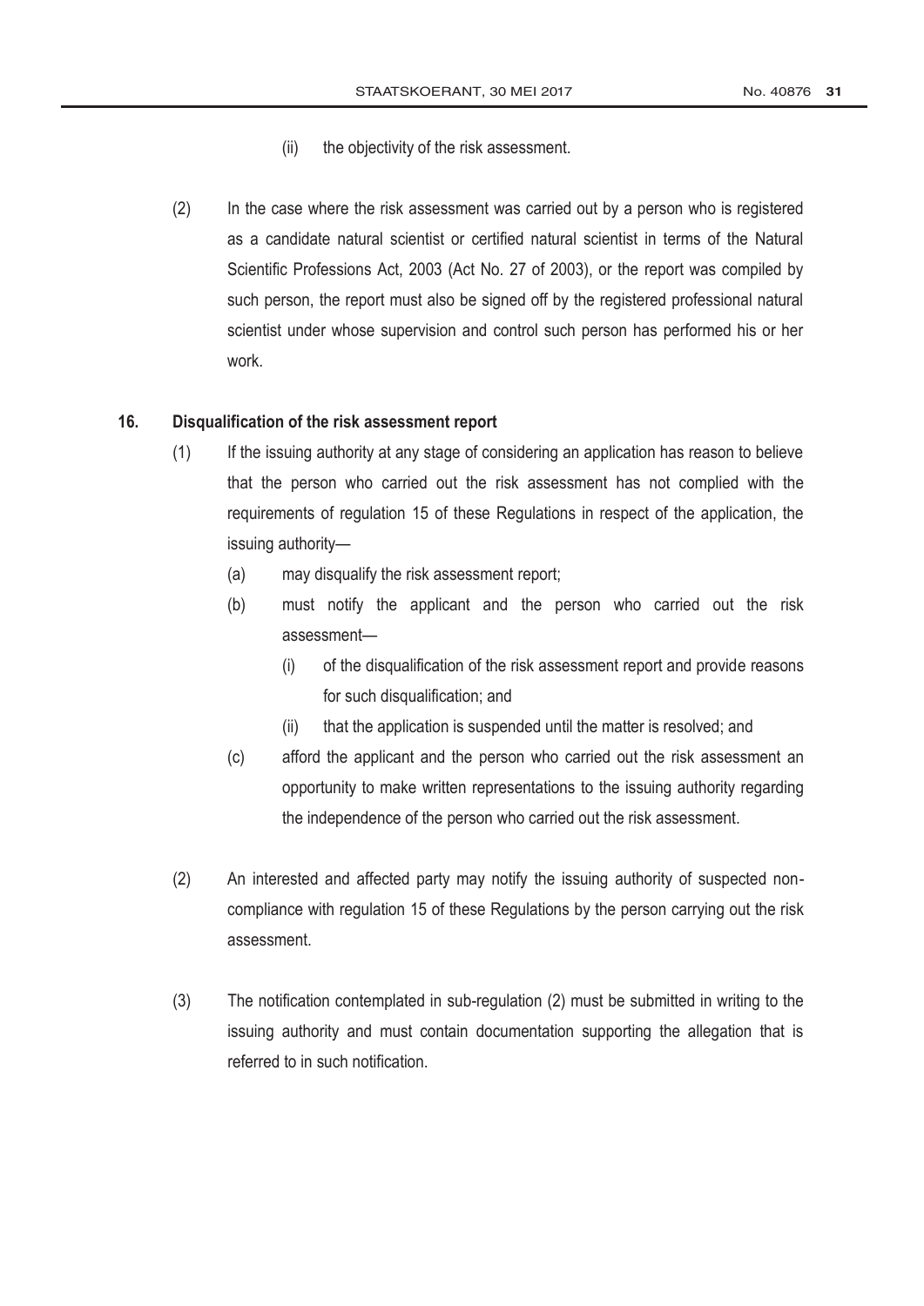(ii) the objectivity of the risk assessment.

(2) In the case where the risk assessment was carried out by a person who is registered as a candidate natural scientist or certified natural scientist in terms of the Natural Scientific Professions Act, 2003 (Act No. 27 of 2003), or the report was compiled by such person, the report must also be signed off by the registered professional natural scientist under whose supervision and control such person has performed his or her work.

**16. Disqualification of the risk assessment report**

(1) If the issuing authority at any stage of considering an application has reason to believe that the person who carried out the risk assessment has not complied with the requirements of regulation 15 of these Regulations in respect of the application, the issuing authority—

(a) may disqualify the risk assessment report;

(b) must notify the applicant and the person who carried out the risk assessment—

(i) of the disqualification of the risk assessment report and provide reasons for such disqualification; and

(ii) that the application is suspended until the matter is resolved; and

(c) afford the applicant and the person who carried out the risk assessment an opportunity to make written representations to the issuing authority regarding the independence of the person who carried out the risk assessment.

(2) An interested and affected party may notify the issuing authority of suspected non-compliance with regulation 15 of these Regulations by the person carrying out the risk assessment.

(3) The notification contemplated in sub-regulation (2) must be submitted in writing to the issuing authority and must contain documentation supporting the allegation that is referred to in such notification.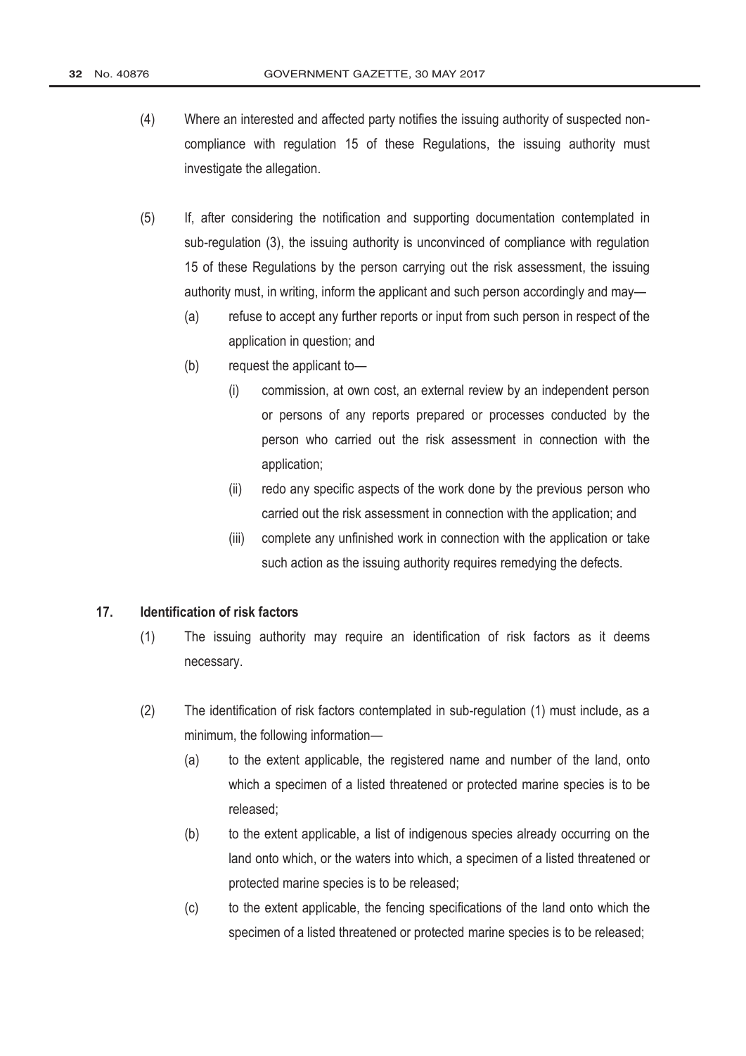(4) Where an interested and affected party notifies the issuing authority of suspected non-compliance with regulation 15 of these Regulations, the issuing authority must investigate the allegation.

(5) If, after considering the notification and supporting documentation contemplated in sub-regulation (3), the issuing authority is unconvinced of compliance with regulation 15 of these Regulations by the person carrying out the risk assessment, the issuing authority must, in writing, inform the applicant and such person accordingly and may—

- (a) refuse to accept any further reports or input from such person in respect of the application in question; and
- (b) request the applicant to—
  - (i) commission, at own cost, an external review by an independent person or persons of any reports prepared or processes conducted by the person who carried out the risk assessment in connection with the application;
  - (ii) redo any specific aspects of the work done by the previous person who carried out the risk assessment in connection with the application; and
  - (iii) complete any unfinished work in connection with the application or take such action as the issuing authority requires remedying the defects.

## 17. Identification of risk factors

(1) The issuing authority may require an identification of risk factors as it deems necessary.

(2) The identification of risk factors contemplated in sub-regulation (1) must include, as a minimum, the following information—

- (a) to the extent applicable, the registered name and number of the land, onto which a specimen of a listed threatened or protected marine species is to be released;
- (b) to the extent applicable, a list of indigenous species already occurring on the land onto which, or the waters into which, a specimen of a listed threatened or protected marine species is to be released;
- (c) to the extent applicable, the fencing specifications of the land onto which the specimen of a listed threatened or protected marine species is to be released;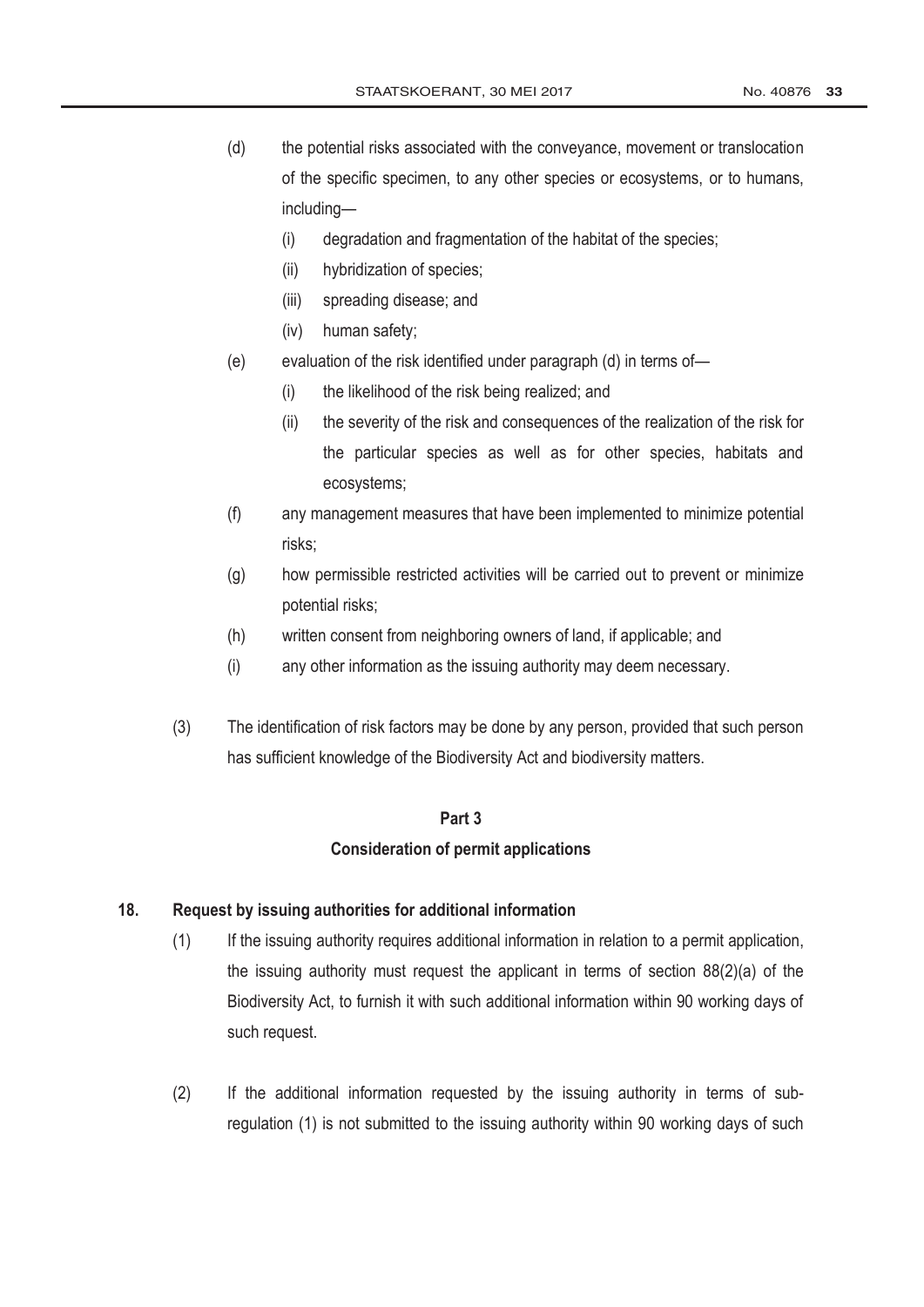(d) the potential risks associated with the conveyance, movement or translocation of the specific specimen, to any other species or ecosystems, or to humans, including—

  (i) degradation and fragmentation of the habitat of the species;

  (ii) hybridization of species;

  (iii) spreading disease; and

  (iv) human safety;

(e) evaluation of the risk identified under paragraph (d) in terms of—

  (i) the likelihood of the risk being realized; and

  (ii) the severity of the risk and consequences of the realization of the risk for the particular species as well as for other species, habitats and ecosystems;

(f) any management measures that have been implemented to minimize potential risks;

(g) how permissible restricted activities will be carried out to prevent or minimize potential risks;

(h) written consent from neighboring owners of land, if applicable; and

(i) any other information as the issuing authority may deem necessary.

(3) The identification of risk factors may be done by any person, provided that such person has sufficient knowledge of the Biodiversity Act and biodiversity matters.

## Part 3

## Consideration of permit applications

### 18. Request by issuing authorities for additional information

(1) If the issuing authority requires additional information in relation to a permit application, the issuing authority must request the applicant in terms of section 88(2)(a) of the Biodiversity Act, to furnish it with such additional information within 90 working days of such request.

(2) If the additional information requested by the issuing authority in terms of sub-regulation (1) is not submitted to the issuing authority within 90 working days of such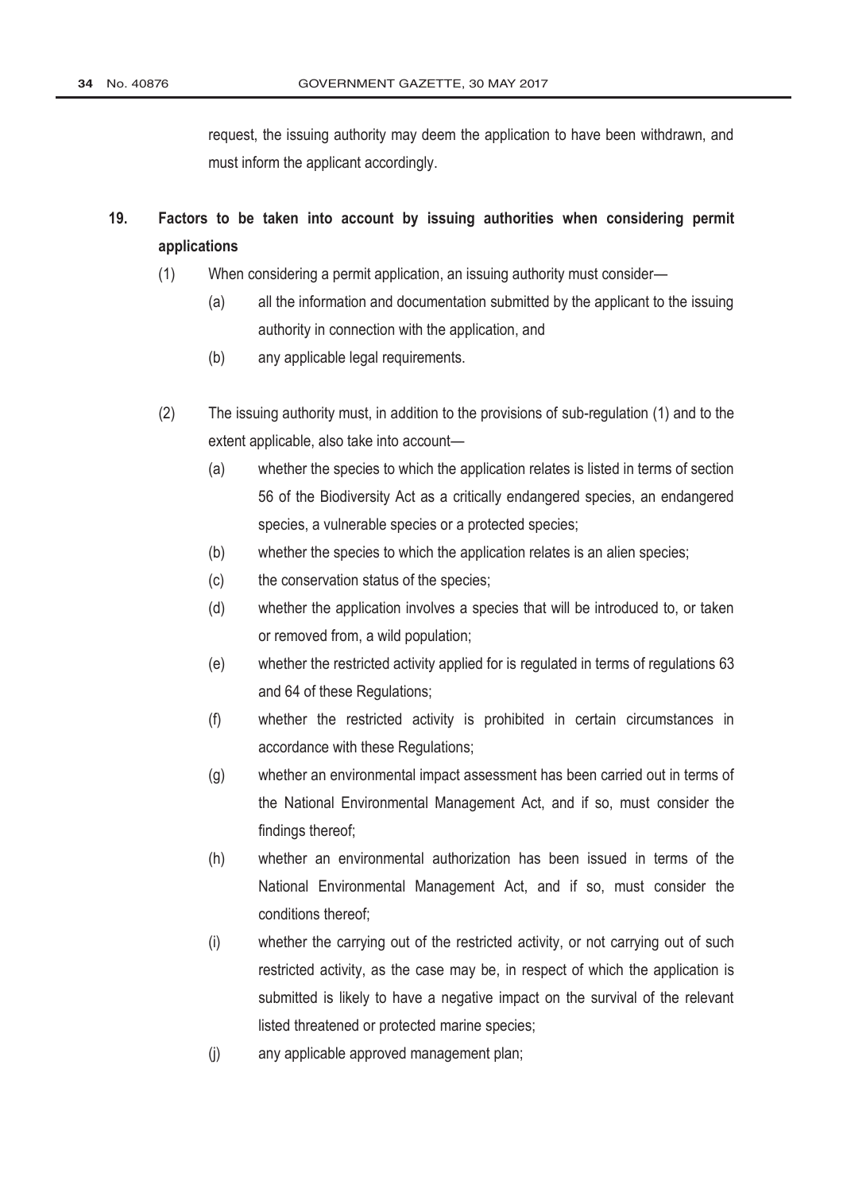request, the issuing authority may deem the application to have been withdrawn, and must inform the applicant accordingly.

## 19. Factors to be taken into account by issuing authorities when considering permit applications

(1) When considering a permit application, an issuing authority must consider—

- (a) all the information and documentation submitted by the applicant to the issuing authority in connection with the application, and
- (b) any applicable legal requirements.

(2) The issuing authority must, in addition to the provisions of sub-regulation (1) and to the extent applicable, also take into account—

- (a) whether the species to which the application relates is listed in terms of section 56 of the Biodiversity Act as a critically endangered species, an endangered species, a vulnerable species or a protected species;
- (b) whether the species to which the application relates is an alien species;
- (c) the conservation status of the species;
- (d) whether the application involves a species that will be introduced to, or taken or removed from, a wild population;
- (e) whether the restricted activity applied for is regulated in terms of regulations 63 and 64 of these Regulations;
- (f) whether the restricted activity is prohibited in certain circumstances in accordance with these Regulations;
- (g) whether an environmental impact assessment has been carried out in terms of the National Environmental Management Act, and if so, must consider the findings thereof;
- (h) whether an environmental authorization has been issued in terms of the National Environmental Management Act, and if so, must consider the conditions thereof;
- (i) whether the carrying out of the restricted activity, or not carrying out of such restricted activity, as the case may be, in respect of which the application is submitted is likely to have a negative impact on the survival of the relevant listed threatened or protected marine species;
- (j) any applicable approved management plan;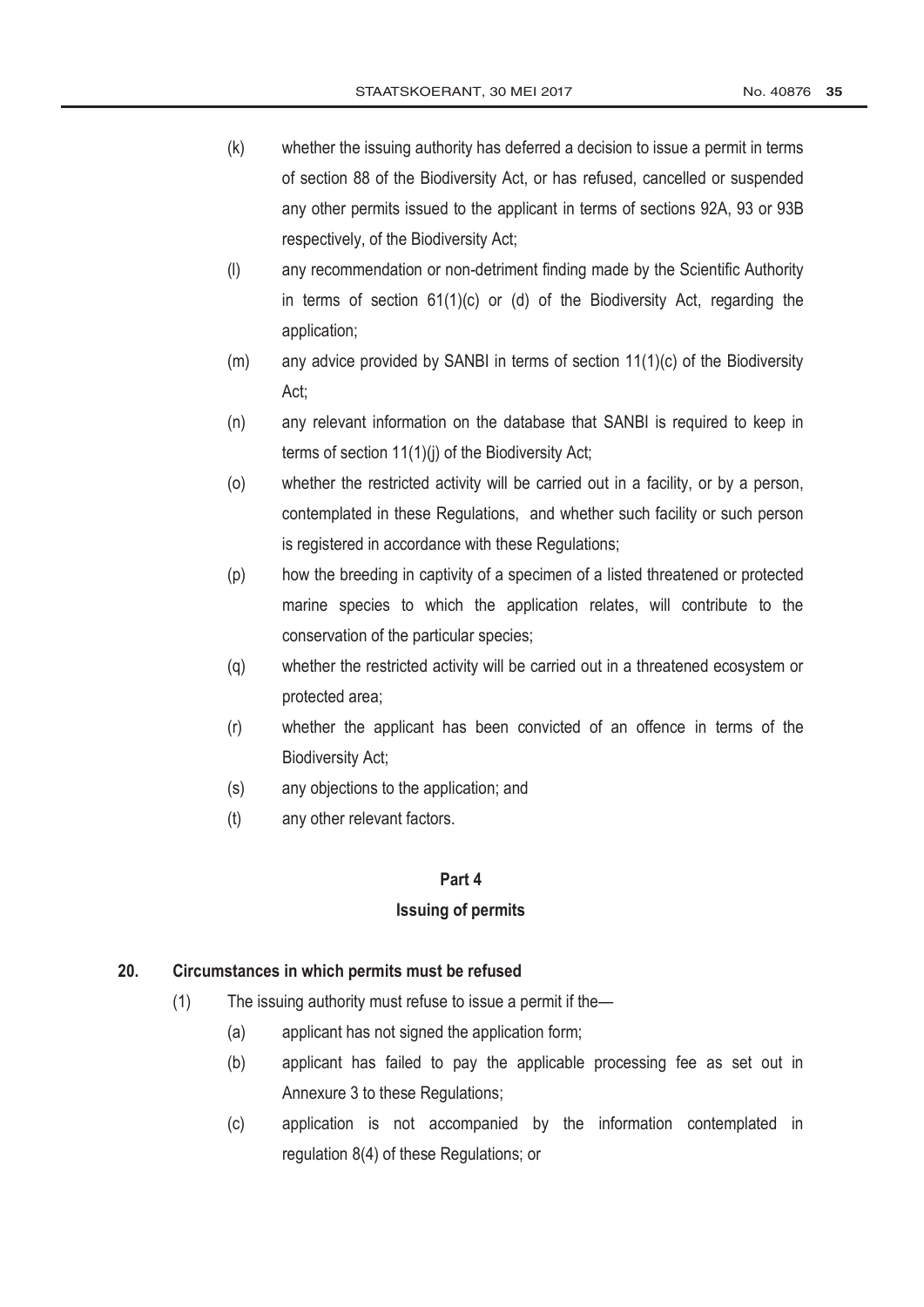(k) whether the issuing authority has deferred a decision to issue a permit in terms of section 88 of the Biodiversity Act, or has refused, cancelled or suspended any other permits issued to the applicant in terms of sections 92A, 93 or 93B respectively, of the Biodiversity Act;

(l) any recommendation or non-detriment finding made by the Scientific Authority in terms of section 61(1)(c) or (d) of the Biodiversity Act, regarding the application;

(m) any advice provided by SANBI in terms of section 11(1)(c) of the Biodiversity Act;

(n) any relevant information on the database that SANBI is required to keep in terms of section 11(1)(j) of the Biodiversity Act;

(o) whether the restricted activity will be carried out in a facility, or by a person, contemplated in these Regulations, and whether such facility or such person is registered in accordance with these Regulations;

(p) how the breeding in captivity of a specimen of a listed threatened or protected marine species to which the application relates, will contribute to the conservation of the particular species;

(q) whether the restricted activity will be carried out in a threatened ecosystem or protected area;

(r) whether the applicant has been convicted of an offence in terms of the Biodiversity Act;

(s) any objections to the application; and

(t) any other relevant factors.

## Part 4

## Issuing of permits

### 20. Circumstances in which permits must be refused

(1) The issuing authority must refuse to issue a permit if the—

(a) applicant has not signed the application form;

(b) applicant has failed to pay the applicable processing fee as set out in Annexure 3 to these Regulations;

(c) application is not accompanied by the information contemplated in regulation 8(4) of these Regulations; or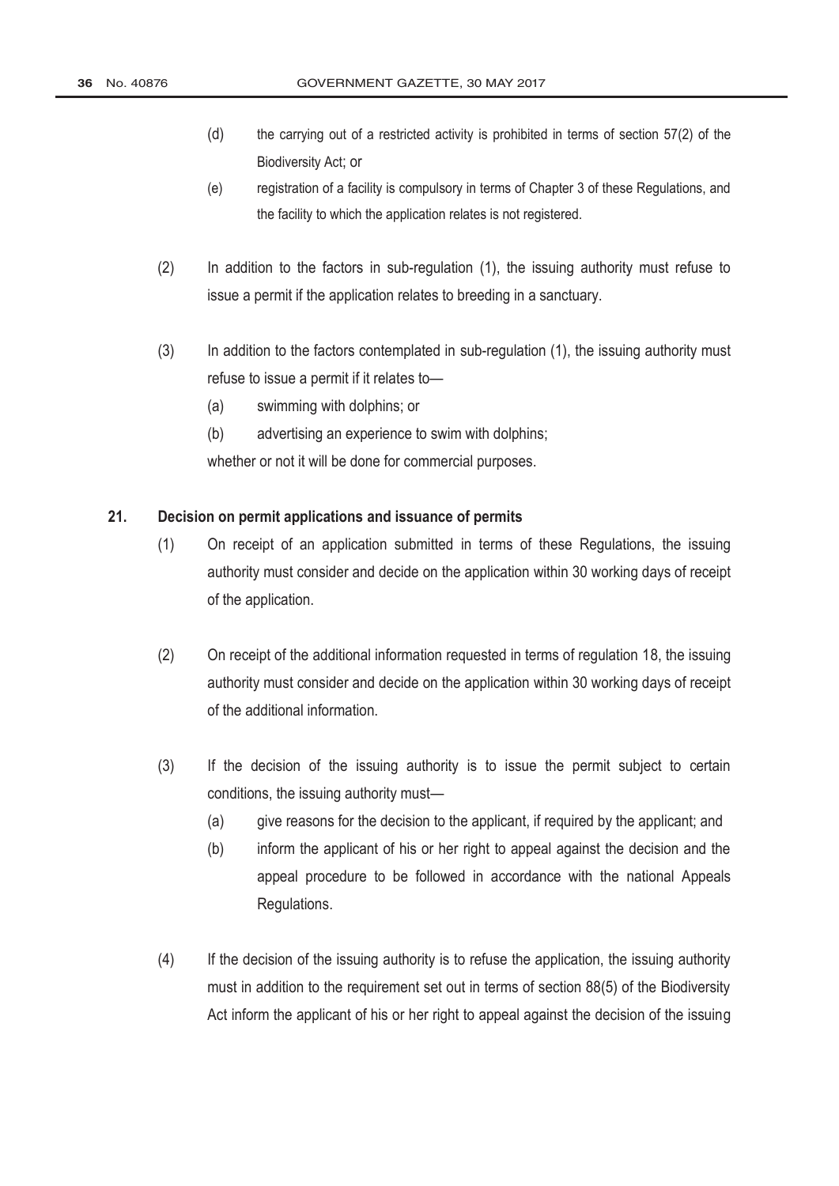(d) the carrying out of a restricted activity is prohibited in terms of section 57(2) of the Biodiversity Act; or

(e) registration of a facility is compulsory in terms of Chapter 3 of these Regulations, and the facility to which the application relates is not registered.

(2) In addition to the factors in sub-regulation (1), the issuing authority must refuse to issue a permit if the application relates to breeding in a sanctuary.

(3) In addition to the factors contemplated in sub-regulation (1), the issuing authority must refuse to issue a permit if it relates to—

(a) swimming with dolphins; or

(b) advertising an experience to swim with dolphins;

whether or not it will be done for commercial purposes.

**21. Decision on permit applications and issuance of permits**

(1) On receipt of an application submitted in terms of these Regulations, the issuing authority must consider and decide on the application within 30 working days of receipt of the application.

(2) On receipt of the additional information requested in terms of regulation 18, the issuing authority must consider and decide on the application within 30 working days of receipt of the additional information.

(3) If the decision of the issuing authority is to issue the permit subject to certain conditions, the issuing authority must—

(a) give reasons for the decision to the applicant, if required by the applicant; and

(b) inform the applicant of his or her right to appeal against the decision and the appeal procedure to be followed in accordance with the national Appeals Regulations.

(4) If the decision of the issuing authority is to refuse the application, the issuing authority must in addition to the requirement set out in terms of section 88(5) of the Biodiversity Act inform the applicant of his or her right to appeal against the decision of the issuing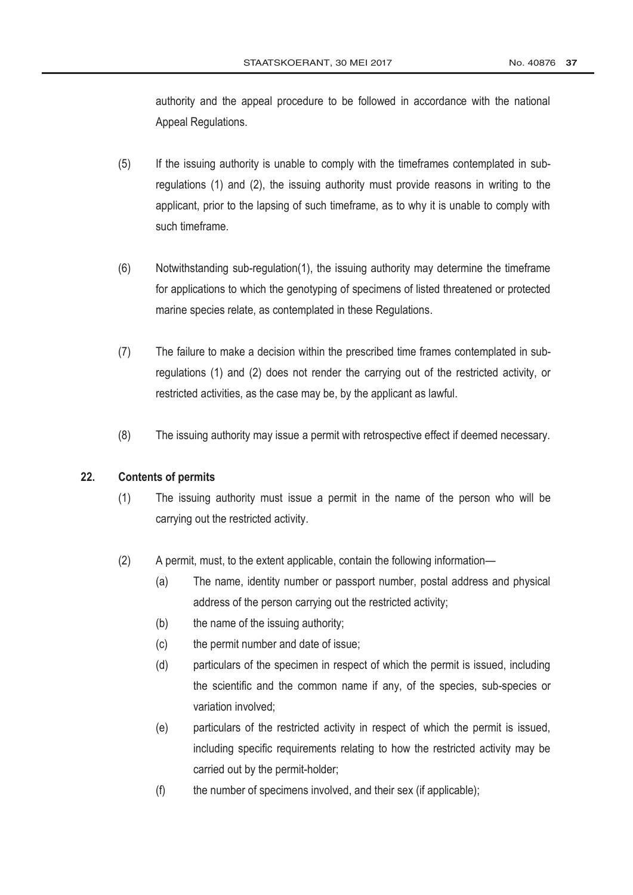authority and the appeal procedure to be followed in accordance with the national Appeal Regulations.

(5) If the issuing authority is unable to comply with the timeframes contemplated in sub-regulations (1) and (2), the issuing authority must provide reasons in writing to the applicant, prior to the lapsing of such timeframe, as to why it is unable to comply with such timeframe.

(6) Notwithstanding sub-regulation(1), the issuing authority may determine the timeframe for applications to which the genotyping of specimens of listed threatened or protected marine species relate, as contemplated in these Regulations.

(7) The failure to make a decision within the prescribed time frames contemplated in sub-regulations (1) and (2) does not render the carrying out of the restricted activity, or restricted activities, as the case may be, by the applicant as lawful.

(8) The issuing authority may issue a permit with retrospective effect if deemed necessary.

**22. Contents of permits**

(1) The issuing authority must issue a permit in the name of the person who will be carrying out the restricted activity.

(2) A permit, must, to the extent applicable, contain the following information—

(a) The name, identity number or passport number, postal address and physical address of the person carrying out the restricted activity;

(b) the name of the issuing authority;

(c) the permit number and date of issue;

(d) particulars of the specimen in respect of which the permit is issued, including the scientific and the common name if any, of the species, sub-species or variation involved;

(e) particulars of the restricted activity in respect of which the permit is issued, including specific requirements relating to how the restricted activity may be carried out by the permit-holder;

(f) the number of specimens involved, and their sex (if applicable);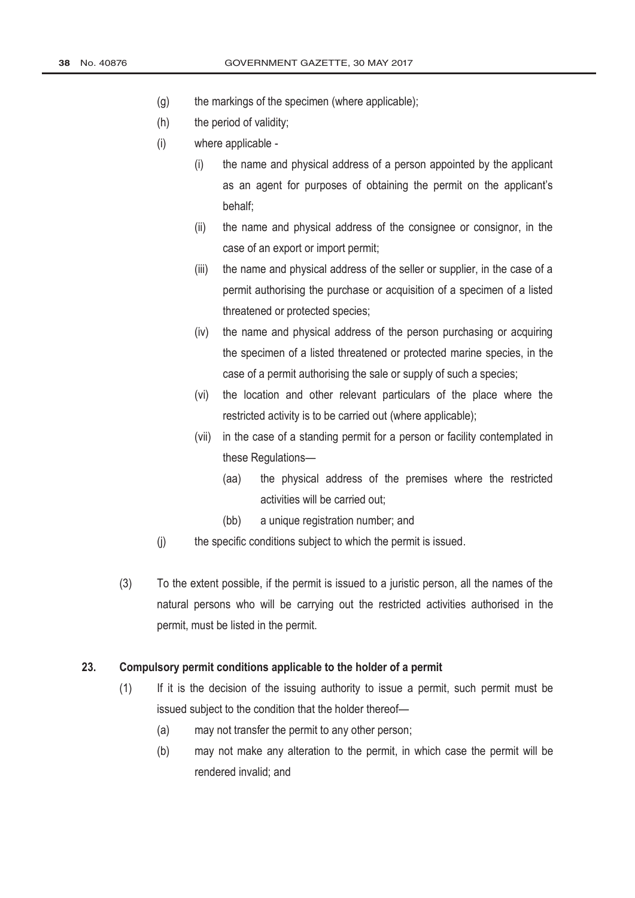(g) the markings of the specimen (where applicable);

(h) the period of validity;

(i) where applicable -

  (i) the name and physical address of a person appointed by the applicant as an agent for purposes of obtaining the permit on the applicant's behalf;

  (ii) the name and physical address of the consignee or consignor, in the case of an export or import permit;

  (iii) the name and physical address of the seller or supplier, in the case of a permit authorising the purchase or acquisition of a specimen of a listed threatened or protected species;

  (iv) the name and physical address of the person purchasing or acquiring the specimen of a listed threatened or protected marine species, in the case of a permit authorising the sale or supply of such a species;

  (vi) the location and other relevant particulars of the place where the restricted activity is to be carried out (where applicable);

  (vii) in the case of a standing permit for a person or facility contemplated in these Regulations—

    (aa) the physical address of the premises where the restricted activities will be carried out;

    (bb) a unique registration number; and

(j) the specific conditions subject to which the permit is issued.

(3) To the extent possible, if the permit is issued to a juristic person, all the names of the natural persons who will be carrying out the restricted activities authorised in the permit, must be listed in the permit.

**23. Compulsory permit conditions applicable to the holder of a permit**

(1) If it is the decision of the issuing authority to issue a permit, such permit must be issued subject to the condition that the holder thereof—

  (a) may not transfer the permit to any other person;

  (b) may not make any alteration to the permit, in which case the permit will be rendered invalid; and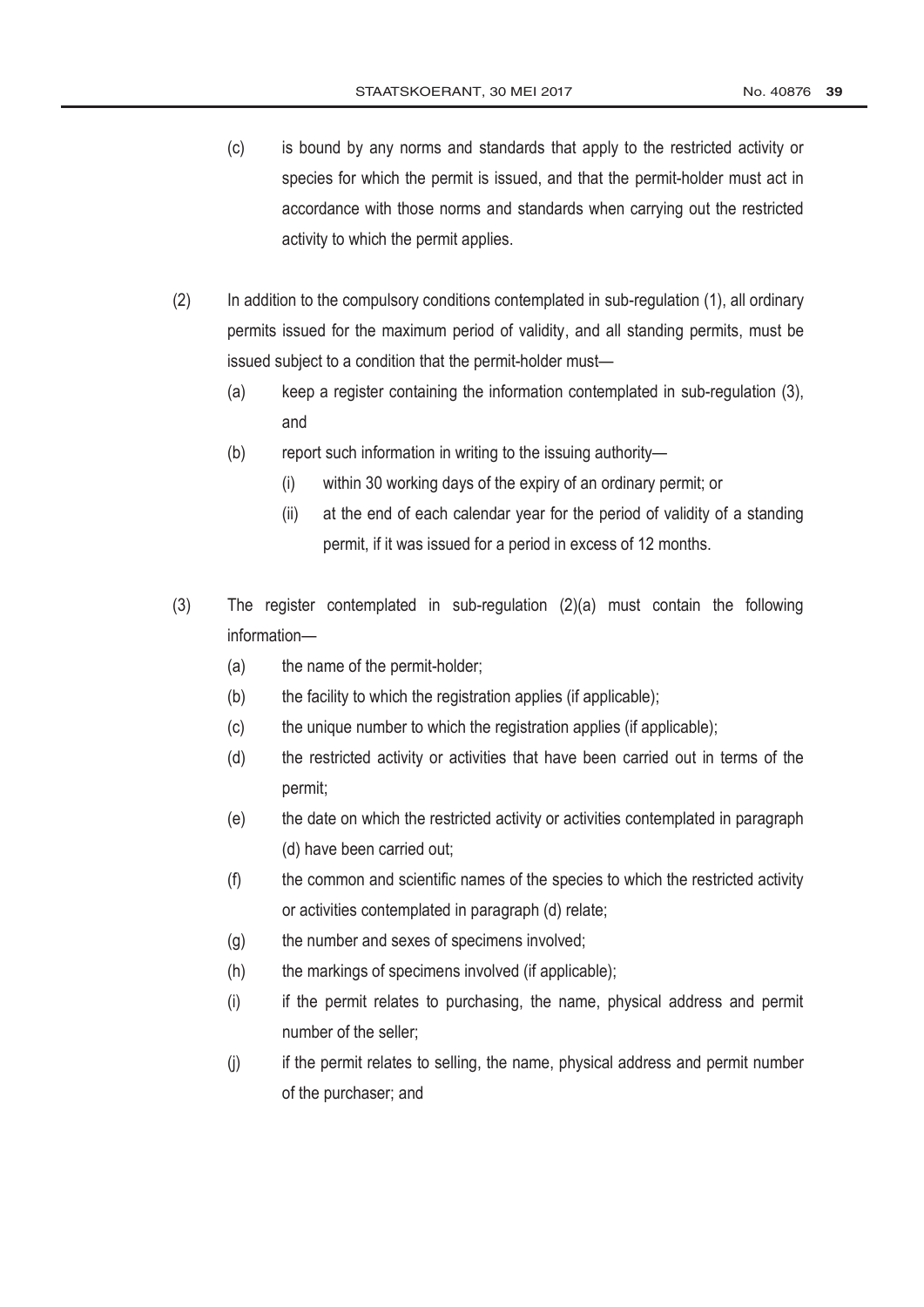(c) is bound by any norms and standards that apply to the restricted activity or species for which the permit is issued, and that the permit-holder must act in accordance with those norms and standards when carrying out the restricted activity to which the permit applies.

(2) In addition to the compulsory conditions contemplated in sub-regulation (1), all ordinary permits issued for the maximum period of validity, and all standing permits, must be issued subject to a condition that the permit-holder must—

(a) keep a register containing the information contemplated in sub-regulation (3), and

(b) report such information in writing to the issuing authority—

(i) within 30 working days of the expiry of an ordinary permit; or

(ii) at the end of each calendar year for the period of validity of a standing permit, if it was issued for a period in excess of 12 months.

(3) The register contemplated in sub-regulation (2)(a) must contain the following information—

(a) the name of the permit-holder;

(b) the facility to which the registration applies (if applicable);

(c) the unique number to which the registration applies (if applicable);

(d) the restricted activity or activities that have been carried out in terms of the permit;

(e) the date on which the restricted activity or activities contemplated in paragraph (d) have been carried out;

(f) the common and scientific names of the species to which the restricted activity or activities contemplated in paragraph (d) relate;

(g) the number and sexes of specimens involved;

(h) the markings of specimens involved (if applicable);

(i) if the permit relates to purchasing, the name, physical address and permit number of the seller;

(j) if the permit relates to selling, the name, physical address and permit number of the purchaser; and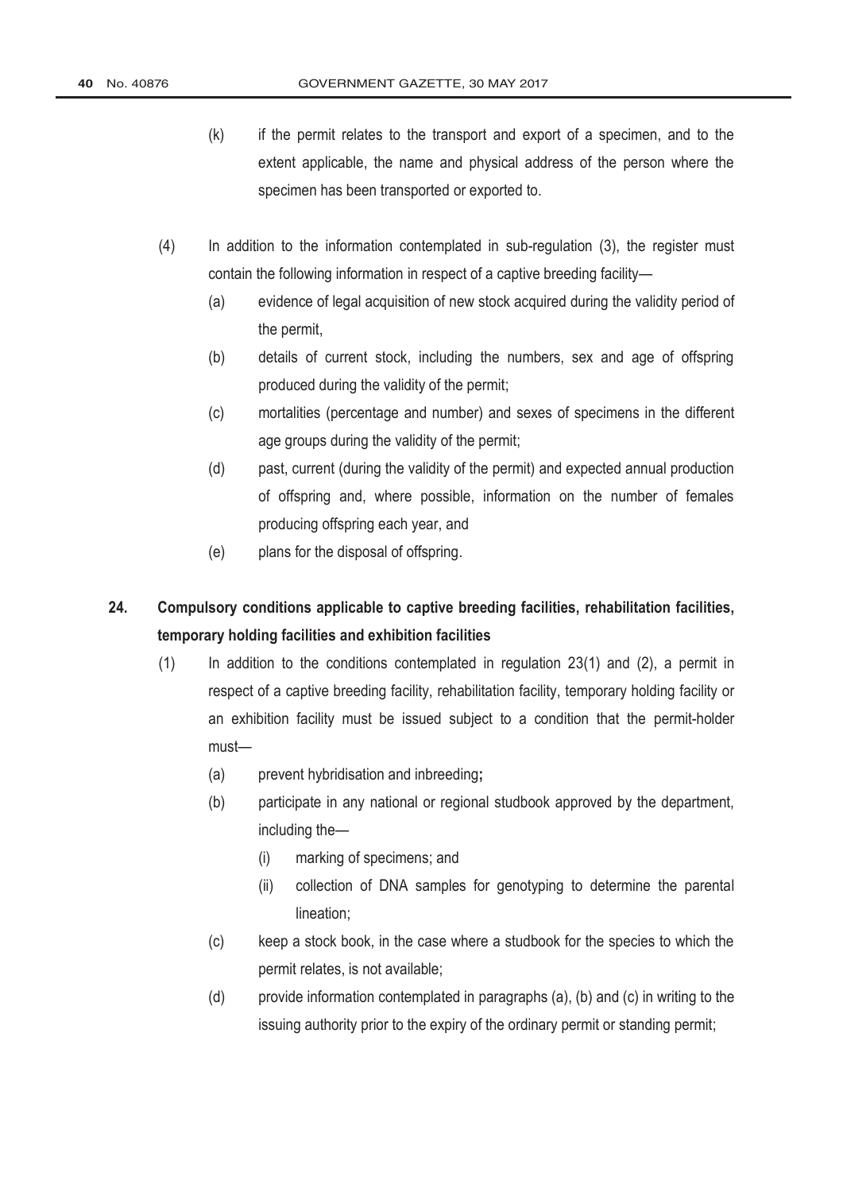(k) if the permit relates to the transport and export of a specimen, and to the extent applicable, the name and physical address of the person where the specimen has been transported or exported to.

(4) In addition to the information contemplated in sub-regulation (3), the register must contain the following information in respect of a captive breeding facility—

(a) evidence of legal acquisition of new stock acquired during the validity period of the permit,

(b) details of current stock, including the numbers, sex and age of offspring produced during the validity of the permit;

(c) mortalities (percentage and number) and sexes of specimens in the different age groups during the validity of the permit;

(d) past, current (during the validity of the permit) and expected annual production of offspring and, where possible, information on the number of females producing offspring each year, and

(e) plans for the disposal of offspring.

## 24. Compulsory conditions applicable to captive breeding facilities, rehabilitation facilities, temporary holding facilities and exhibition facilities

(1) In addition to the conditions contemplated in regulation 23(1) and (2), a permit in respect of a captive breeding facility, rehabilitation facility, temporary holding facility or an exhibition facility must be issued subject to a condition that the permit-holder must—

(a) prevent hybridisation and inbreeding**;**

(b) participate in any national or regional studbook approved by the department, including the—

(i) marking of specimens; and

(ii) collection of DNA samples for genotyping to determine the parental lineation;

(c) keep a stock book, in the case where a studbook for the species to which the permit relates, is not available;

(d) provide information contemplated in paragraphs (a), (b) and (c) in writing to the issuing authority prior to the expiry of the ordinary permit or standing permit;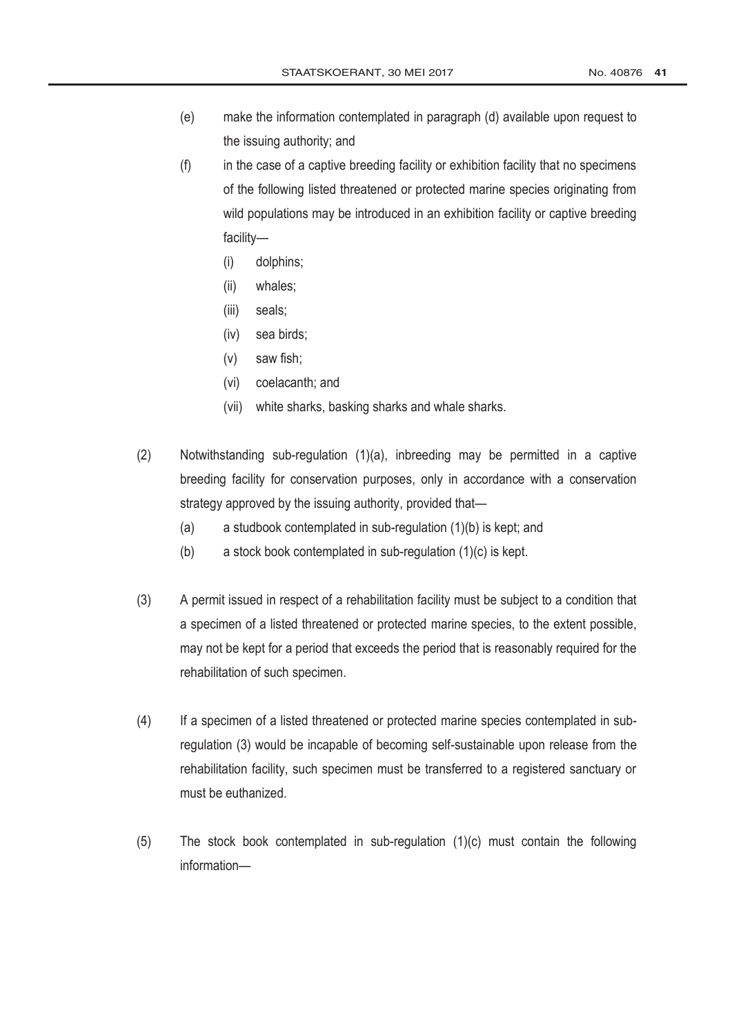(e) make the information contemplated in paragraph (d) available upon request to the issuing authority; and

(f) in the case of a captive breeding facility or exhibition facility that no specimens of the following listed threatened or protected marine species originating from wild populations may be introduced in an exhibition facility or captive breeding facility—

 (i) dolphins;

 (ii) whales;

 (iii) seals;

 (iv) sea birds;

 (v) saw fish;

 (vi) coelacanth; and

 (vii) white sharks, basking sharks and whale sharks.

(2) Notwithstanding sub-regulation (1)(a), inbreeding may be permitted in a captive breeding facility for conservation purposes, only in accordance with a conservation strategy approved by the issuing authority, provided that—

 (a) a studbook contemplated in sub-regulation (1)(b) is kept; and

 (b) a stock book contemplated in sub-regulation (1)(c) is kept.

(3) A permit issued in respect of a rehabilitation facility must be subject to a condition that a specimen of a listed threatened or protected marine species, to the extent possible, may not be kept for a period that exceeds the period that is reasonably required for the rehabilitation of such specimen.

(4) If a specimen of a listed threatened or protected marine species contemplated in sub-regulation (3) would be incapable of becoming self-sustainable upon release from the rehabilitation facility, such specimen must be transferred to a registered sanctuary or must be euthanized.

(5) The stock book contemplated in sub-regulation (1)(c) must contain the following information—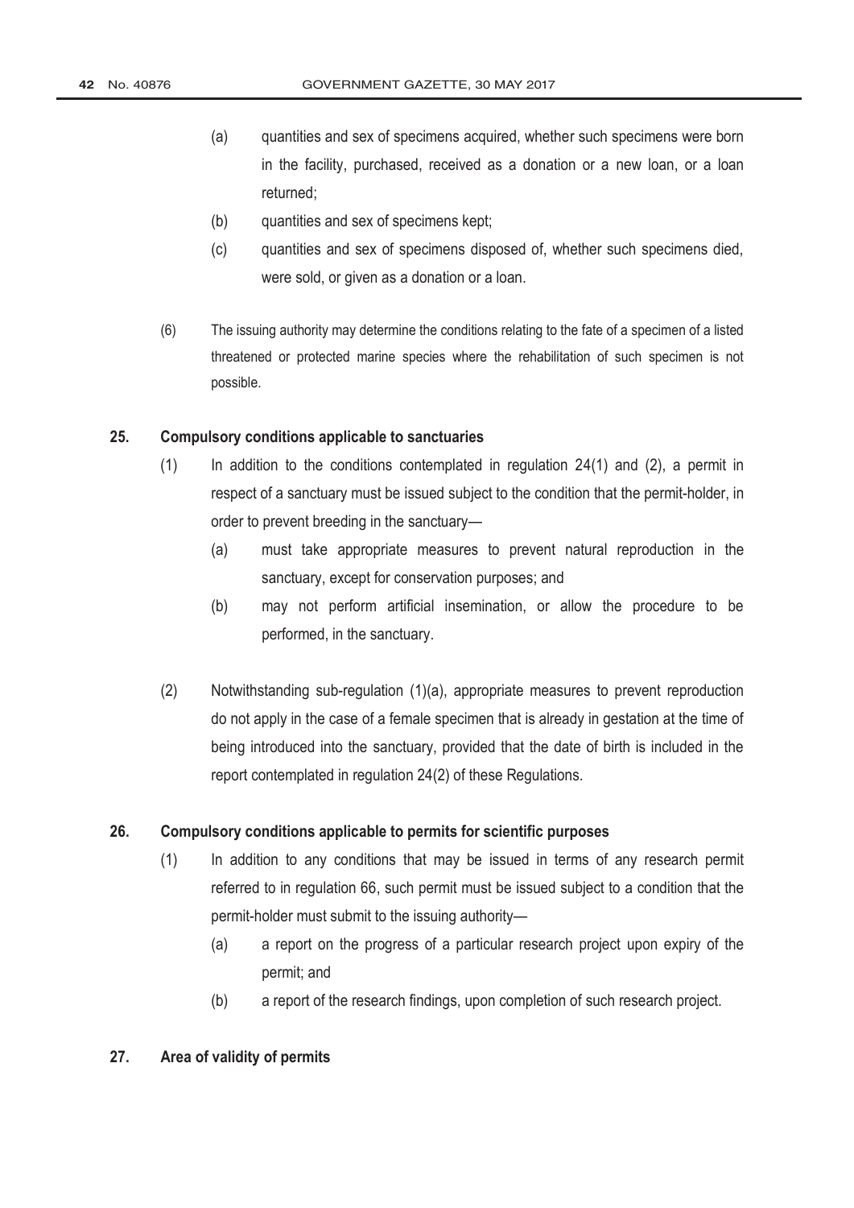(a) quantities and sex of specimens acquired, whether such specimens were born in the facility, purchased, received as a donation or a new loan, or a loan returned;

(b) quantities and sex of specimens kept;

(c) quantities and sex of specimens disposed of, whether such specimens died, were sold, or given as a donation or a loan.

(6) The issuing authority may determine the conditions relating to the fate of a specimen of a listed threatened or protected marine species where the rehabilitation of such specimen is not possible.

**25. Compulsory conditions applicable to sanctuaries**

(1) In addition to the conditions contemplated in regulation 24(1) and (2), a permit in respect of a sanctuary must be issued subject to the condition that the permit-holder, in order to prevent breeding in the sanctuary—

(a) must take appropriate measures to prevent natural reproduction in the sanctuary, except for conservation purposes; and

(b) may not perform artificial insemination, or allow the procedure to be performed, in the sanctuary.

(2) Notwithstanding sub-regulation (1)(a), appropriate measures to prevent reproduction do not apply in the case of a female specimen that is already in gestation at the time of being introduced into the sanctuary, provided that the date of birth is included in the report contemplated in regulation 24(2) of these Regulations.

**26. Compulsory conditions applicable to permits for scientific purposes**

(1) In addition to any conditions that may be issued in terms of any research permit referred to in regulation 66, such permit must be issued subject to a condition that the permit-holder must submit to the issuing authority—

(a) a report on the progress of a particular research project upon expiry of the permit; and

(b) a report of the research findings, upon completion of such research project.

**27. Area of validity of permits**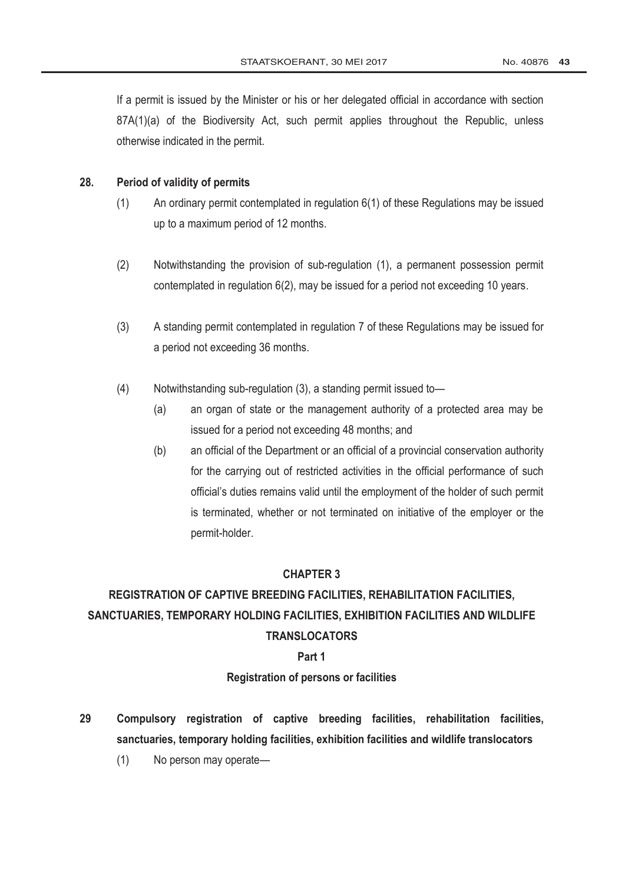If a permit is issued by the Minister or his or her delegated official in accordance with section 87A(1)(a) of the Biodiversity Act, such permit applies throughout the Republic, unless otherwise indicated in the permit.

**28. Period of validity of permits**

(1) An ordinary permit contemplated in regulation 6(1) of these Regulations may be issued up to a maximum period of 12 months.

(2) Notwithstanding the provision of sub-regulation (1), a permanent possession permit contemplated in regulation 6(2), may be issued for a period not exceeding 10 years.

(3) A standing permit contemplated in regulation 7 of these Regulations may be issued for a period not exceeding 36 months.

(4) Notwithstanding sub-regulation (3), a standing permit issued to—

(a) an organ of state or the management authority of a protected area may be issued for a period not exceeding 48 months; and

(b) an official of the Department or an official of a provincial conservation authority for the carrying out of restricted activities in the official performance of such official's duties remains valid until the employment of the holder of such permit is terminated, whether or not terminated on initiative of the employer or the permit-holder.

## CHAPTER 3

## REGISTRATION OF CAPTIVE BREEDING FACILITIES, REHABILITATION FACILITIES, SANCTUARIES, TEMPORARY HOLDING FACILITIES, EXHIBITION FACILITIES AND WILDLIFE TRANSLOCATORS

### Part 1

### Registration of persons or facilities

**29 Compulsory registration of captive breeding facilities, rehabilitation facilities, sanctuaries, temporary holding facilities, exhibition facilities and wildlife translocators**

(1) No person may operate—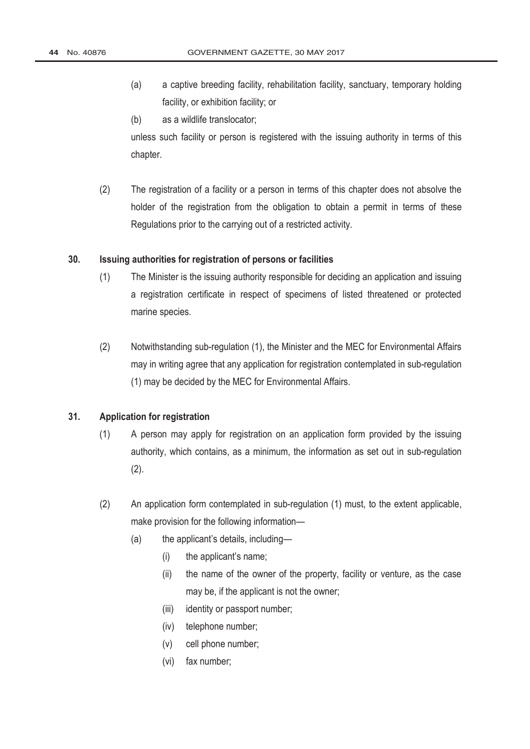(a) a captive breeding facility, rehabilitation facility, sanctuary, temporary holding facility, or exhibition facility; or

(b) as a wildlife translocator;

unless such facility or person is registered with the issuing authority in terms of this chapter.

(2) The registration of a facility or a person in terms of this chapter does not absolve the holder of the registration from the obligation to obtain a permit in terms of these Regulations prior to the carrying out of a restricted activity.

**30. Issuing authorities for registration of persons or facilities**

(1) The Minister is the issuing authority responsible for deciding an application and issuing a registration certificate in respect of specimens of listed threatened or protected marine species.

(2) Notwithstanding sub-regulation (1), the Minister and the MEC for Environmental Affairs may in writing agree that any application for registration contemplated in sub-regulation (1) may be decided by the MEC for Environmental Affairs.

**31. Application for registration**

(1) A person may apply for registration on an application form provided by the issuing authority, which contains, as a minimum, the information as set out in sub-regulation (2).

(2) An application form contemplated in sub-regulation (1) must, to the extent applicable, make provision for the following information—

- (a) the applicant's details, including—
  - (i) the applicant's name;
  - (ii) the name of the owner of the property, facility or venture, as the case may be, if the applicant is not the owner;
  - (iii) identity or passport number;
  - (iv) telephone number;
  - (v) cell phone number;
  - (vi) fax number;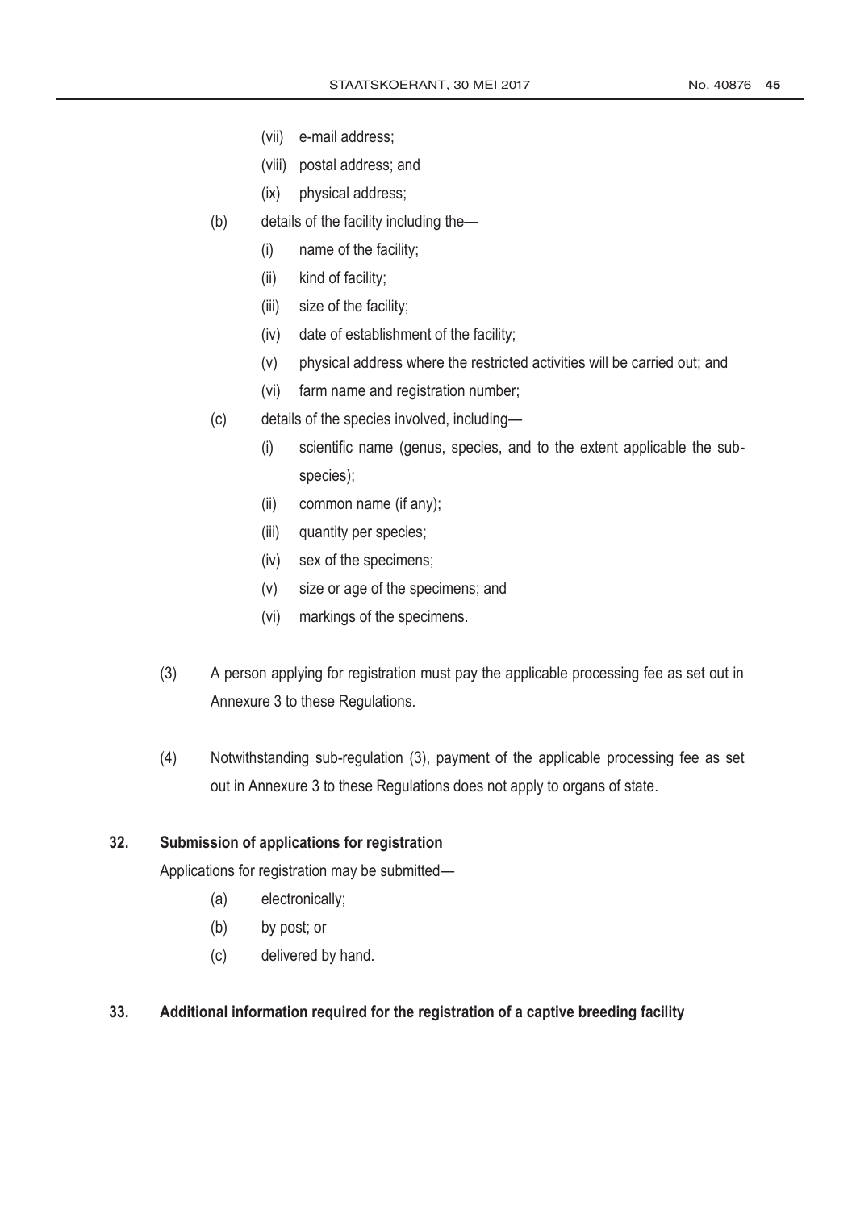(vii) e-mail address;

(viii) postal address; and

(ix) physical address;

(b) details of the facility including the—

(i) name of the facility;

(ii) kind of facility;

(iii) size of the facility;

(iv) date of establishment of the facility;

(v) physical address where the restricted activities will be carried out; and

(vi) farm name and registration number;

(c) details of the species involved, including—

(i) scientific name (genus, species, and to the extent applicable the sub-species);

(ii) common name (if any);

(iii) quantity per species;

(iv) sex of the specimens;

(v) size or age of the specimens; and

(vi) markings of the specimens.

(3) A person applying for registration must pay the applicable processing fee as set out in Annexure 3 to these Regulations.

(4) Notwithstanding sub-regulation (3), payment of the applicable processing fee as set out in Annexure 3 to these Regulations does not apply to organs of state.

**32. Submission of applications for registration**

Applications for registration may be submitted—

(a) electronically;

(b) by post; or

(c) delivered by hand.

**33. Additional information required for the registration of a captive breeding facility**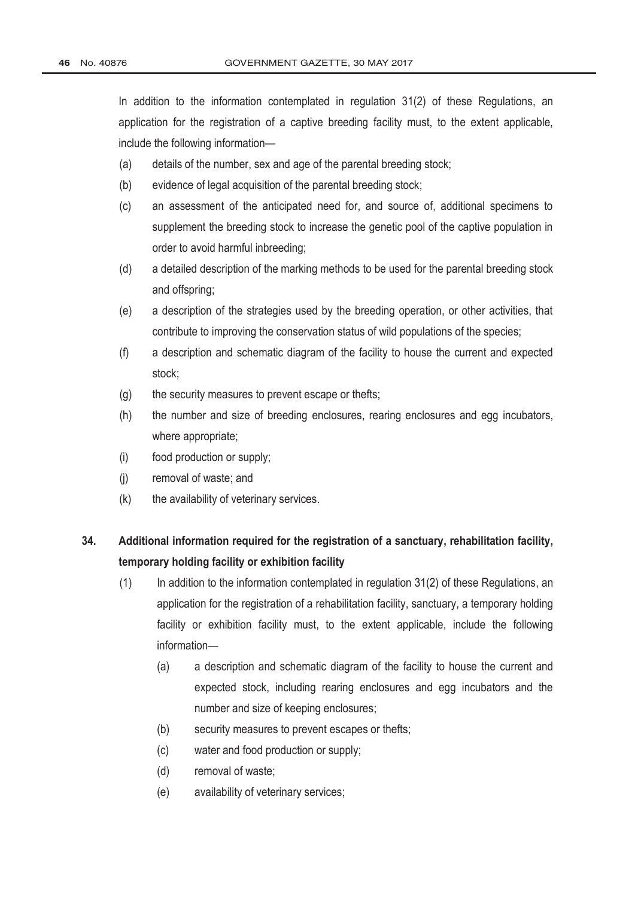In addition to the information contemplated in regulation 31(2) of these Regulations, an application for the registration of a captive breeding facility must, to the extent applicable, include the following information—

(a) details of the number, sex and age of the parental breeding stock;

(b) evidence of legal acquisition of the parental breeding stock;

(c) an assessment of the anticipated need for, and source of, additional specimens to supplement the breeding stock to increase the genetic pool of the captive population in order to avoid harmful inbreeding;

(d) a detailed description of the marking methods to be used for the parental breeding stock and offspring;

(e) a description of the strategies used by the breeding operation, or other activities, that contribute to improving the conservation status of wild populations of the species;

(f) a description and schematic diagram of the facility to house the current and expected stock;

(g) the security measures to prevent escape or thefts;

(h) the number and size of breeding enclosures, rearing enclosures and egg incubators, where appropriate;

(i) food production or supply;

(j) removal of waste; and

(k) the availability of veterinary services.

**34. Additional information required for the registration of a sanctuary, rehabilitation facility, temporary holding facility or exhibition facility**

(1) In addition to the information contemplated in regulation 31(2) of these Regulations, an application for the registration of a rehabilitation facility, sanctuary, a temporary holding facility or exhibition facility must, to the extent applicable, include the following information—

(a) a description and schematic diagram of the facility to house the current and expected stock, including rearing enclosures and egg incubators and the number and size of keeping enclosures;

(b) security measures to prevent escapes or thefts;

(c) water and food production or supply;

(d) removal of waste;

(e) availability of veterinary services;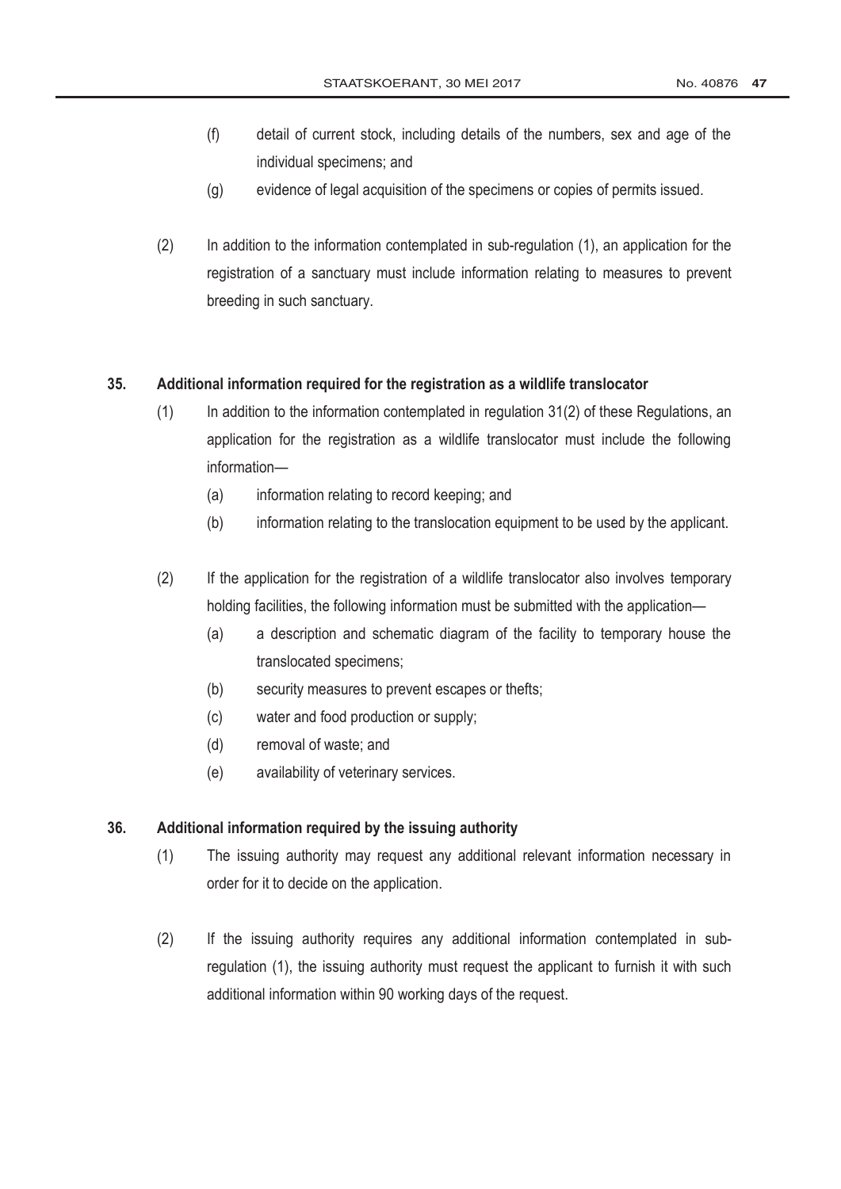(f) detail of current stock, including details of the numbers, sex and age of the individual specimens; and

(g) evidence of legal acquisition of the specimens or copies of permits issued.

(2) In addition to the information contemplated in sub-regulation (1), an application for the registration of a sanctuary must include information relating to measures to prevent breeding in such sanctuary.

**35. Additional information required for the registration as a wildlife translocator**

(1) In addition to the information contemplated in regulation 31(2) of these Regulations, an application for the registration as a wildlife translocator must include the following information—

(a) information relating to record keeping; and

(b) information relating to the translocation equipment to be used by the applicant.

(2) If the application for the registration of a wildlife translocator also involves temporary holding facilities, the following information must be submitted with the application—

(a) a description and schematic diagram of the facility to temporary house the translocated specimens;

(b) security measures to prevent escapes or thefts;

(c) water and food production or supply;

(d) removal of waste; and

(e) availability of veterinary services.

**36. Additional information required by the issuing authority**

(1) The issuing authority may request any additional relevant information necessary in order for it to decide on the application.

(2) If the issuing authority requires any additional information contemplated in sub-regulation (1), the issuing authority must request the applicant to furnish it with such additional information within 90 working days of the request.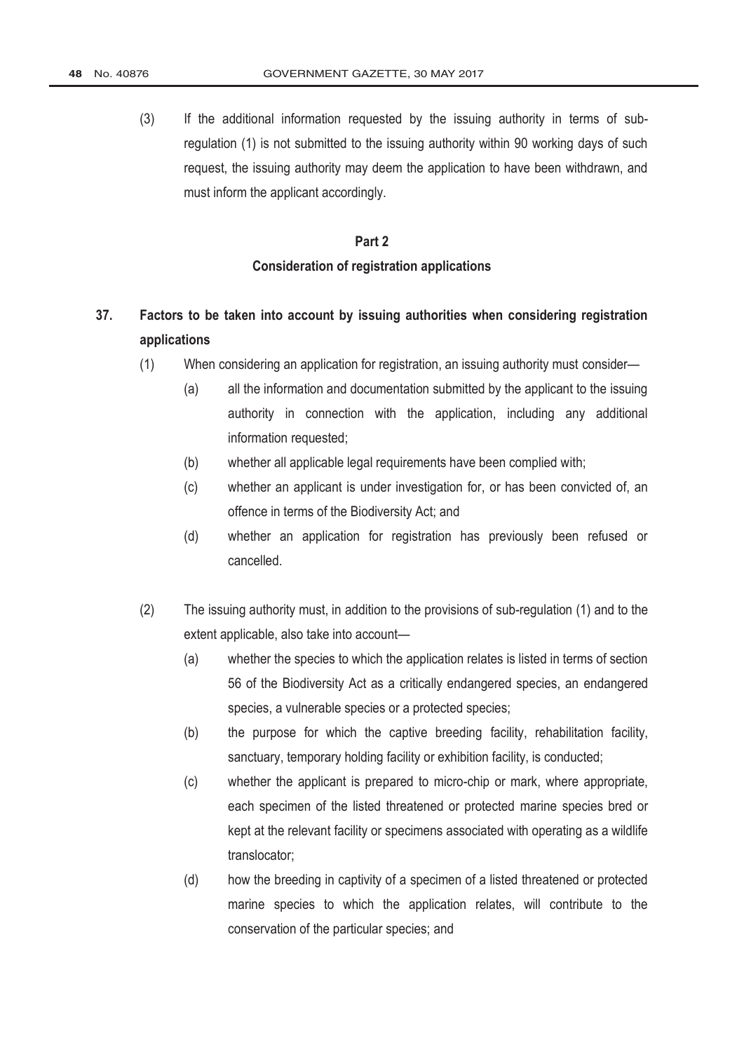(3) If the additional information requested by the issuing authority in terms of sub-regulation (1) is not submitted to the issuing authority within 90 working days of such request, the issuing authority may deem the application to have been withdrawn, and must inform the applicant accordingly.

## Part 2

## Consideration of registration applications

### 37. Factors to be taken into account by issuing authorities when considering registration applications

(1) When considering an application for registration, an issuing authority must consider—

- (a) all the information and documentation submitted by the applicant to the issuing authority in connection with the application, including any additional information requested;
- (b) whether all applicable legal requirements have been complied with;
- (c) whether an applicant is under investigation for, or has been convicted of, an offence in terms of the Biodiversity Act; and
- (d) whether an application for registration has previously been refused or cancelled.

(2) The issuing authority must, in addition to the provisions of sub-regulation (1) and to the extent applicable, also take into account—

- (a) whether the species to which the application relates is listed in terms of section 56 of the Biodiversity Act as a critically endangered species, an endangered species, a vulnerable species or a protected species;
- (b) the purpose for which the captive breeding facility, rehabilitation facility, sanctuary, temporary holding facility or exhibition facility, is conducted;
- (c) whether the applicant is prepared to micro-chip or mark, where appropriate, each specimen of the listed threatened or protected marine species bred or kept at the relevant facility or specimens associated with operating as a wildlife translocator;
- (d) how the breeding in captivity of a specimen of a listed threatened or protected marine species to which the application relates, will contribute to the conservation of the particular species; and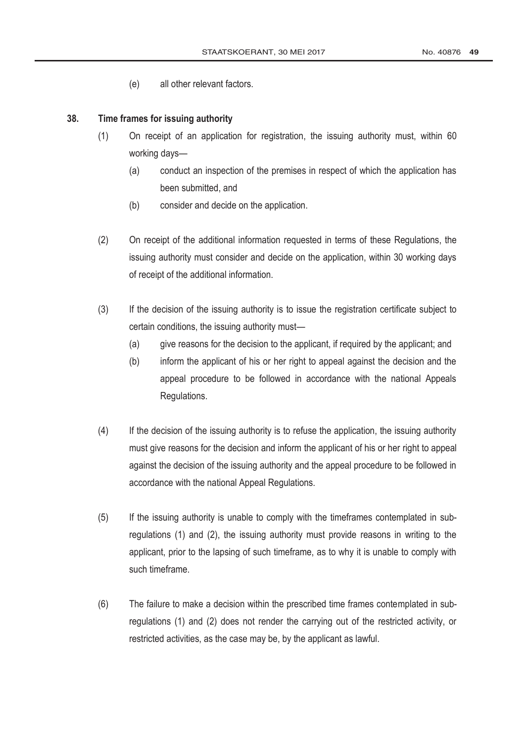(e) all other relevant factors.

**38. Time frames for issuing authority**

(1) On receipt of an application for registration, the issuing authority must, within 60 working days—

(a) conduct an inspection of the premises in respect of which the application has been submitted, and

(b) consider and decide on the application.

(2) On receipt of the additional information requested in terms of these Regulations, the issuing authority must consider and decide on the application, within 30 working days of receipt of the additional information.

(3) If the decision of the issuing authority is to issue the registration certificate subject to certain conditions, the issuing authority must—

(a) give reasons for the decision to the applicant, if required by the applicant; and

(b) inform the applicant of his or her right to appeal against the decision and the appeal procedure to be followed in accordance with the national Appeals Regulations.

(4) If the decision of the issuing authority is to refuse the application, the issuing authority must give reasons for the decision and inform the applicant of his or her right to appeal against the decision of the issuing authority and the appeal procedure to be followed in accordance with the national Appeal Regulations.

(5) If the issuing authority is unable to comply with the timeframes contemplated in sub-regulations (1) and (2), the issuing authority must provide reasons in writing to the applicant, prior to the lapsing of such timeframe, as to why it is unable to comply with such timeframe.

(6) The failure to make a decision within the prescribed time frames contemplated in sub-regulations (1) and (2) does not render the carrying out of the restricted activity, or restricted activities, as the case may be, by the applicant as lawful.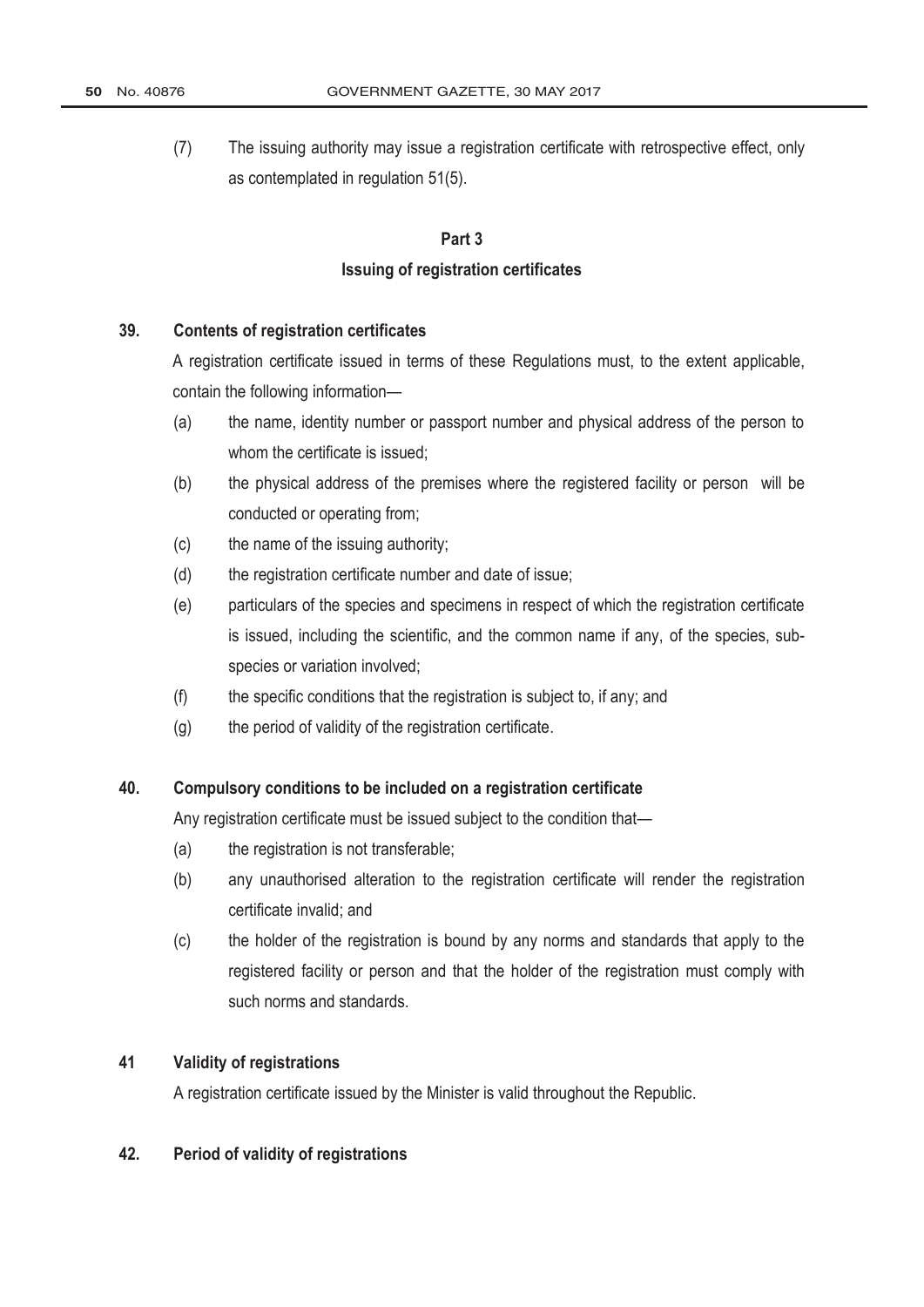(7) The issuing authority may issue a registration certificate with retrospective effect, only as contemplated in regulation 51(5).

## Part 3

## Issuing of registration certificates

### 39. Contents of registration certificates

A registration certificate issued in terms of these Regulations must, to the extent applicable, contain the following information—

(a) the name, identity number or passport number and physical address of the person to whom the certificate is issued;

(b) the physical address of the premises where the registered facility or person will be conducted or operating from;

(c) the name of the issuing authority;

(d) the registration certificate number and date of issue;

(e) particulars of the species and specimens in respect of which the registration certificate is issued, including the scientific, and the common name if any, of the species, sub-species or variation involved;

(f) the specific conditions that the registration is subject to, if any; and

(g) the period of validity of the registration certificate.

### 40. Compulsory conditions to be included on a registration certificate

Any registration certificate must be issued subject to the condition that—

(a) the registration is not transferable;

(b) any unauthorised alteration to the registration certificate will render the registration certificate invalid; and

(c) the holder of the registration is bound by any norms and standards that apply to the registered facility or person and that the holder of the registration must comply with such norms and standards.

### 41 Validity of registrations

A registration certificate issued by the Minister is valid throughout the Republic.

### 42. Period of validity of registrations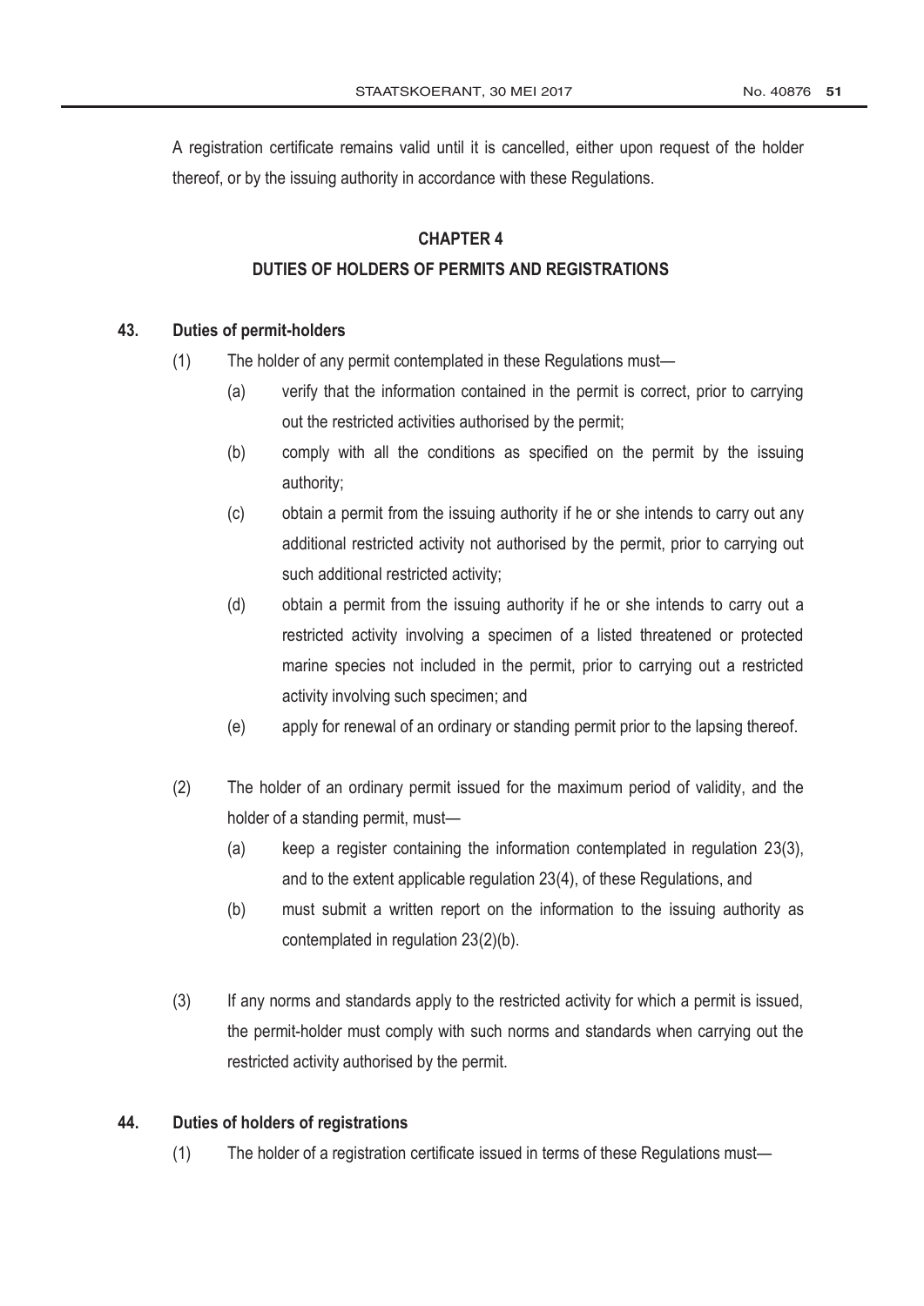A registration certificate remains valid until it is cancelled, either upon request of the holder thereof, or by the issuing authority in accordance with these Regulations.

## CHAPTER 4

## DUTIES OF HOLDERS OF PERMITS AND REGISTRATIONS

### 43. Duties of permit-holders

(1) The holder of any permit contemplated in these Regulations must—

- (a) verify that the information contained in the permit is correct, prior to carrying out the restricted activities authorised by the permit;
- (b) comply with all the conditions as specified on the permit by the issuing authority;
- (c) obtain a permit from the issuing authority if he or she intends to carry out any additional restricted activity not authorised by the permit, prior to carrying out such additional restricted activity;
- (d) obtain a permit from the issuing authority if he or she intends to carry out a restricted activity involving a specimen of a listed threatened or protected marine species not included in the permit, prior to carrying out a restricted activity involving such specimen; and
- (e) apply for renewal of an ordinary or standing permit prior to the lapsing thereof.

(2) The holder of an ordinary permit issued for the maximum period of validity, and the holder of a standing permit, must—

- (a) keep a register containing the information contemplated in regulation 23(3), and to the extent applicable regulation 23(4), of these Regulations, and
- (b) must submit a written report on the information to the issuing authority as contemplated in regulation 23(2)(b).

(3) If any norms and standards apply to the restricted activity for which a permit is issued, the permit-holder must comply with such norms and standards when carrying out the restricted activity authorised by the permit.

### 44. Duties of holders of registrations

(1) The holder of a registration certificate issued in terms of these Regulations must—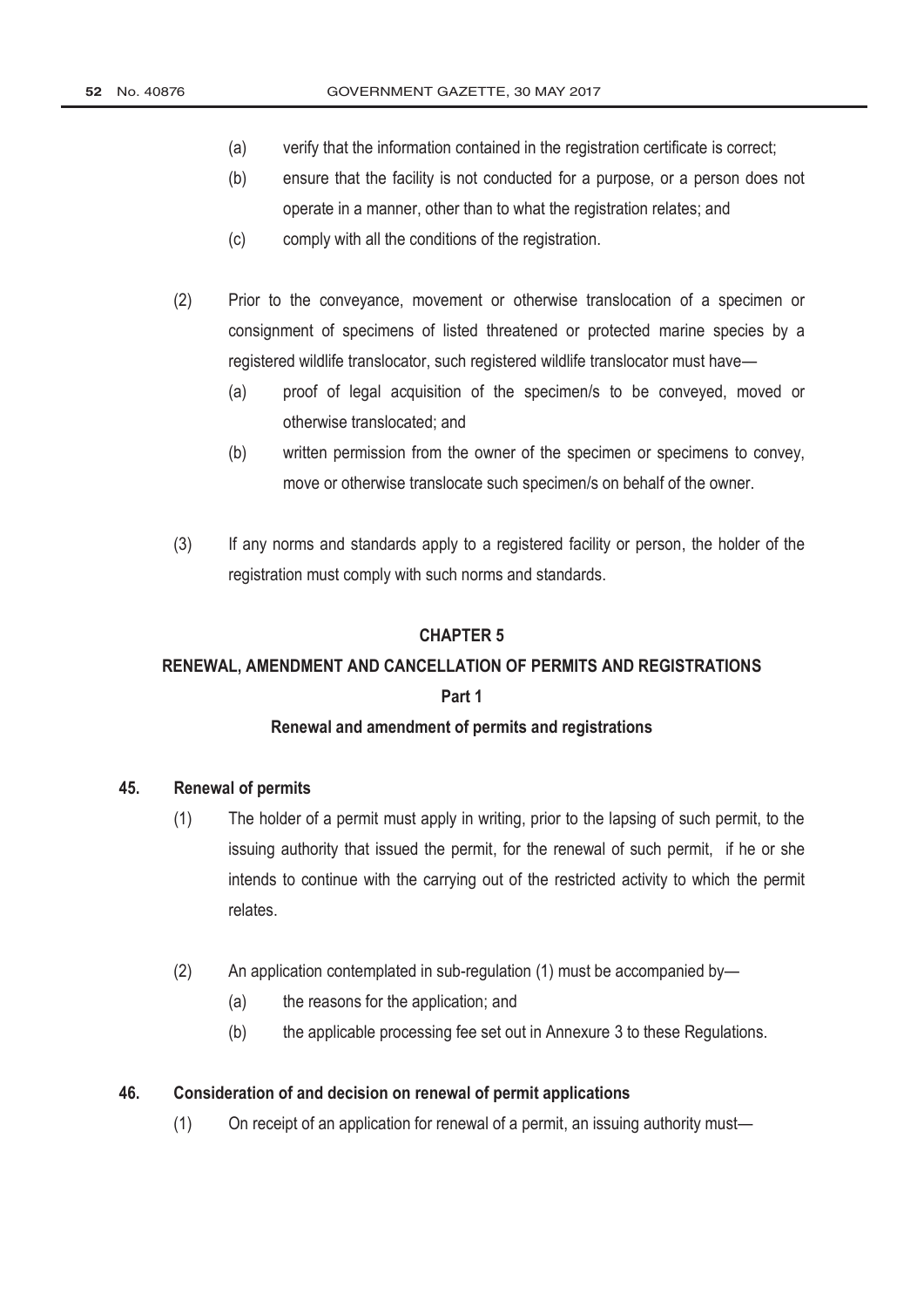(a) verify that the information contained in the registration certificate is correct;

(b) ensure that the facility is not conducted for a purpose, or a person does not operate in a manner, other than to what the registration relates; and

(c) comply with all the conditions of the registration.

(2) Prior to the conveyance, movement or otherwise translocation of a specimen or consignment of specimens of listed threatened or protected marine species by a registered wildlife translocator, such registered wildlife translocator must have—

(a) proof of legal acquisition of the specimen/s to be conveyed, moved or otherwise translocated; and

(b) written permission from the owner of the specimen or specimens to convey, move or otherwise translocate such specimen/s on behalf of the owner.

(3) If any norms and standards apply to a registered facility or person, the holder of the registration must comply with such norms and standards.

## CHAPTER 5

## RENEWAL, AMENDMENT AND CANCELLATION OF PERMITS AND REGISTRATIONS

### Part 1

### Renewal and amendment of permits and registrations

**45. Renewal of permits**

(1) The holder of a permit must apply in writing, prior to the lapsing of such permit, to the issuing authority that issued the permit, for the renewal of such permit, if he or she intends to continue with the carrying out of the restricted activity to which the permit relates.

(2) An application contemplated in sub-regulation (1) must be accompanied by—

(a) the reasons for the application; and

(b) the applicable processing fee set out in Annexure 3 to these Regulations.

**46. Consideration of and decision on renewal of permit applications**

(1) On receipt of an application for renewal of a permit, an issuing authority must—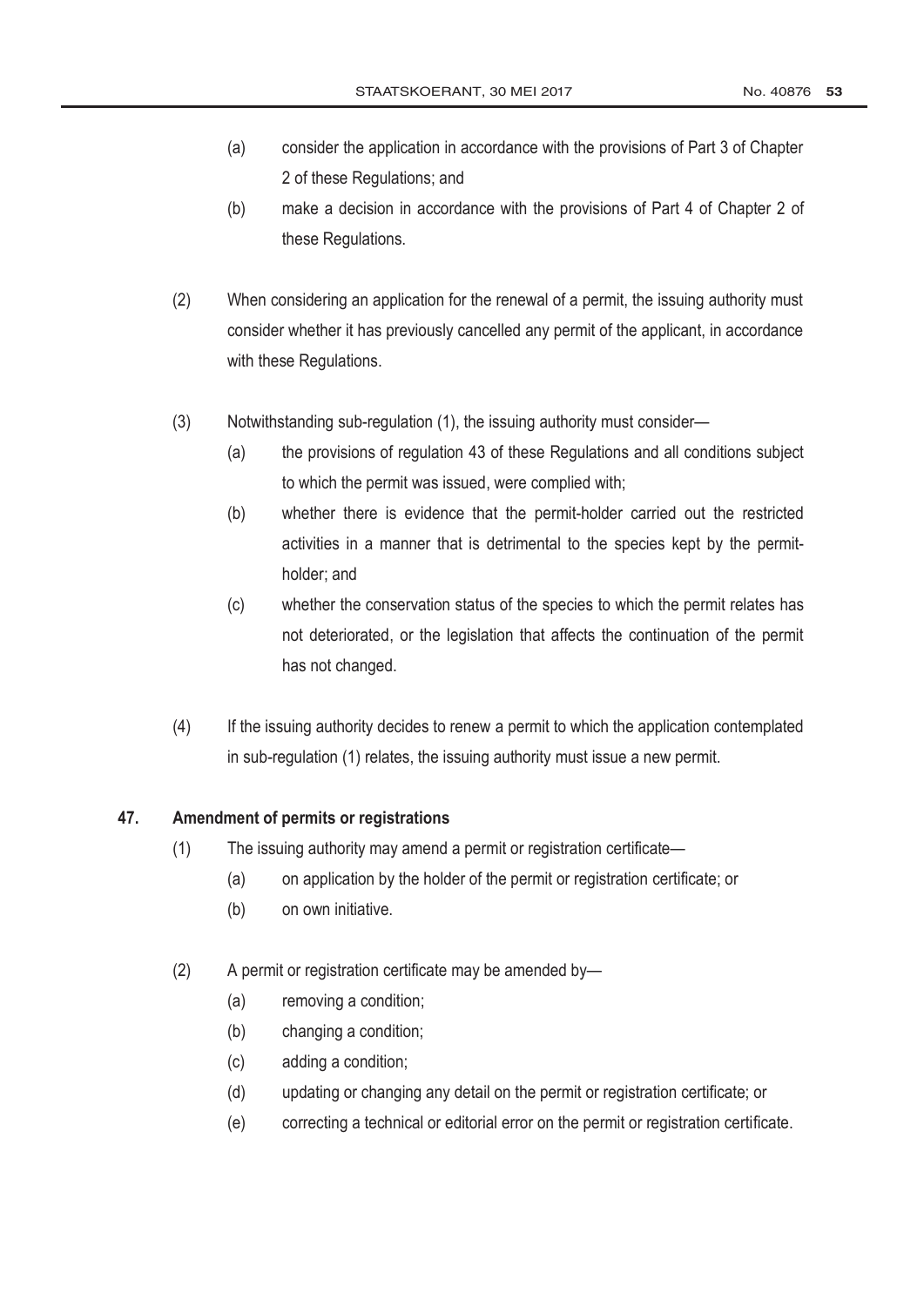(a) consider the application in accordance with the provisions of Part 3 of Chapter 2 of these Regulations; and

(b) make a decision in accordance with the provisions of Part 4 of Chapter 2 of these Regulations.

(2) When considering an application for the renewal of a permit, the issuing authority must consider whether it has previously cancelled any permit of the applicant, in accordance with these Regulations.

(3) Notwithstanding sub-regulation (1), the issuing authority must consider—

(a) the provisions of regulation 43 of these Regulations and all conditions subject to which the permit was issued, were complied with;

(b) whether there is evidence that the permit-holder carried out the restricted activities in a manner that is detrimental to the species kept by the permit-holder; and

(c) whether the conservation status of the species to which the permit relates has not deteriorated, or the legislation that affects the continuation of the permit has not changed.

(4) If the issuing authority decides to renew a permit to which the application contemplated in sub-regulation (1) relates, the issuing authority must issue a new permit.

**47. Amendment of permits or registrations**

(1) The issuing authority may amend a permit or registration certificate—

(a) on application by the holder of the permit or registration certificate; or

(b) on own initiative.

(2) A permit or registration certificate may be amended by—

(a) removing a condition;

(b) changing a condition;

(c) adding a condition;

(d) updating or changing any detail on the permit or registration certificate; or

(e) correcting a technical or editorial error on the permit or registration certificate.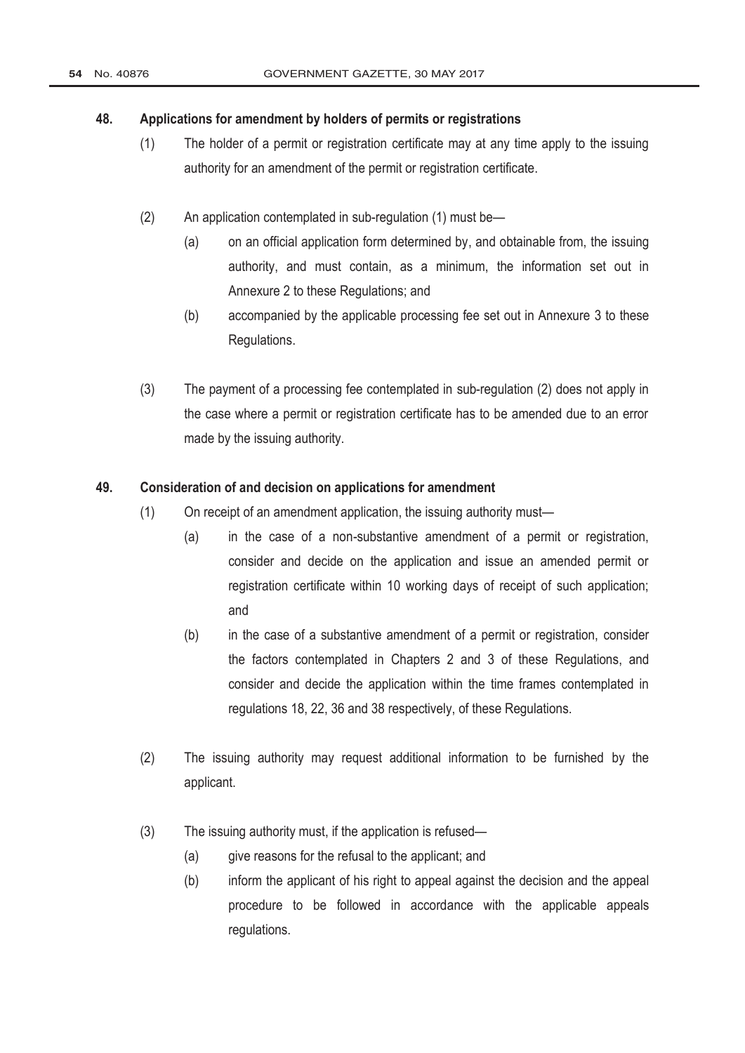**48. Applications for amendment by holders of permits or registrations**

(1) The holder of a permit or registration certificate may at any time apply to the issuing authority for an amendment of the permit or registration certificate.

(2) An application contemplated in sub-regulation (1) must be—

(a) on an official application form determined by, and obtainable from, the issuing authority, and must contain, as a minimum, the information set out in Annexure 2 to these Regulations; and

(b) accompanied by the applicable processing fee set out in Annexure 3 to these Regulations.

(3) The payment of a processing fee contemplated in sub-regulation (2) does not apply in the case where a permit or registration certificate has to be amended due to an error made by the issuing authority.

**49. Consideration of and decision on applications for amendment**

(1) On receipt of an amendment application, the issuing authority must—

(a) in the case of a non-substantive amendment of a permit or registration, consider and decide on the application and issue an amended permit or registration certificate within 10 working days of receipt of such application; and

(b) in the case of a substantive amendment of a permit or registration, consider the factors contemplated in Chapters 2 and 3 of these Regulations, and consider and decide the application within the time frames contemplated in regulations 18, 22, 36 and 38 respectively, of these Regulations.

(2) The issuing authority may request additional information to be furnished by the applicant.

(3) The issuing authority must, if the application is refused—

(a) give reasons for the refusal to the applicant; and

(b) inform the applicant of his right to appeal against the decision and the appeal procedure to be followed in accordance with the applicable appeals regulations.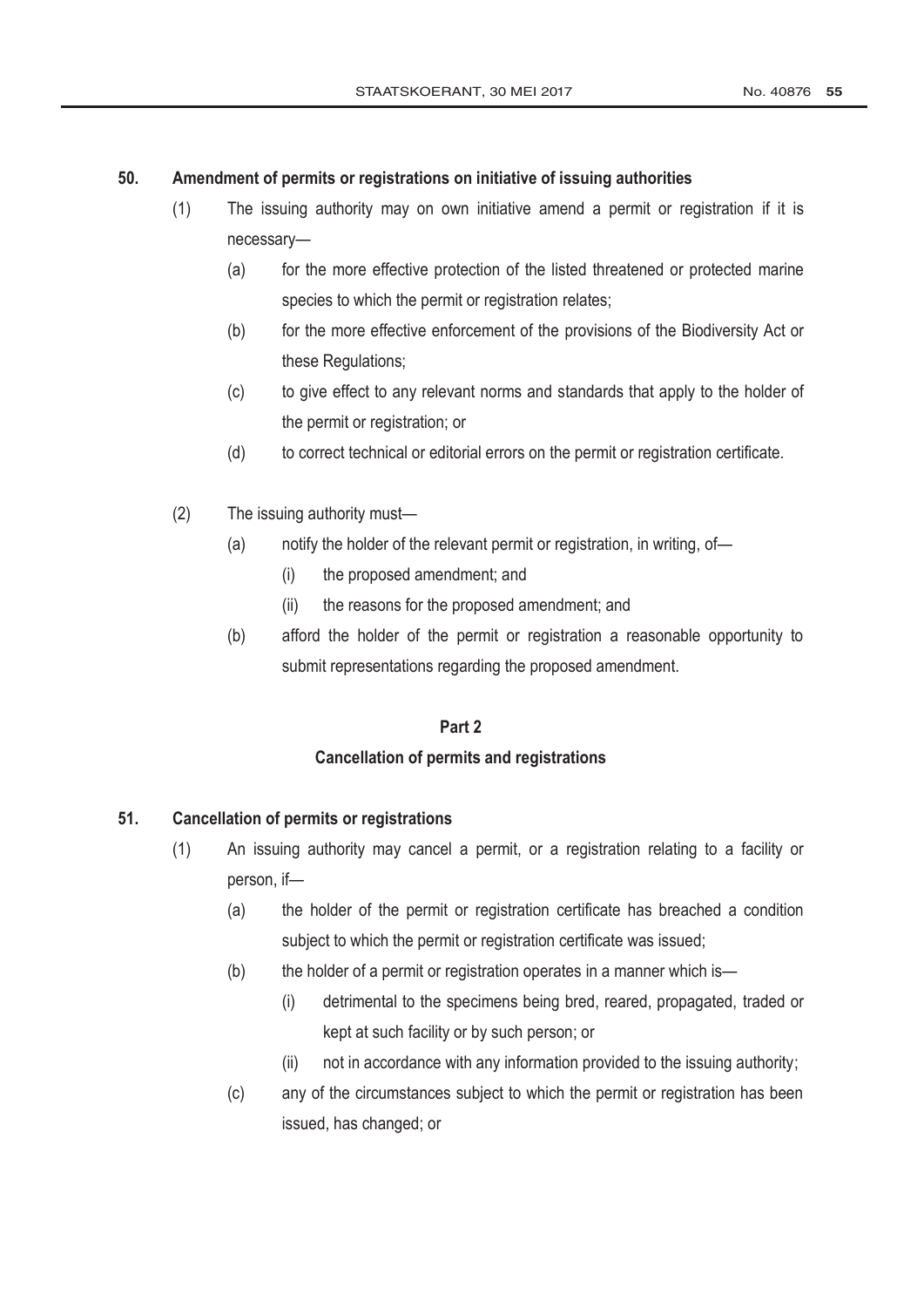**50. Amendment of permits or registrations on initiative of issuing authorities**

(1) The issuing authority may on own initiative amend a permit or registration if it is necessary—

(a) for the more effective protection of the listed threatened or protected marine species to which the permit or registration relates;

(b) for the more effective enforcement of the provisions of the Biodiversity Act or these Regulations;

(c) to give effect to any relevant norms and standards that apply to the holder of the permit or registration; or

(d) to correct technical or editorial errors on the permit or registration certificate.

(2) The issuing authority must—

(a) notify the holder of the relevant permit or registration, in writing, of—

(i) the proposed amendment; and

(ii) the reasons for the proposed amendment; and

(b) afford the holder of the permit or registration a reasonable opportunity to submit representations regarding the proposed amendment.

## Part 2

## Cancellation of permits and registrations

**51. Cancellation of permits or registrations**

(1) An issuing authority may cancel a permit, or a registration relating to a facility or person, if—

(a) the holder of the permit or registration certificate has breached a condition subject to which the permit or registration certificate was issued;

(b) the holder of a permit or registration operates in a manner which is—

(i) detrimental to the specimens being bred, reared, propagated, traded or kept at such facility or by such person; or

(ii) not in accordance with any information provided to the issuing authority;

(c) any of the circumstances subject to which the permit or registration has been issued, has changed; or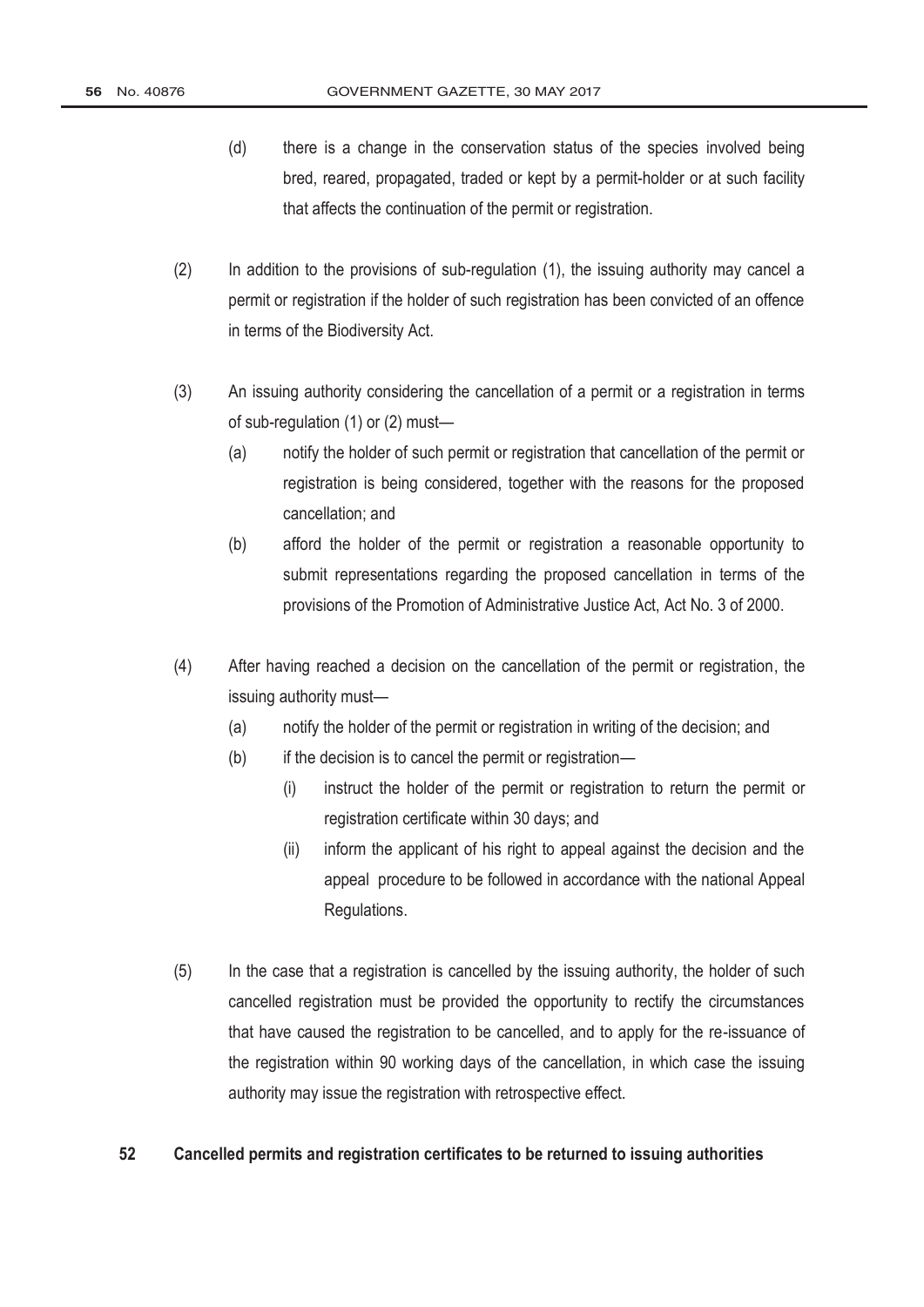(d) there is a change in the conservation status of the species involved being bred, reared, propagated, traded or kept by a permit-holder or at such facility that affects the continuation of the permit or registration.

(2) In addition to the provisions of sub-regulation (1), the issuing authority may cancel a permit or registration if the holder of such registration has been convicted of an offence in terms of the Biodiversity Act.

(3) An issuing authority considering the cancellation of a permit or a registration in terms of sub-regulation (1) or (2) must—

(a) notify the holder of such permit or registration that cancellation of the permit or registration is being considered, together with the reasons for the proposed cancellation; and

(b) afford the holder of the permit or registration a reasonable opportunity to submit representations regarding the proposed cancellation in terms of the provisions of the Promotion of Administrative Justice Act, Act No. 3 of 2000.

(4) After having reached a decision on the cancellation of the permit or registration, the issuing authority must—

(a) notify the holder of the permit or registration in writing of the decision; and

(b) if the decision is to cancel the permit or registration—

(i) instruct the holder of the permit or registration to return the permit or registration certificate within 30 days; and

(ii) inform the applicant of his right to appeal against the decision and the appeal procedure to be followed in accordance with the national Appeal Regulations.

(5) In the case that a registration is cancelled by the issuing authority, the holder of such cancelled registration must be provided the opportunity to rectify the circumstances that have caused the registration to be cancelled, and to apply for the re-issuance of the registration within 90 working days of the cancellation, in which case the issuing authority may issue the registration with retrospective effect.

**52 Cancelled permits and registration certificates to be returned to issuing authorities**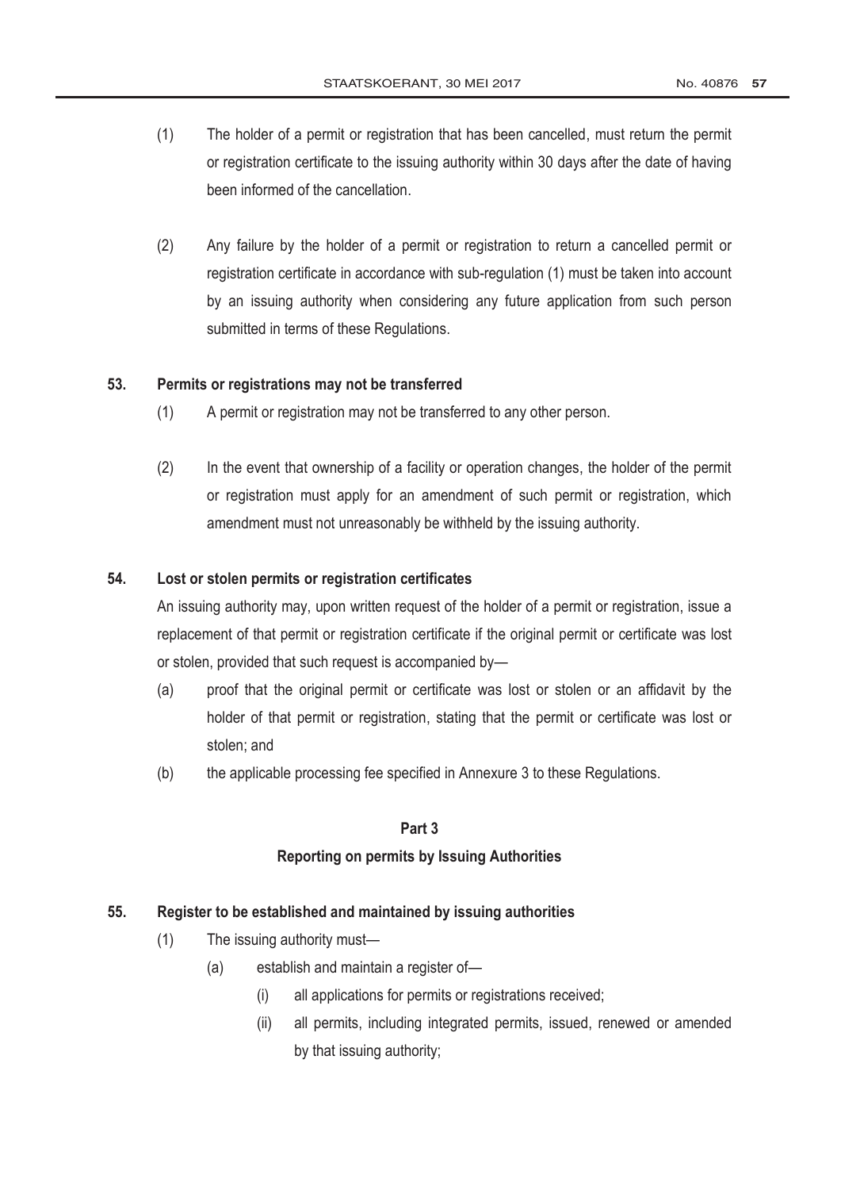(1) The holder of a permit or registration that has been cancelled, must return the permit or registration certificate to the issuing authority within 30 days after the date of having been informed of the cancellation.

(2) Any failure by the holder of a permit or registration to return a cancelled permit or registration certificate in accordance with sub-regulation (1) must be taken into account by an issuing authority when considering any future application from such person submitted in terms of these Regulations.

**53. Permits or registrations may not be transferred**

(1) A permit or registration may not be transferred to any other person.

(2) In the event that ownership of a facility or operation changes, the holder of the permit or registration must apply for an amendment of such permit or registration, which amendment must not unreasonably be withheld by the issuing authority.

**54. Lost or stolen permits or registration certificates**

An issuing authority may, upon written request of the holder of a permit or registration, issue a replacement of that permit or registration certificate if the original permit or certificate was lost or stolen, provided that such request is accompanied by—

(a) proof that the original permit or certificate was lost or stolen or an affidavit by the holder of that permit or registration, stating that the permit or certificate was lost or stolen; and

(b) the applicable processing fee specified in Annexure 3 to these Regulations.

**Part 3**

**Reporting on permits by Issuing Authorities**

**55. Register to be established and maintained by issuing authorities**

(1) The issuing authority must—

(a) establish and maintain a register of—

(i) all applications for permits or registrations received;

(ii) all permits, including integrated permits, issued, renewed or amended by that issuing authority;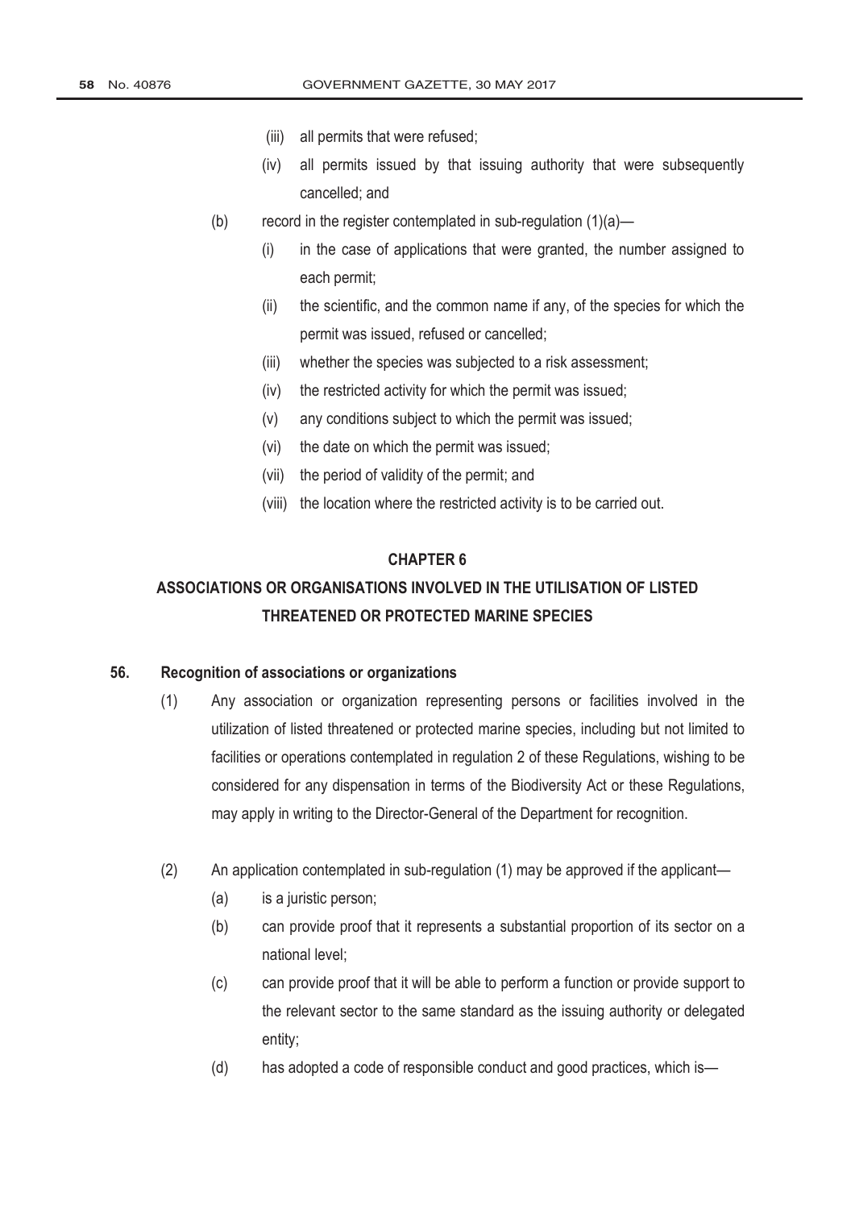(iii) all permits that were refused;

(iv) all permits issued by that issuing authority that were subsequently cancelled; and

(b) record in the register contemplated in sub-regulation (1)(a)—

(i) in the case of applications that were granted, the number assigned to each permit;

(ii) the scientific, and the common name if any, of the species for which the permit was issued, refused or cancelled;

(iii) whether the species was subjected to a risk assessment;

(iv) the restricted activity for which the permit was issued;

(v) any conditions subject to which the permit was issued;

(vi) the date on which the permit was issued;

(vii) the period of validity of the permit; and

(viii) the location where the restricted activity is to be carried out.

## CHAPTER 6

## ASSOCIATIONS OR ORGANISATIONS INVOLVED IN THE UTILISATION OF LISTED THREATENED OR PROTECTED MARINE SPECIES

### 56. Recognition of associations or organizations

(1) Any association or organization representing persons or facilities involved in the utilization of listed threatened or protected marine species, including but not limited to facilities or operations contemplated in regulation 2 of these Regulations, wishing to be considered for any dispensation in terms of the Biodiversity Act or these Regulations, may apply in writing to the Director-General of the Department for recognition.

(2) An application contemplated in sub-regulation (1) may be approved if the applicant—

(a) is a juristic person;

(b) can provide proof that it represents a substantial proportion of its sector on a national level;

(c) can provide proof that it will be able to perform a function or provide support to the relevant sector to the same standard as the issuing authority or delegated entity;

(d) has adopted a code of responsible conduct and good practices, which is—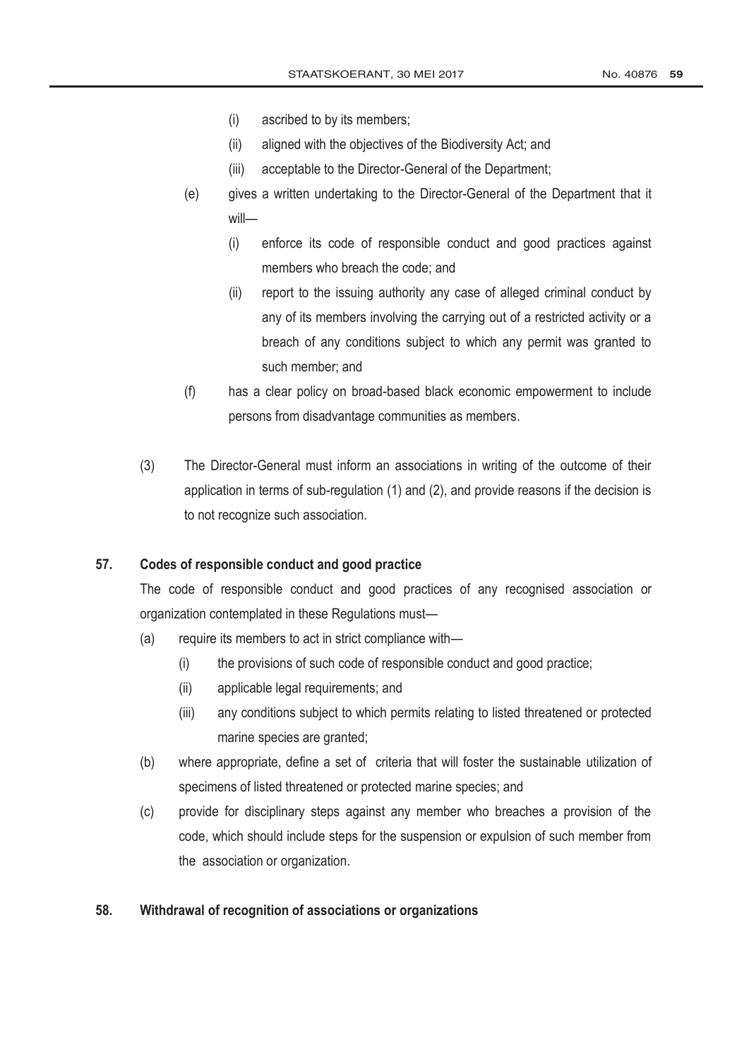(i) ascribed to by its members;

(ii) aligned with the objectives of the Biodiversity Act; and

(iii) acceptable to the Director-General of the Department;

(e) gives a written undertaking to the Director-General of the Department that it will—

(i) enforce its code of responsible conduct and good practices against members who breach the code; and

(ii) report to the issuing authority any case of alleged criminal conduct by any of its members involving the carrying out of a restricted activity or a breach of any conditions subject to which any permit was granted to such member; and

(f) has a clear policy on broad-based black economic empowerment to include persons from disadvantage communities as members.

(3) The Director-General must inform an associations in writing of the outcome of their application in terms of sub-regulation (1) and (2), and provide reasons if the decision is to not recognize such association.

**57. Codes of responsible conduct and good practice**

The code of responsible conduct and good practices of any recognised association or organization contemplated in these Regulations must—

(a) require its members to act in strict compliance with—

(i) the provisions of such code of responsible conduct and good practice;

(ii) applicable legal requirements; and

(iii) any conditions subject to which permits relating to listed threatened or protected marine species are granted;

(b) where appropriate, define a set of criteria that will foster the sustainable utilization of specimens of listed threatened or protected marine species; and

(c) provide for disciplinary steps against any member who breaches a provision of the code, which should include steps for the suspension or expulsion of such member from the association or organization.

**58. Withdrawal of recognition of associations or organizations**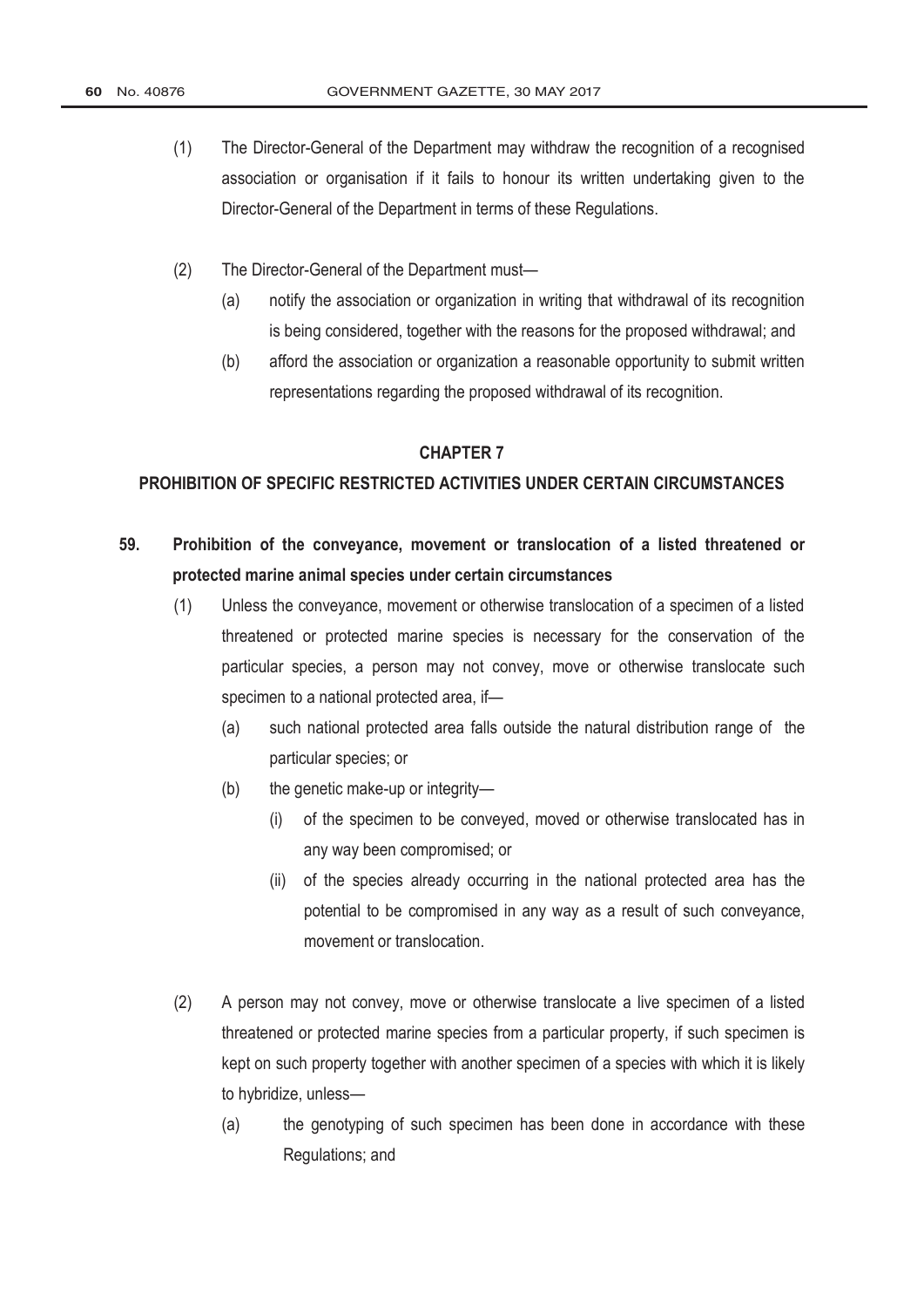(1) The Director-General of the Department may withdraw the recognition of a recognised association or organisation if it fails to honour its written undertaking given to the Director-General of the Department in terms of these Regulations.

(2) The Director-General of the Department must—

(a) notify the association or organization in writing that withdrawal of its recognition is being considered, together with the reasons for the proposed withdrawal; and

(b) afford the association or organization a reasonable opportunity to submit written representations regarding the proposed withdrawal of its recognition.

## CHAPTER 7

## PROHIBITION OF SPECIFIC RESTRICTED ACTIVITIES UNDER CERTAIN CIRCUMSTANCES

### 59. Prohibition of the conveyance, movement or translocation of a listed threatened or protected marine animal species under certain circumstances

(1) Unless the conveyance, movement or otherwise translocation of a specimen of a listed threatened or protected marine species is necessary for the conservation of the particular species, a person may not convey, move or otherwise translocate such specimen to a national protected area, if—

(a) such national protected area falls outside the natural distribution range of the particular species; or

(b) the genetic make-up or integrity—

(i) of the specimen to be conveyed, moved or otherwise translocated has in any way been compromised; or

(ii) of the species already occurring in the national protected area has the potential to be compromised in any way as a result of such conveyance, movement or translocation.

(2) A person may not convey, move or otherwise translocate a live specimen of a listed threatened or protected marine species from a particular property, if such specimen is kept on such property together with another specimen of a species with which it is likely to hybridize, unless—

(a) the genotyping of such specimen has been done in accordance with these Regulations; and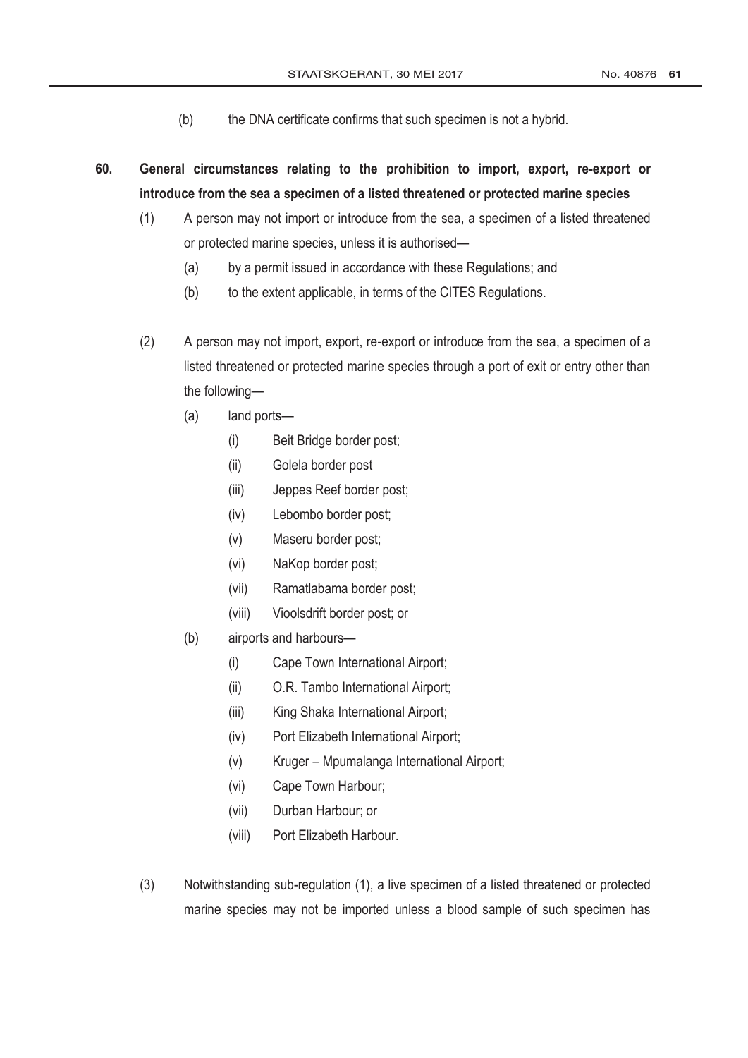(b) the DNA certificate confirms that such specimen is not a hybrid.

**60. General circumstances relating to the prohibition to import, export, re-export or introduce from the sea a specimen of a listed threatened or protected marine species**

(1) A person may not import or introduce from the sea, a specimen of a listed threatened or protected marine species, unless it is authorised—

(a) by a permit issued in accordance with these Regulations; and

(b) to the extent applicable, in terms of the CITES Regulations.

(2) A person may not import, export, re-export or introduce from the sea, a specimen of a listed threatened or protected marine species through a port of exit or entry other than the following—

(a) land ports—

(i) Beit Bridge border post;

(ii) Golela border post

(iii) Jeppes Reef border post;

(iv) Lebombo border post;

(v) Maseru border post;

(vi) NaKop border post;

(vii) Ramatlabama border post;

(viii) Vioolsdrift border post; or

(b) airports and harbours—

(i) Cape Town International Airport;

(ii) O.R. Tambo International Airport;

(iii) King Shaka International Airport;

(iv) Port Elizabeth International Airport;

(v) Kruger – Mpumalanga International Airport;

(vi) Cape Town Harbour;

(vii) Durban Harbour; or

(viii) Port Elizabeth Harbour.

(3) Notwithstanding sub-regulation (1), a live specimen of a listed threatened or protected marine species may not be imported unless a blood sample of such specimen has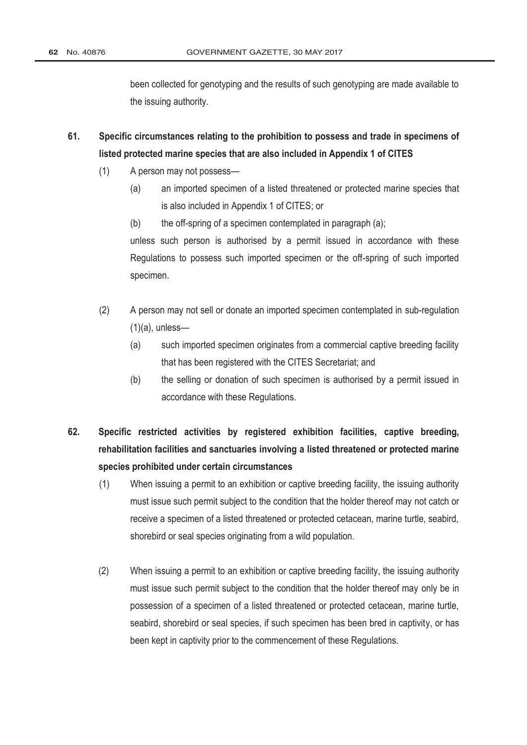been collected for genotyping and the results of such genotyping are made available to the issuing authority.

**61. Specific circumstances relating to the prohibition to possess and trade in specimens of listed protected marine species that are also included in Appendix 1 of CITES**

(1) A person may not possess—

(a) an imported specimen of a listed threatened or protected marine species that is also included in Appendix 1 of CITES; or

(b) the off-spring of a specimen contemplated in paragraph (a);

unless such person is authorised by a permit issued in accordance with these Regulations to possess such imported specimen or the off-spring of such imported specimen.

(2) A person may not sell or donate an imported specimen contemplated in sub-regulation (1)(a), unless—

(a) such imported specimen originates from a commercial captive breeding facility that has been registered with the CITES Secretariat; and

(b) the selling or donation of such specimen is authorised by a permit issued in accordance with these Regulations.

**62. Specific restricted activities by registered exhibition facilities, captive breeding, rehabilitation facilities and sanctuaries involving a listed threatened or protected marine species prohibited under certain circumstances**

(1) When issuing a permit to an exhibition or captive breeding facility, the issuing authority must issue such permit subject to the condition that the holder thereof may not catch or receive a specimen of a listed threatened or protected cetacean, marine turtle, seabird, shorebird or seal species originating from a wild population.

(2) When issuing a permit to an exhibition or captive breeding facility, the issuing authority must issue such permit subject to the condition that the holder thereof may only be in possession of a specimen of a listed threatened or protected cetacean, marine turtle, seabird, shorebird or seal species, if such specimen has been bred in captivity, or has been kept in captivity prior to the commencement of these Regulations.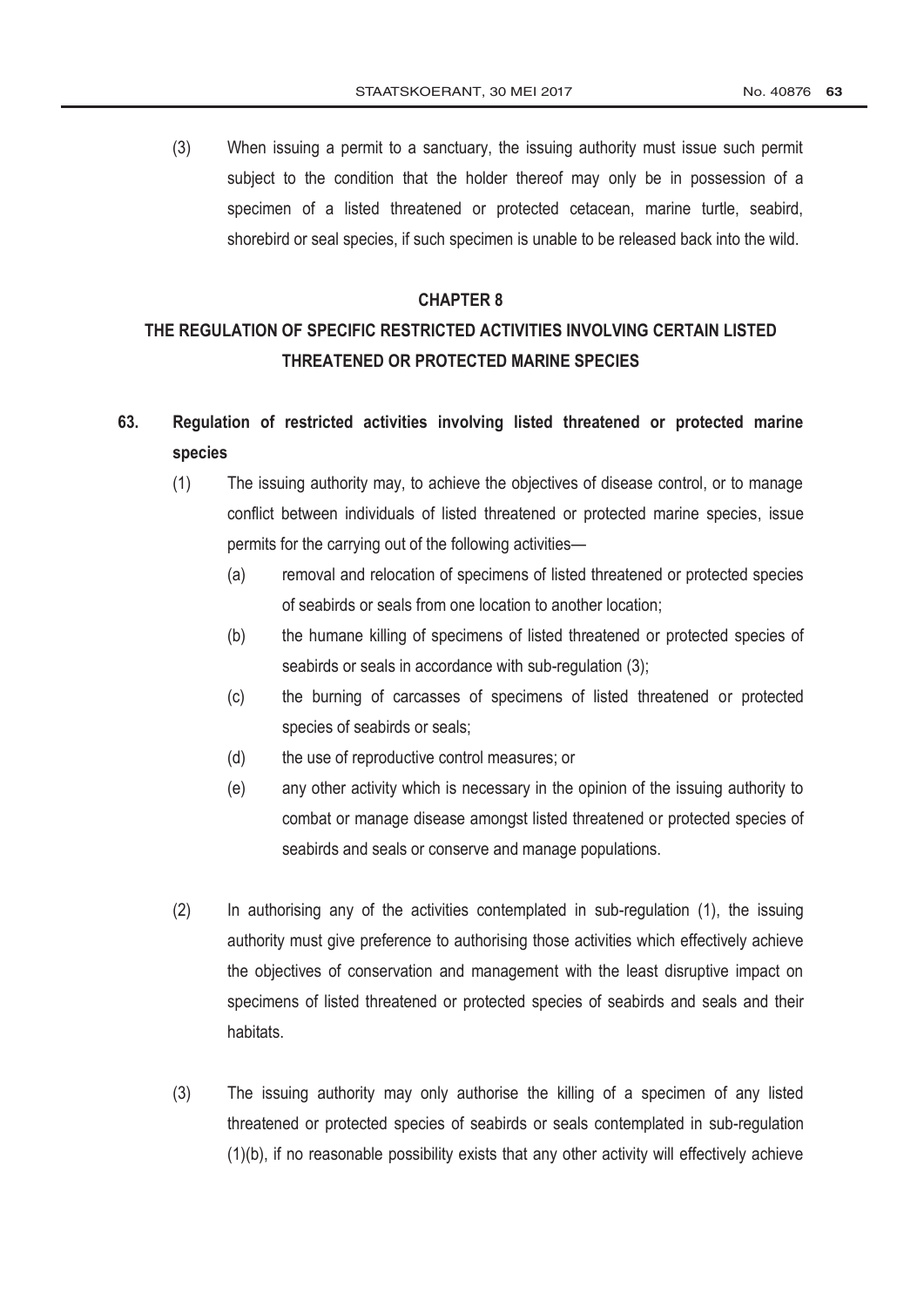(3) When issuing a permit to a sanctuary, the issuing authority must issue such permit subject to the condition that the holder thereof may only be in possession of a specimen of a listed threatened or protected cetacean, marine turtle, seabird, shorebird or seal species, if such specimen is unable to be released back into the wild.

## CHAPTER 8

## THE REGULATION OF SPECIFIC RESTRICTED ACTIVITIES INVOLVING CERTAIN LISTED THREATENED OR PROTECTED MARINE SPECIES

### 63. Regulation of restricted activities involving listed threatened or protected marine species

(1) The issuing authority may, to achieve the objectives of disease control, or to manage conflict between individuals of listed threatened or protected marine species, issue permits for the carrying out of the following activities—

(a) removal and relocation of specimens of listed threatened or protected species of seabirds or seals from one location to another location;

(b) the humane killing of specimens of listed threatened or protected species of seabirds or seals in accordance with sub-regulation (3);

(c) the burning of carcasses of specimens of listed threatened or protected species of seabirds or seals;

(d) the use of reproductive control measures; or

(e) any other activity which is necessary in the opinion of the issuing authority to combat or manage disease amongst listed threatened or protected species of seabirds and seals or conserve and manage populations.

(2) In authorising any of the activities contemplated in sub-regulation (1), the issuing authority must give preference to authorising those activities which effectively achieve the objectives of conservation and management with the least disruptive impact on specimens of listed threatened or protected species of seabirds and seals and their habitats.

(3) The issuing authority may only authorise the killing of a specimen of any listed threatened or protected species of seabirds or seals contemplated in sub-regulation (1)(b), if no reasonable possibility exists that any other activity will effectively achieve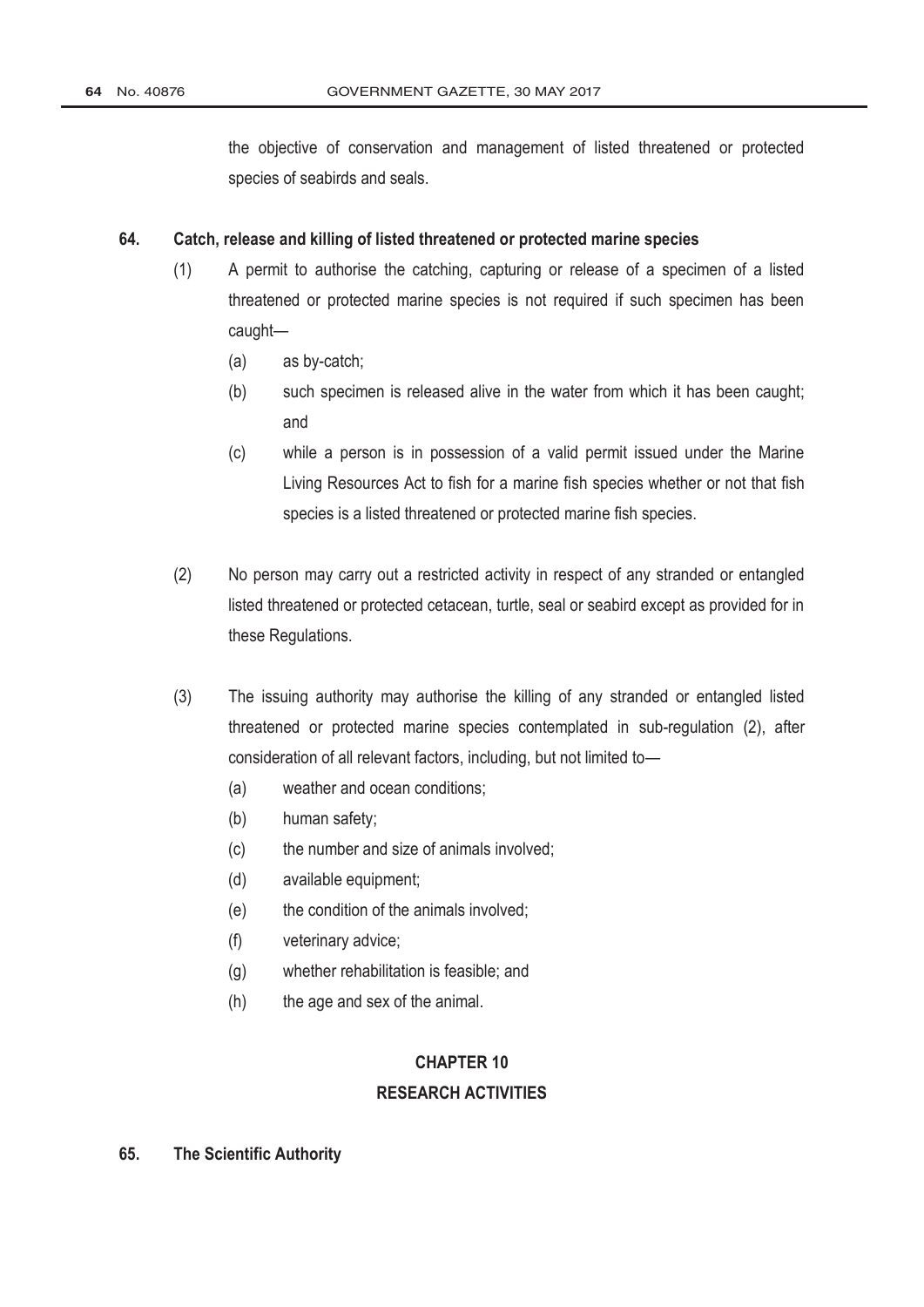the objective of conservation and management of listed threatened or protected species of seabirds and seals.

**64. Catch, release and killing of listed threatened or protected marine species**

(1) A permit to authorise the catching, capturing or release of a specimen of a listed threatened or protected marine species is not required if such specimen has been caught—

- (a) as by-catch;
- (b) such specimen is released alive in the water from which it has been caught; and
- (c) while a person is in possession of a valid permit issued under the Marine Living Resources Act to fish for a marine fish species whether or not that fish species is a listed threatened or protected marine fish species.

(2) No person may carry out a restricted activity in respect of any stranded or entangled listed threatened or protected cetacean, turtle, seal or seabird except as provided for in these Regulations.

(3) The issuing authority may authorise the killing of any stranded or entangled listed threatened or protected marine species contemplated in sub-regulation (2), after consideration of all relevant factors, including, but not limited to—

- (a) weather and ocean conditions;
- (b) human safety;
- (c) the number and size of animals involved;
- (d) available equipment;
- (e) the condition of the animals involved;
- (f) veterinary advice;
- (g) whether rehabilitation is feasible; and
- (h) the age and sex of the animal.

## CHAPTER 10
## RESEARCH ACTIVITIES

**65. The Scientific Authority**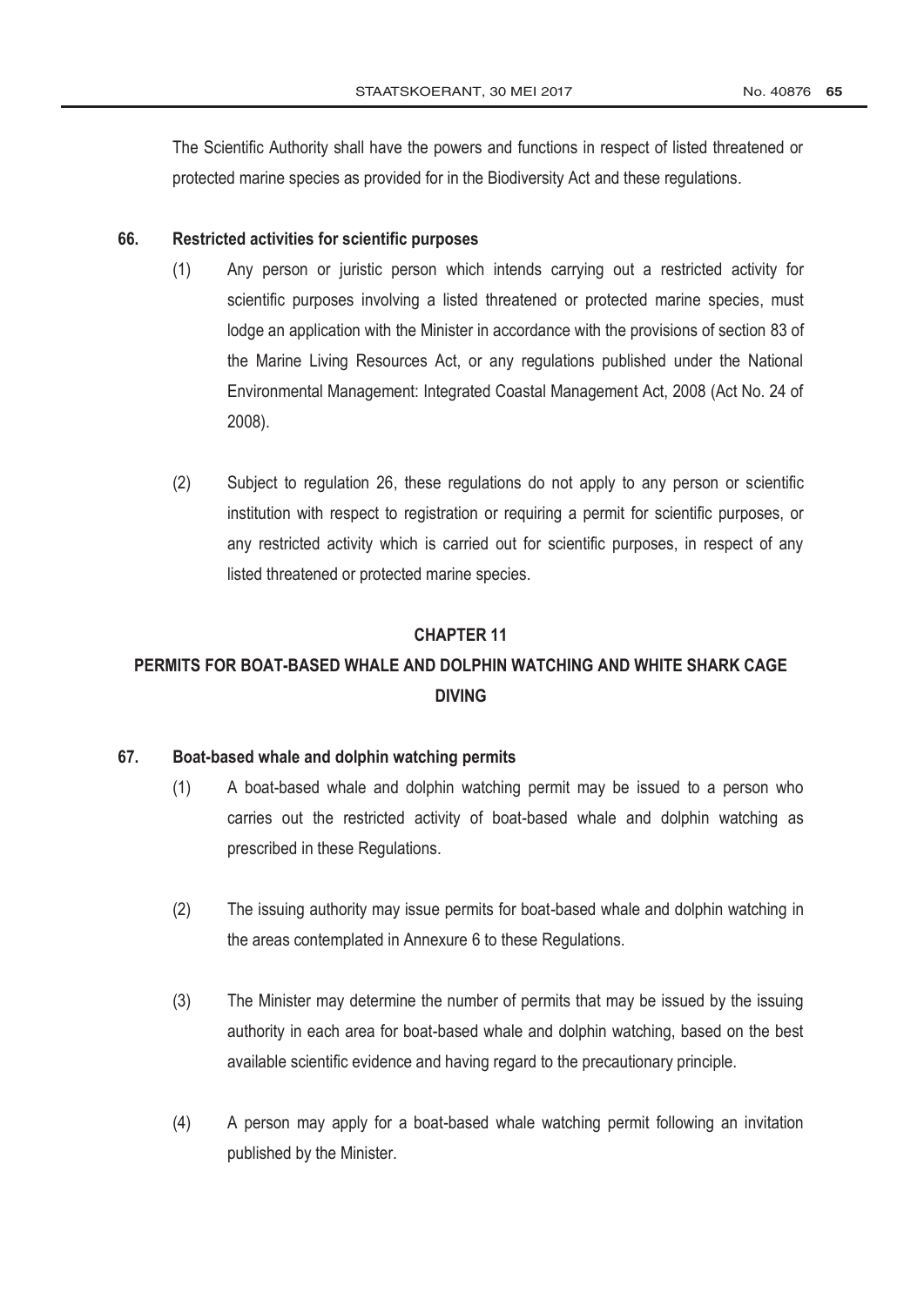The Scientific Authority shall have the powers and functions in respect of listed threatened or protected marine species as provided for in the Biodiversity Act and these regulations.

**66. Restricted activities for scientific purposes**

(1) Any person or juristic person which intends carrying out a restricted activity for scientific purposes involving a listed threatened or protected marine species, must lodge an application with the Minister in accordance with the provisions of section 83 of the Marine Living Resources Act, or any regulations published under the National Environmental Management: Integrated Coastal Management Act, 2008 (Act No. 24 of 2008).

(2) Subject to regulation 26, these regulations do not apply to any person or scientific institution with respect to registration or requiring a permit for scientific purposes, or any restricted activity which is carried out for scientific purposes, in respect of any listed threatened or protected marine species.

## CHAPTER 11

## PERMITS FOR BOAT-BASED WHALE AND DOLPHIN WATCHING AND WHITE SHARK CAGE DIVING

**67. Boat-based whale and dolphin watching permits**

(1) A boat-based whale and dolphin watching permit may be issued to a person who carries out the restricted activity of boat-based whale and dolphin watching as prescribed in these Regulations.

(2) The issuing authority may issue permits for boat-based whale and dolphin watching in the areas contemplated in Annexure 6 to these Regulations.

(3) The Minister may determine the number of permits that may be issued by the issuing authority in each area for boat-based whale and dolphin watching, based on the best available scientific evidence and having regard to the precautionary principle.

(4) A person may apply for a boat-based whale watching permit following an invitation published by the Minister.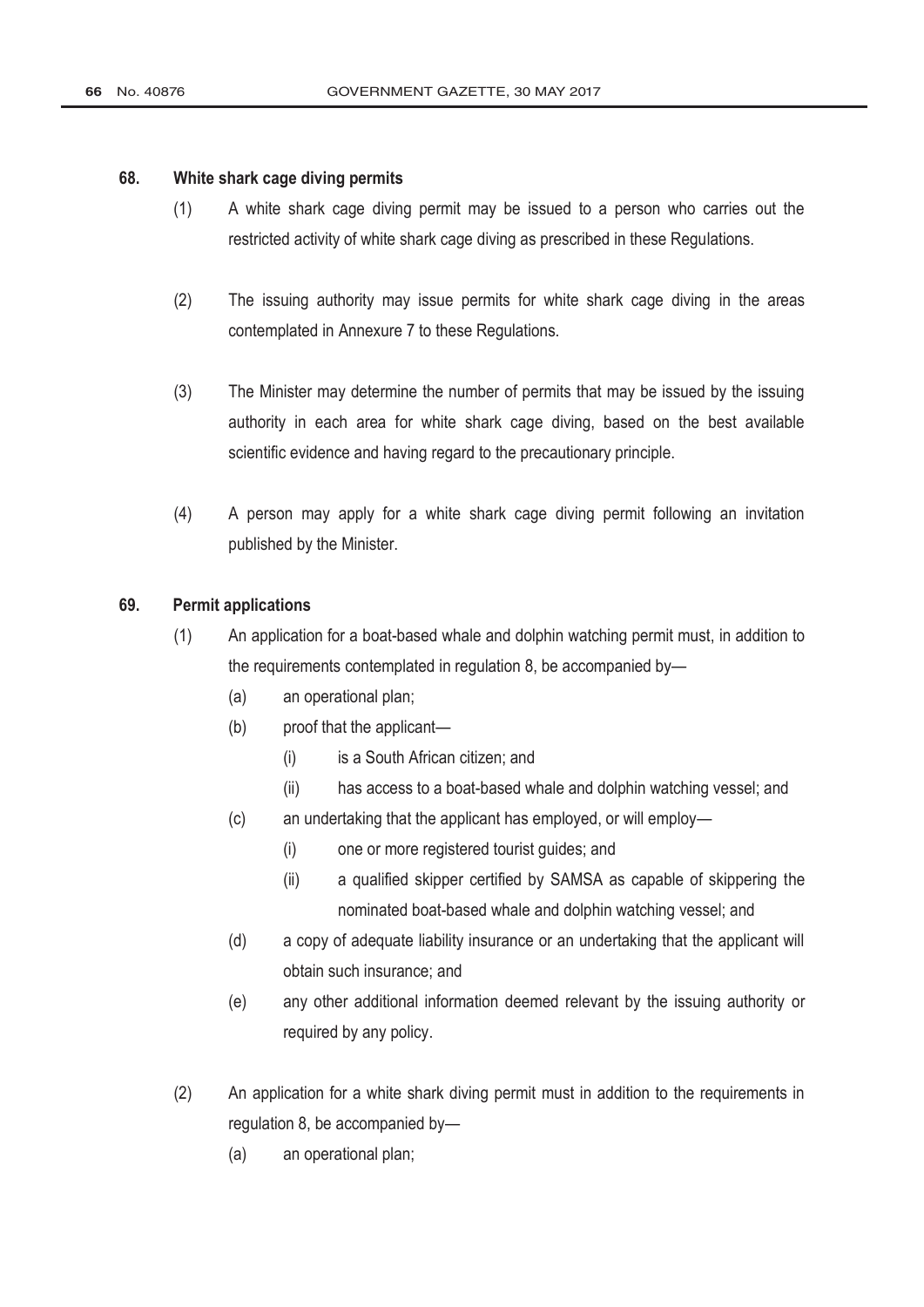**68. White shark cage diving permits**

(1) A white shark cage diving permit may be issued to a person who carries out the restricted activity of white shark cage diving as prescribed in these Regulations.

(2) The issuing authority may issue permits for white shark cage diving in the areas contemplated in Annexure 7 to these Regulations.

(3) The Minister may determine the number of permits that may be issued by the issuing authority in each area for white shark cage diving, based on the best available scientific evidence and having regard to the precautionary principle.

(4) A person may apply for a white shark cage diving permit following an invitation published by the Minister.

**69. Permit applications**

(1) An application for a boat-based whale and dolphin watching permit must, in addition to the requirements contemplated in regulation 8, be accompanied by—

- (a) an operational plan;
- (b) proof that the applicant—
  - (i) is a South African citizen; and
  - (ii) has access to a boat-based whale and dolphin watching vessel; and
- (c) an undertaking that the applicant has employed, or will employ—
  - (i) one or more registered tourist guides; and
  - (ii) a qualified skipper certified by SAMSA as capable of skippering the nominated boat-based whale and dolphin watching vessel; and
- (d) a copy of adequate liability insurance or an undertaking that the applicant will obtain such insurance; and
- (e) any other additional information deemed relevant by the issuing authority or required by any policy.

(2) An application for a white shark diving permit must in addition to the requirements in regulation 8, be accompanied by—

- (a) an operational plan;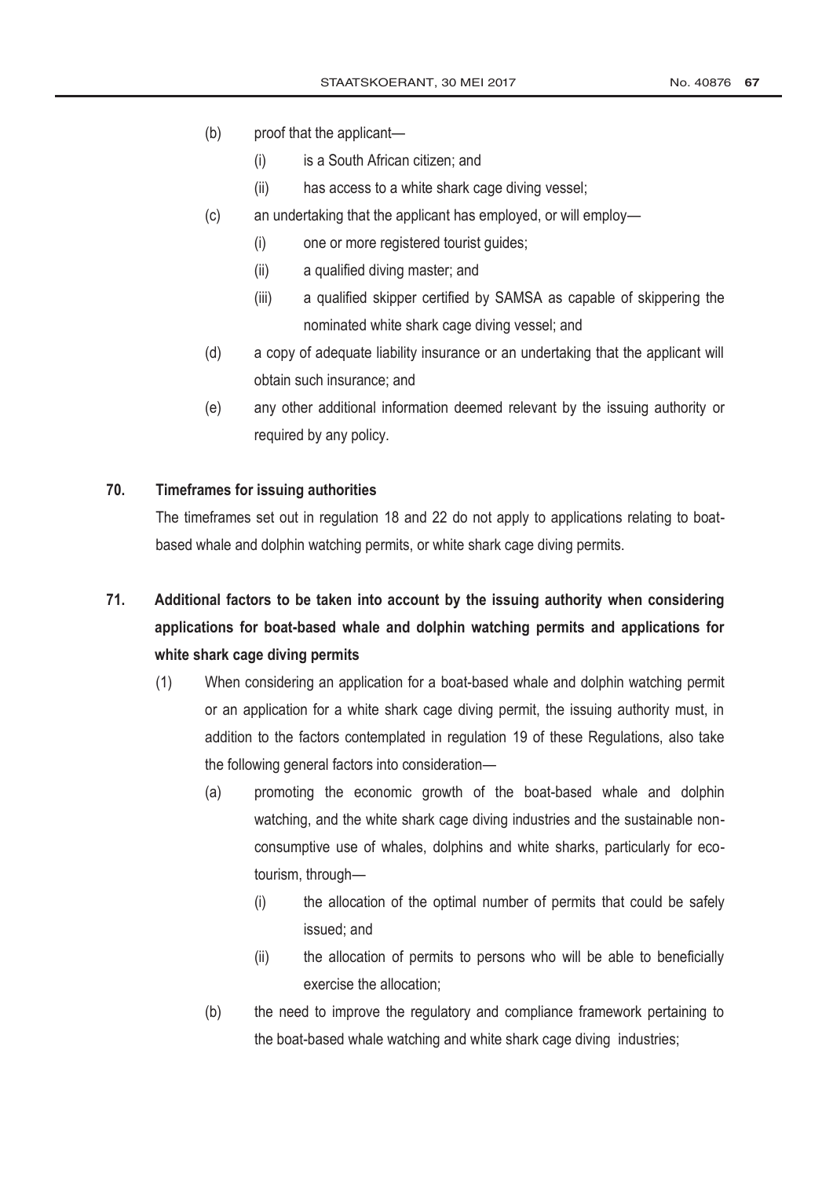(b) proof that the applicant—

  (i) is a South African citizen; and

  (ii) has access to a white shark cage diving vessel;

(c) an undertaking that the applicant has employed, or will employ—

  (i) one or more registered tourist guides;

  (ii) a qualified diving master; and

  (iii) a qualified skipper certified by SAMSA as capable of skippering the nominated white shark cage diving vessel; and

(d) a copy of adequate liability insurance or an undertaking that the applicant will obtain such insurance; and

(e) any other additional information deemed relevant by the issuing authority or required by any policy.

**70. Timeframes for issuing authorities**

The timeframes set out in regulation 18 and 22 do not apply to applications relating to boat-based whale and dolphin watching permits, or white shark cage diving permits.

**71. Additional factors to be taken into account by the issuing authority when considering applications for boat-based whale and dolphin watching permits and applications for white shark cage diving permits**

(1) When considering an application for a boat-based whale and dolphin watching permit or an application for a white shark cage diving permit, the issuing authority must, in addition to the factors contemplated in regulation 19 of these Regulations, also take the following general factors into consideration—

  (a) promoting the economic growth of the boat-based whale and dolphin watching, and the white shark cage diving industries and the sustainable non-consumptive use of whales, dolphins and white sharks, particularly for eco-tourism, through—

    (i) the allocation of the optimal number of permits that could be safely issued; and

    (ii) the allocation of permits to persons who will be able to beneficially exercise the allocation;

  (b) the need to improve the regulatory and compliance framework pertaining to the boat-based whale watching and white shark cage diving industries;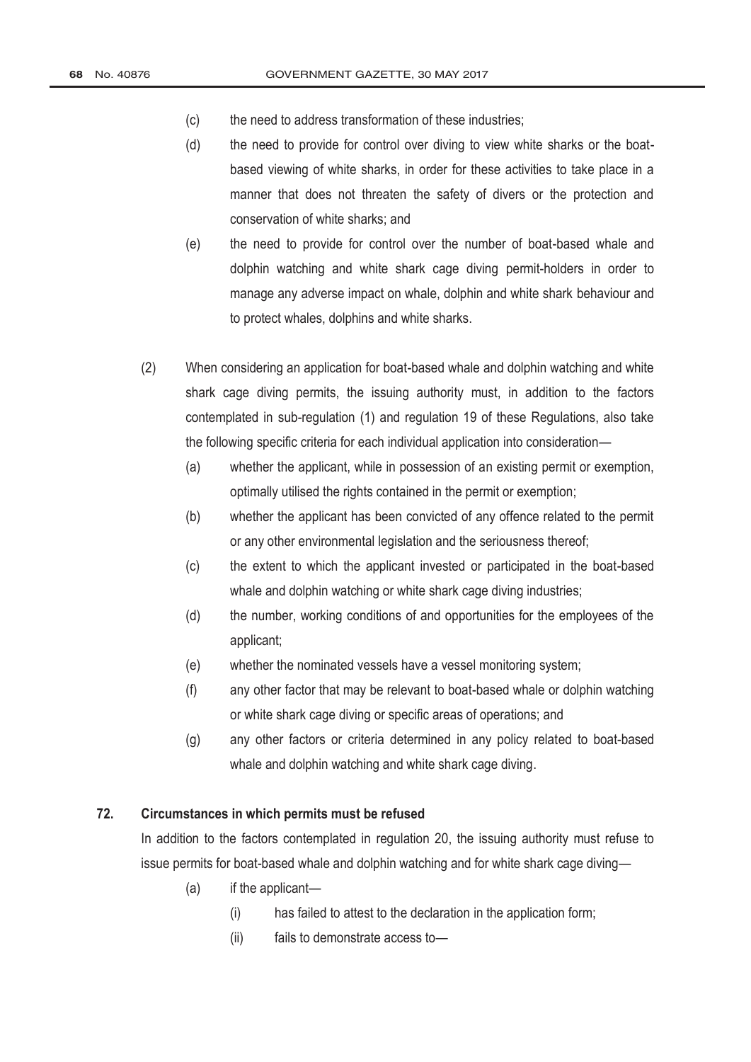(c) the need to address transformation of these industries;

(d) the need to provide for control over diving to view white sharks or the boat-based viewing of white sharks, in order for these activities to take place in a manner that does not threaten the safety of divers or the protection and conservation of white sharks; and

(e) the need to provide for control over the number of boat-based whale and dolphin watching and white shark cage diving permit-holders in order to manage any adverse impact on whale, dolphin and white shark behaviour and to protect whales, dolphins and white sharks.

(2) When considering an application for boat-based whale and dolphin watching and white shark cage diving permits, the issuing authority must, in addition to the factors contemplated in sub-regulation (1) and regulation 19 of these Regulations, also take the following specific criteria for each individual application into consideration—

(a) whether the applicant, while in possession of an existing permit or exemption, optimally utilised the rights contained in the permit or exemption;

(b) whether the applicant has been convicted of any offence related to the permit or any other environmental legislation and the seriousness thereof;

(c) the extent to which the applicant invested or participated in the boat-based whale and dolphin watching or white shark cage diving industries;

(d) the number, working conditions of and opportunities for the employees of the applicant;

(e) whether the nominated vessels have a vessel monitoring system;

(f) any other factor that may be relevant to boat-based whale or dolphin watching or white shark cage diving or specific areas of operations; and

(g) any other factors or criteria determined in any policy related to boat-based whale and dolphin watching and white shark cage diving.

**72. Circumstances in which permits must be refused**

In addition to the factors contemplated in regulation 20, the issuing authority must refuse to issue permits for boat-based whale and dolphin watching and for white shark cage diving—

(a) if the applicant—

(i) has failed to attest to the declaration in the application form;

(ii) fails to demonstrate access to—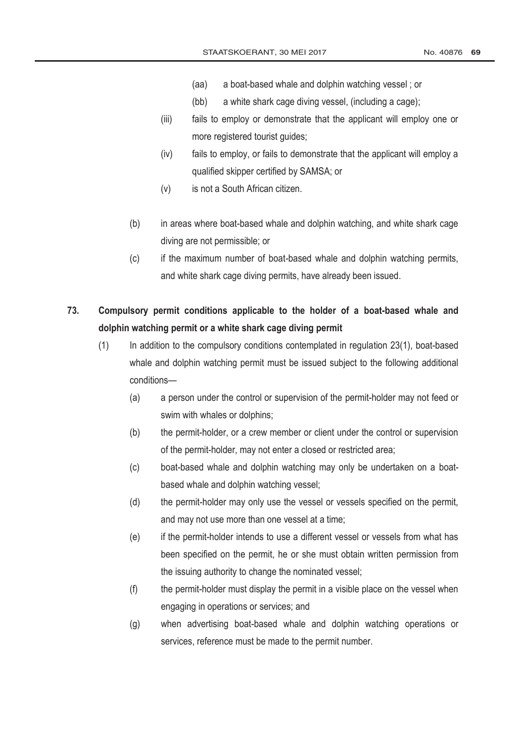(aa) a boat-based whale and dolphin watching vessel ; or

(bb) a white shark cage diving vessel, (including a cage);

(iii) fails to employ or demonstrate that the applicant will employ one or more registered tourist guides;

(iv) fails to employ, or fails to demonstrate that the applicant will employ a qualified skipper certified by SAMSA; or

(v) is not a South African citizen.

(b) in areas where boat-based whale and dolphin watching, and white shark cage diving are not permissible; or

(c) if the maximum number of boat-based whale and dolphin watching permits, and white shark cage diving permits, have already been issued.

**73. Compulsory permit conditions applicable to the holder of a boat-based whale and dolphin watching permit or a white shark cage diving permit**

(1) In addition to the compulsory conditions contemplated in regulation 23(1), boat-based whale and dolphin watching permit must be issued subject to the following additional conditions—

(a) a person under the control or supervision of the permit-holder may not feed or swim with whales or dolphins;

(b) the permit-holder, or a crew member or client under the control or supervision of the permit-holder, may not enter a closed or restricted area;

(c) boat-based whale and dolphin watching may only be undertaken on a boat-based whale and dolphin watching vessel;

(d) the permit-holder may only use the vessel or vessels specified on the permit, and may not use more than one vessel at a time;

(e) if the permit-holder intends to use a different vessel or vessels from what has been specified on the permit, he or she must obtain written permission from the issuing authority to change the nominated vessel;

(f) the permit-holder must display the permit in a visible place on the vessel when engaging in operations or services; and

(g) when advertising boat-based whale and dolphin watching operations or services, reference must be made to the permit number.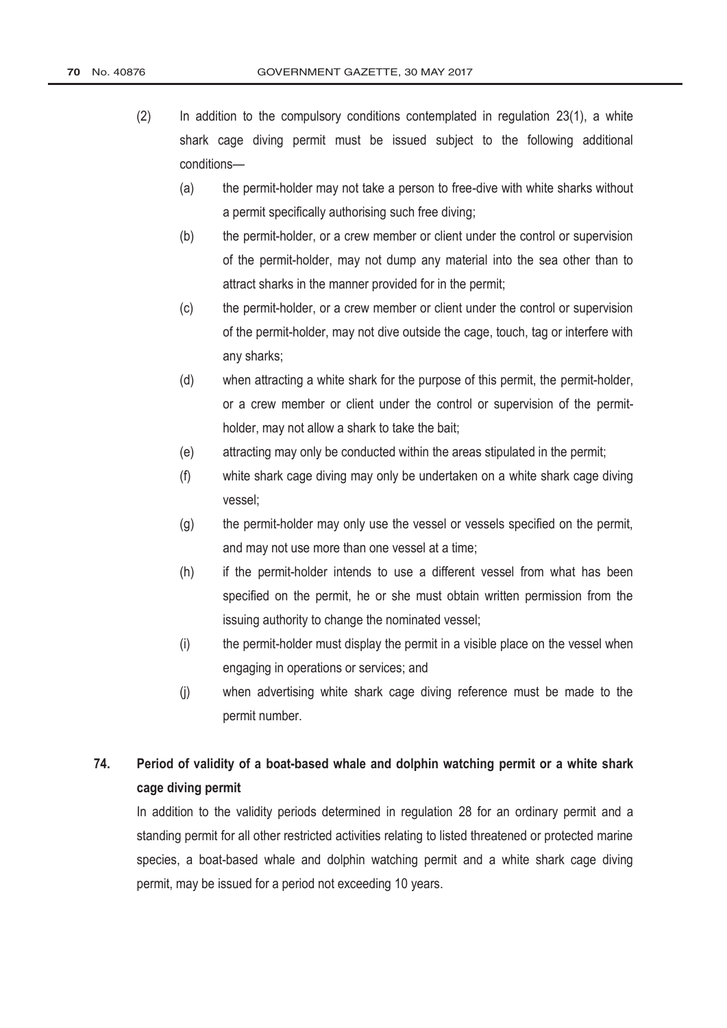(2) In addition to the compulsory conditions contemplated in regulation 23(1), a white shark cage diving permit must be issued subject to the following additional conditions—

(a) the permit-holder may not take a person to free-dive with white sharks without a permit specifically authorising such free diving;

(b) the permit-holder, or a crew member or client under the control or supervision of the permit-holder, may not dump any material into the sea other than to attract sharks in the manner provided for in the permit;

(c) the permit-holder, or a crew member or client under the control or supervision of the permit-holder, may not dive outside the cage, touch, tag or interfere with any sharks;

(d) when attracting a white shark for the purpose of this permit, the permit-holder, or a crew member or client under the control or supervision of the permit-holder, may not allow a shark to take the bait;

(e) attracting may only be conducted within the areas stipulated in the permit;

(f) white shark cage diving may only be undertaken on a white shark cage diving vessel;

(g) the permit-holder may only use the vessel or vessels specified on the permit, and may not use more than one vessel at a time;

(h) if the permit-holder intends to use a different vessel from what has been specified on the permit, he or she must obtain written permission from the issuing authority to change the nominated vessel;

(i) the permit-holder must display the permit in a visible place on the vessel when engaging in operations or services; and

(j) when advertising white shark cage diving reference must be made to the permit number.

## 74. Period of validity of a boat-based whale and dolphin watching permit or a white shark cage diving permit

In addition to the validity periods determined in regulation 28 for an ordinary permit and a standing permit for all other restricted activities relating to listed threatened or protected marine species, a boat-based whale and dolphin watching permit and a white shark cage diving permit, may be issued for a period not exceeding 10 years.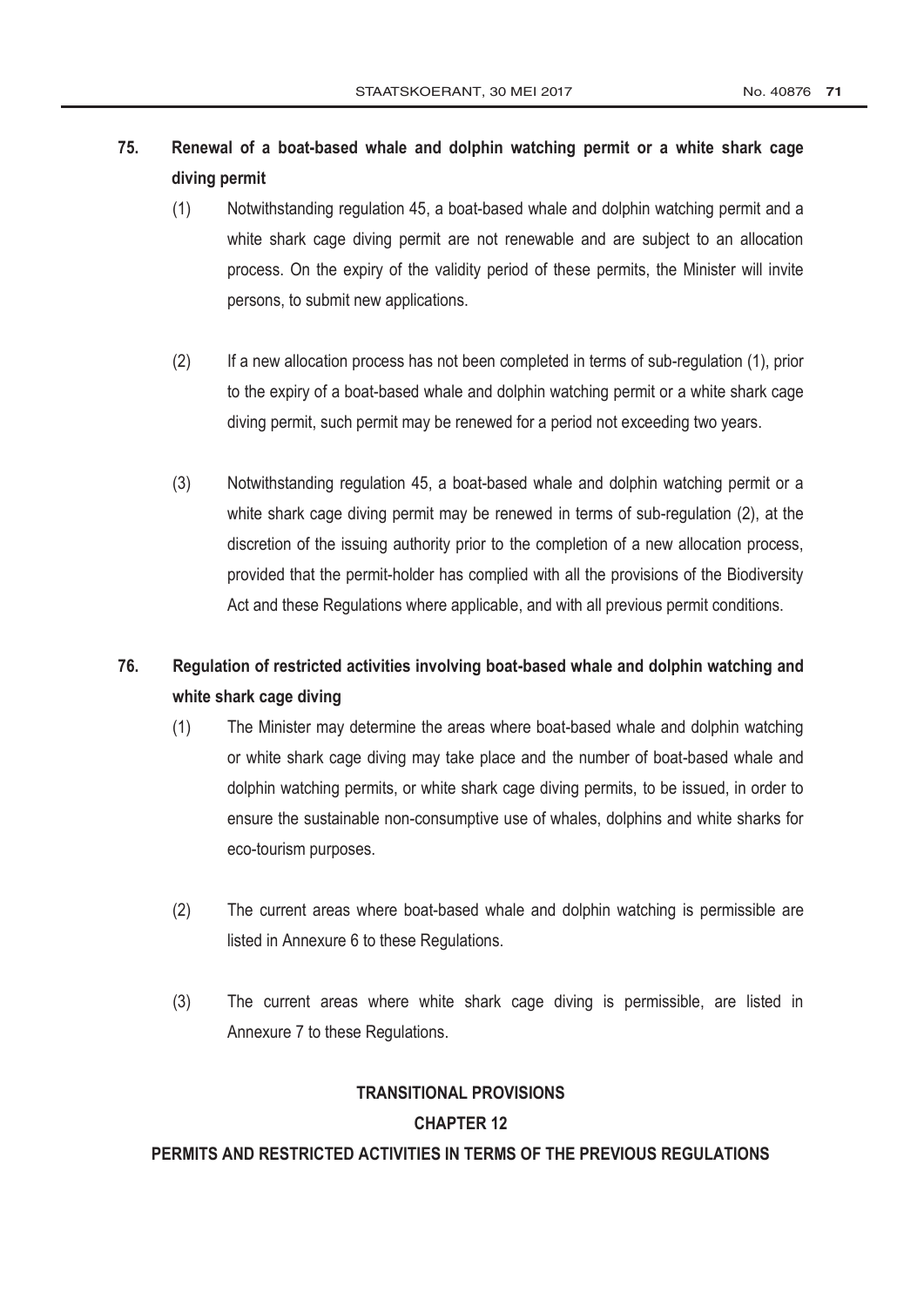**75. Renewal of a boat-based whale and dolphin watching permit or a white shark cage diving permit**

(1) Notwithstanding regulation 45, a boat-based whale and dolphin watching permit and a white shark cage diving permit are not renewable and are subject to an allocation process. On the expiry of the validity period of these permits, the Minister will invite persons, to submit new applications.

(2) If a new allocation process has not been completed in terms of sub-regulation (1), prior to the expiry of a boat-based whale and dolphin watching permit or a white shark cage diving permit, such permit may be renewed for a period not exceeding two years.

(3) Notwithstanding regulation 45, a boat-based whale and dolphin watching permit or a white shark cage diving permit may be renewed in terms of sub-regulation (2), at the discretion of the issuing authority prior to the completion of a new allocation process, provided that the permit-holder has complied with all the provisions of the Biodiversity Act and these Regulations where applicable, and with all previous permit conditions.

**76. Regulation of restricted activities involving boat-based whale and dolphin watching and white shark cage diving**

(1) The Minister may determine the areas where boat-based whale and dolphin watching or white shark cage diving may take place and the number of boat-based whale and dolphin watching permits, or white shark cage diving permits, to be issued, in order to ensure the sustainable non-consumptive use of whales, dolphins and white sharks for eco-tourism purposes.

(2) The current areas where boat-based whale and dolphin watching is permissible are listed in Annexure 6 to these Regulations.

(3) The current areas where white shark cage diving is permissible, are listed in Annexure 7 to these Regulations.

## TRANSITIONAL PROVISIONS

## CHAPTER 12

## PERMITS AND RESTRICTED ACTIVITIES IN TERMS OF THE PREVIOUS REGULATIONS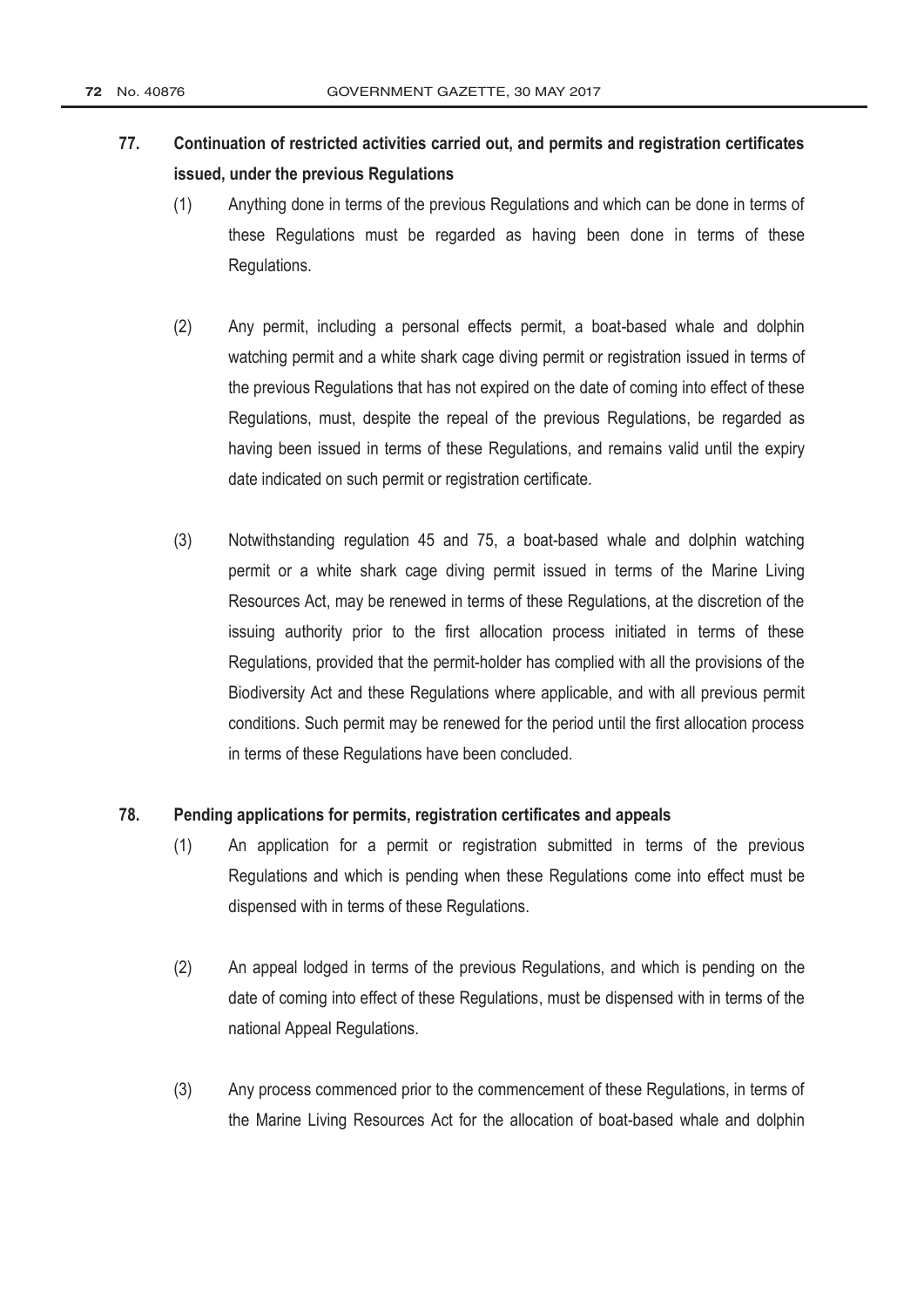**77. Continuation of restricted activities carried out, and permits and registration certificates issued, under the previous Regulations**

(1) Anything done in terms of the previous Regulations and which can be done in terms of these Regulations must be regarded as having been done in terms of these Regulations.

(2) Any permit, including a personal effects permit, a boat-based whale and dolphin watching permit and a white shark cage diving permit or registration issued in terms of the previous Regulations that has not expired on the date of coming into effect of these Regulations, must, despite the repeal of the previous Regulations, be regarded as having been issued in terms of these Regulations, and remains valid until the expiry date indicated on such permit or registration certificate.

(3) Notwithstanding regulation 45 and 75, a boat-based whale and dolphin watching permit or a white shark cage diving permit issued in terms of the Marine Living Resources Act, may be renewed in terms of these Regulations, at the discretion of the issuing authority prior to the first allocation process initiated in terms of these Regulations, provided that the permit-holder has complied with all the provisions of the Biodiversity Act and these Regulations where applicable, and with all previous permit conditions. Such permit may be renewed for the period until the first allocation process in terms of these Regulations have been concluded.

**78. Pending applications for permits, registration certificates and appeals**

(1) An application for a permit or registration submitted in terms of the previous Regulations and which is pending when these Regulations come into effect must be dispensed with in terms of these Regulations.

(2) An appeal lodged in terms of the previous Regulations, and which is pending on the date of coming into effect of these Regulations, must be dispensed with in terms of the national Appeal Regulations.

(3) Any process commenced prior to the commencement of these Regulations, in terms of the Marine Living Resources Act for the allocation of boat-based whale and dolphin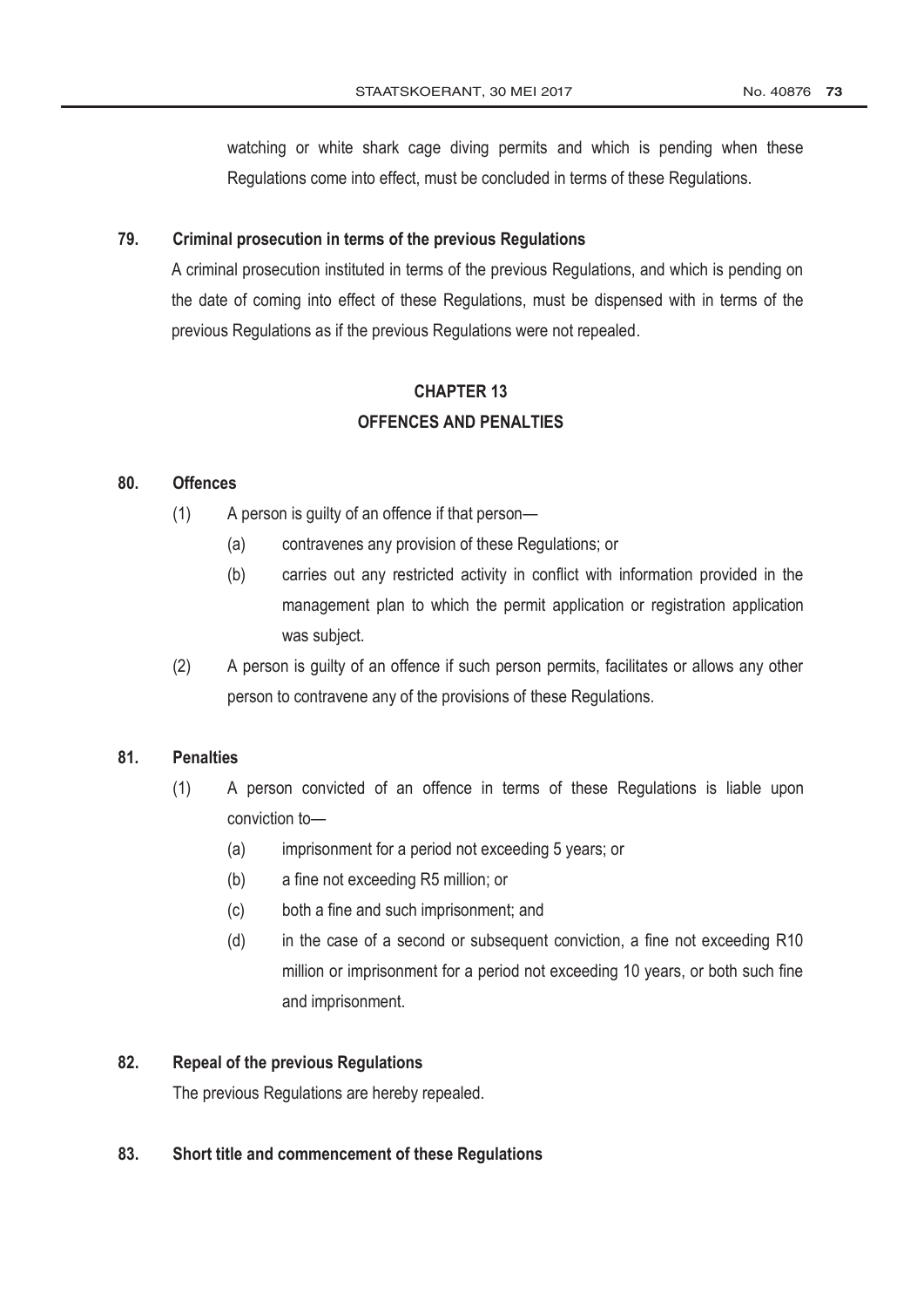watching or white shark cage diving permits and which is pending when these Regulations come into effect, must be concluded in terms of these Regulations.

**79. Criminal prosecution in terms of the previous Regulations**

A criminal prosecution instituted in terms of the previous Regulations, and which is pending on the date of coming into effect of these Regulations, must be dispensed with in terms of the previous Regulations as if the previous Regulations were not repealed.

## CHAPTER 13
## OFFENCES AND PENALTIES

**80. Offences**

(1) A person is guilty of an offence if that person—

(a) contravenes any provision of these Regulations; or

(b) carries out any restricted activity in conflict with information provided in the management plan to which the permit application or registration application was subject.

(2) A person is guilty of an offence if such person permits, facilitates or allows any other person to contravene any of the provisions of these Regulations.

**81. Penalties**

(1) A person convicted of an offence in terms of these Regulations is liable upon conviction to—

(a) imprisonment for a period not exceeding 5 years; or

(b) a fine not exceeding R5 million; or

(c) both a fine and such imprisonment; and

(d) in the case of a second or subsequent conviction, a fine not exceeding R10 million or imprisonment for a period not exceeding 10 years, or both such fine and imprisonment.

**82. Repeal of the previous Regulations**

The previous Regulations are hereby repealed.

**83. Short title and commencement of these Regulations**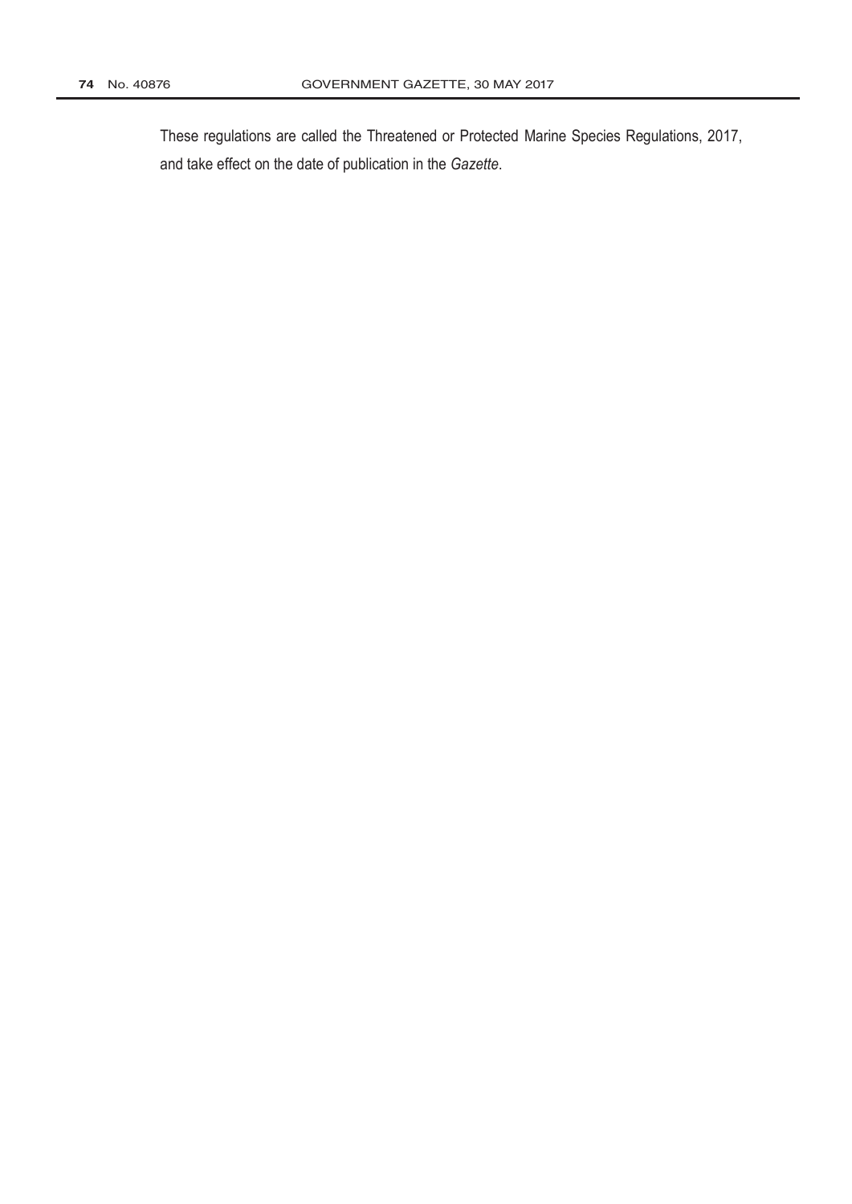These regulations are called the Threatened or Protected Marine Species Regulations, 2017, and take effect on the date of publication in the *Gazette*.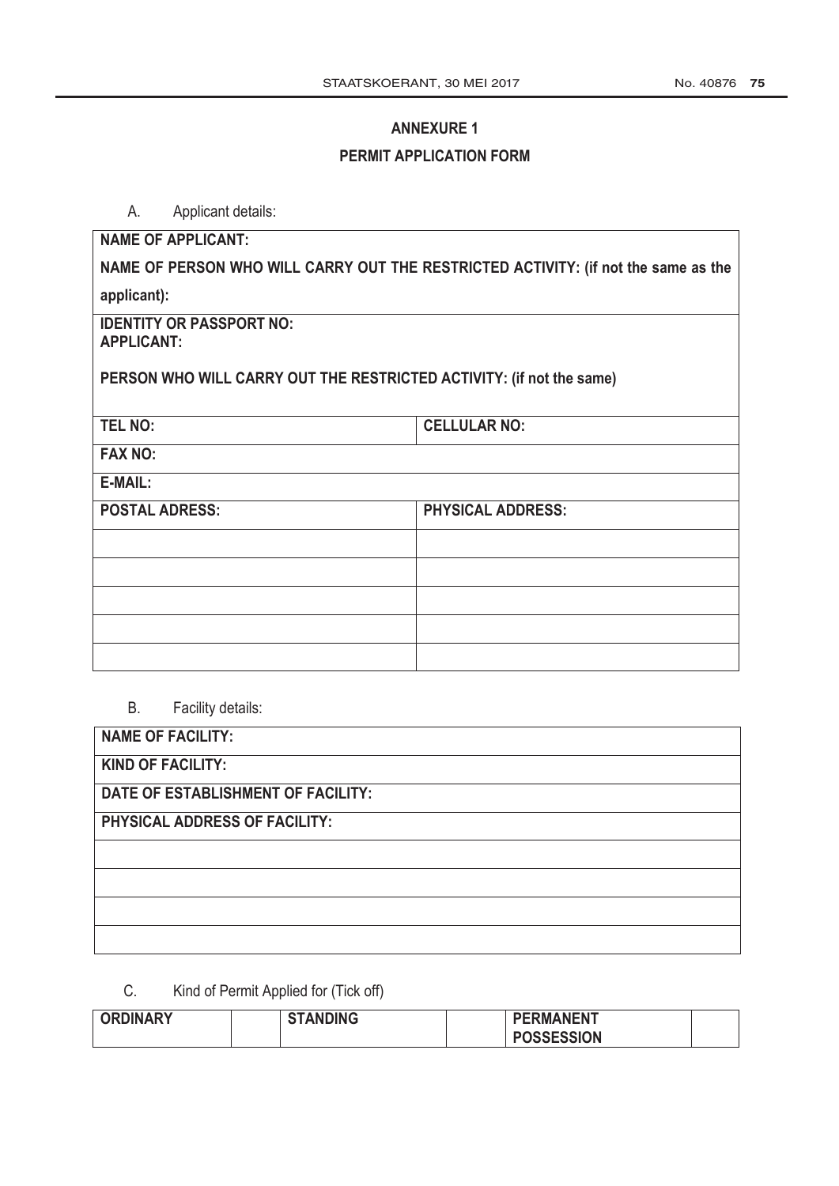## ANNEXURE 1

## PERMIT APPLICATION FORM

A. Applicant details:

| **NAME OF APPLICANT:** | |
|---|---|
| **NAME OF PERSON WHO WILL CARRY OUT THE RESTRICTED ACTIVITY: (if not the same as the applicant):** | |
| **IDENTITY OR PASSPORT NO:** <br> **APPLICANT:** <br><br> **PERSON WHO WILL CARRY OUT THE RESTRICTED ACTIVITY: (if not the same)** | |
| **TEL NO:** | **CELLULAR NO:** |
| **FAX NO:** | |
| **E-MAIL:** | |
| **POSTAL ADRESS:** | **PHYSICAL ADDRESS:** |
| | |
| | |
| | |
| | |
| | |

B. Facility details:

| **NAME OF FACILITY:** |
|---|
| **KIND OF FACILITY:** |
| **DATE OF ESTABLISHMENT OF FACILITY:** |
| **PHYSICAL ADDRESS OF FACILITY:** |
| |
| |
| |
| |

C. Kind of Permit Applied for (Tick off)

| **ORDINARY** | | **STANDING** | | **PERMANENT POSSESSION** | |
|---|---|---|---|---|---|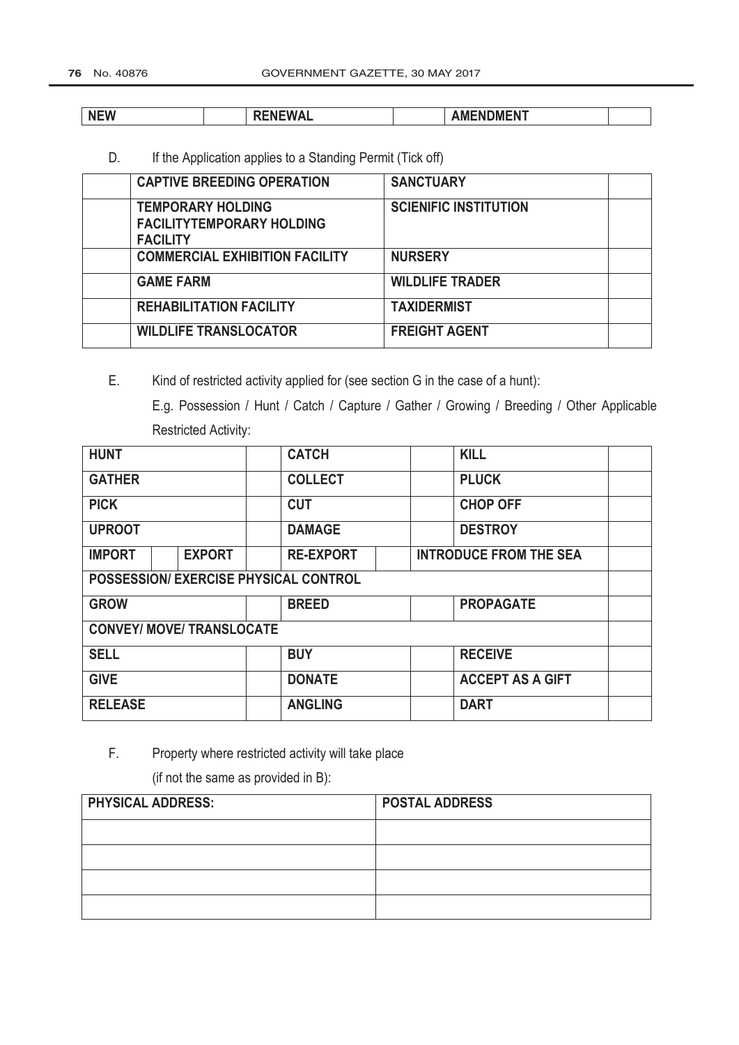| NEW | | RENEWAL | | AMENDMENT | |
|---|---|---|---|---|---|

D. If the Application applies to a Standing Permit (Tick off)

| | CAPTIVE BREEDING OPERATION | SANCTUARY | |
|---|---|---|---|
| | TEMPORARY HOLDING FACILITYTEMPORARY HOLDING FACILITY | SCIENIFIC INSTITUTION | |
| | COMMERCIAL EXHIBITION FACILITY | NURSERY | |
| | GAME FARM | WILDLIFE TRADER | |
| | REHABILITATION FACILITY | TAXIDERMIST | |
| | WILDLIFE TRANSLOCATOR | FREIGHT AGENT | |

E. Kind of restricted activity applied for (see section G in the case of a hunt):

E.g. Possession / Hunt / Catch / Capture / Gather / Growing / Breeding / Other Applicable Restricted Activity:

| HUNT | | | | CATCH | | | KILL | |
|---|---|---|---|---|---|---|---|---|
| GATHER | | | | COLLECT | | | PLUCK | |
| PICK | | | | CUT | | | CHOP OFF | |
| UPROOT | | | | DAMAGE | | | DESTROY | |
| IMPORT | | EXPORT | | RE-EXPORT | | INTRODUCE FROM THE SEA | | |
| POSSESSION/ EXERCISE PHYSICAL CONTROL | | | | | | | | |
| GROW | | | | BREED | | | PROPAGATE | |
| CONVEY/ MOVE/ TRANSLOCATE | | | | | | | | |
| SELL | | | | BUY | | | RECEIVE | |
| GIVE | | | | DONATE | | | ACCEPT AS A GIFT | |
| RELEASE | | | | ANGLING | | | DART | |

F. Property where restricted activity will take place

(if not the same as provided in B):

| PHYSICAL ADDRESS: | POSTAL ADDRESS |
|---|---|
| | |
| | |
| | |
| | |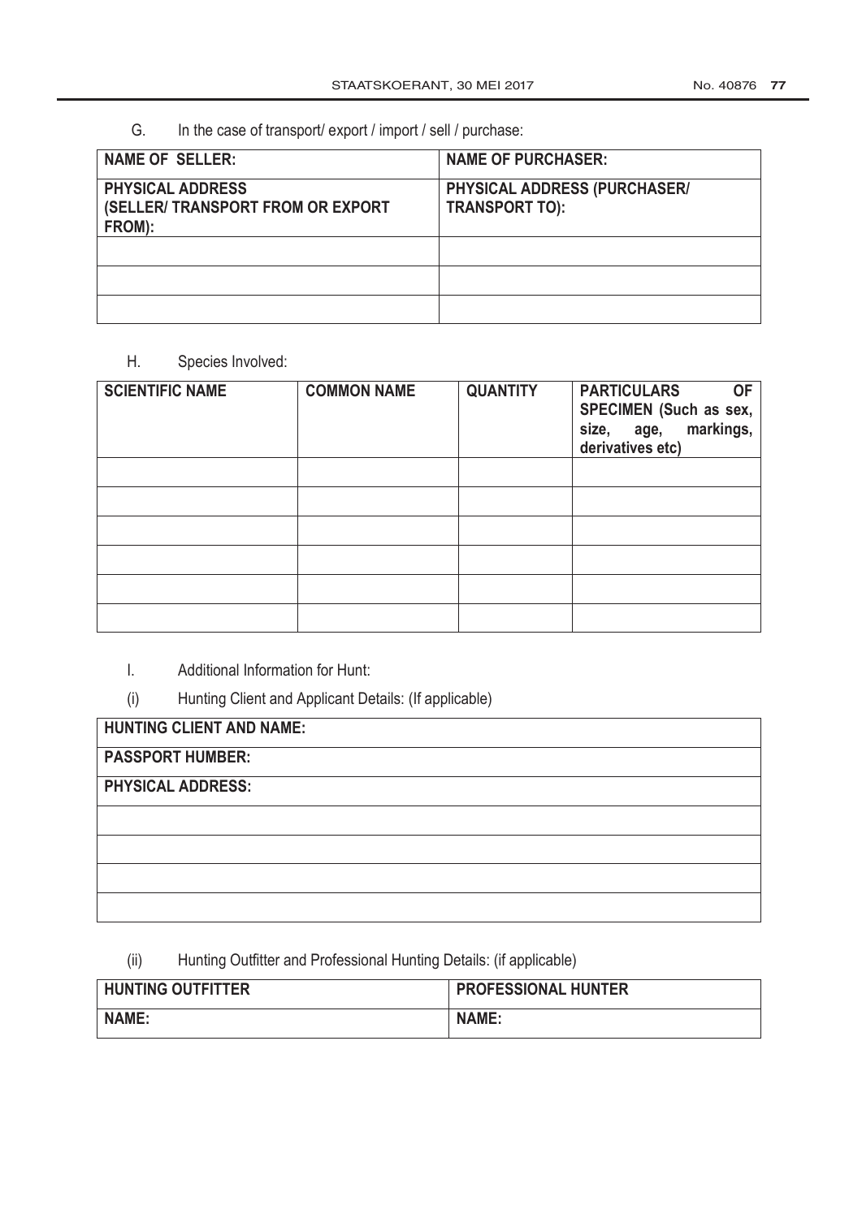G. In the case of transport/ export / import / sell / purchase:

| NAME OF SELLER: | NAME OF PURCHASER: |
|---|---|
| **PHYSICAL ADDRESS (SELLER/ TRANSPORT FROM OR EXPORT FROM):** | **PHYSICAL ADDRESS (PURCHASER/ TRANSPORT TO):** |
| | |
| | |
| | |

H. Species Involved:

| SCIENTIFIC NAME | COMMON NAME | QUANTITY | PARTICULARS OF SPECIMEN (Such as sex, size, age, markings, derivatives etc) |
|---|---|---|---|
| | | | |
| | | | |
| | | | |
| | | | |
| | | | |
| | | | |

I. Additional Information for Hunt:

(i) Hunting Client and Applicant Details: (If applicable)

| HUNTING CLIENT AND NAME: |
|---|
| **PASSPORT HUMBER:** |
| **PHYSICAL ADDRESS:** |
| |
| |
| |
| |

(ii) Hunting Outfitter and Professional Hunting Details: (if applicable)

| HUNTING OUTFITTER | PROFESSIONAL HUNTER |
|---|---|
| **NAME:** | **NAME:** |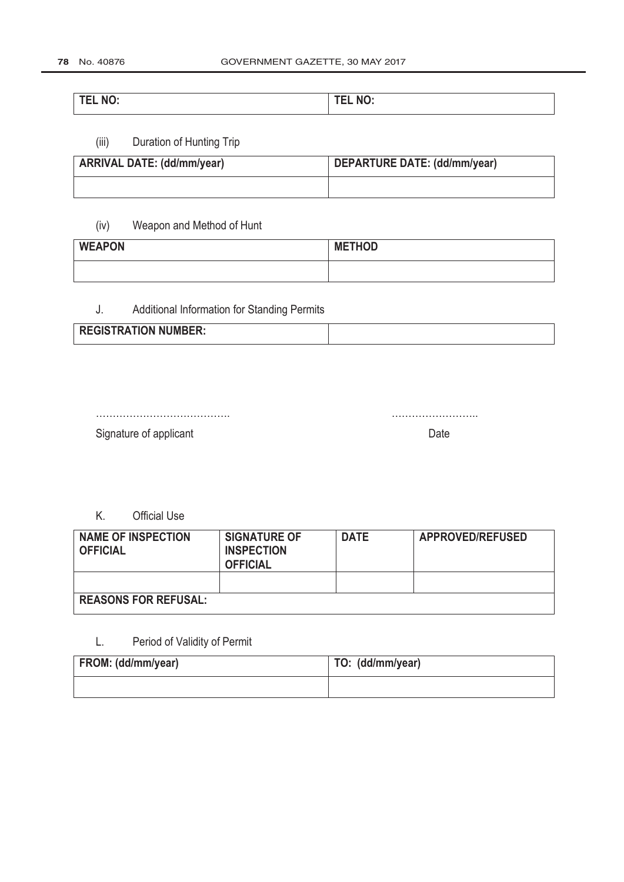| TEL NO: | TEL NO: |
|---|---|

(iii) Duration of Hunting Trip

| ARRIVAL DATE: (dd/mm/year) | DEPARTURE DATE: (dd/mm/year) |
|---|---|
| | |

(iv) Weapon and Method of Hunt

| WEAPON | METHOD |
|---|---|
| | |

J. Additional Information for Standing Permits

| REGISTRATION NUMBER: | |
|---|---|

………………………………. ……………………..

Signature of applicant Date

K. Official Use

| NAME OF INSPECTION OFFICIAL | SIGNATURE OF INSPECTION OFFICIAL | DATE | APPROVED/REFUSED |
|---|---|---|---|
| | | | |
| REASONS FOR REFUSAL: | | | |

L. Period of Validity of Permit

| FROM: (dd/mm/year) | TO: (dd/mm/year) |
|---|---|
| | |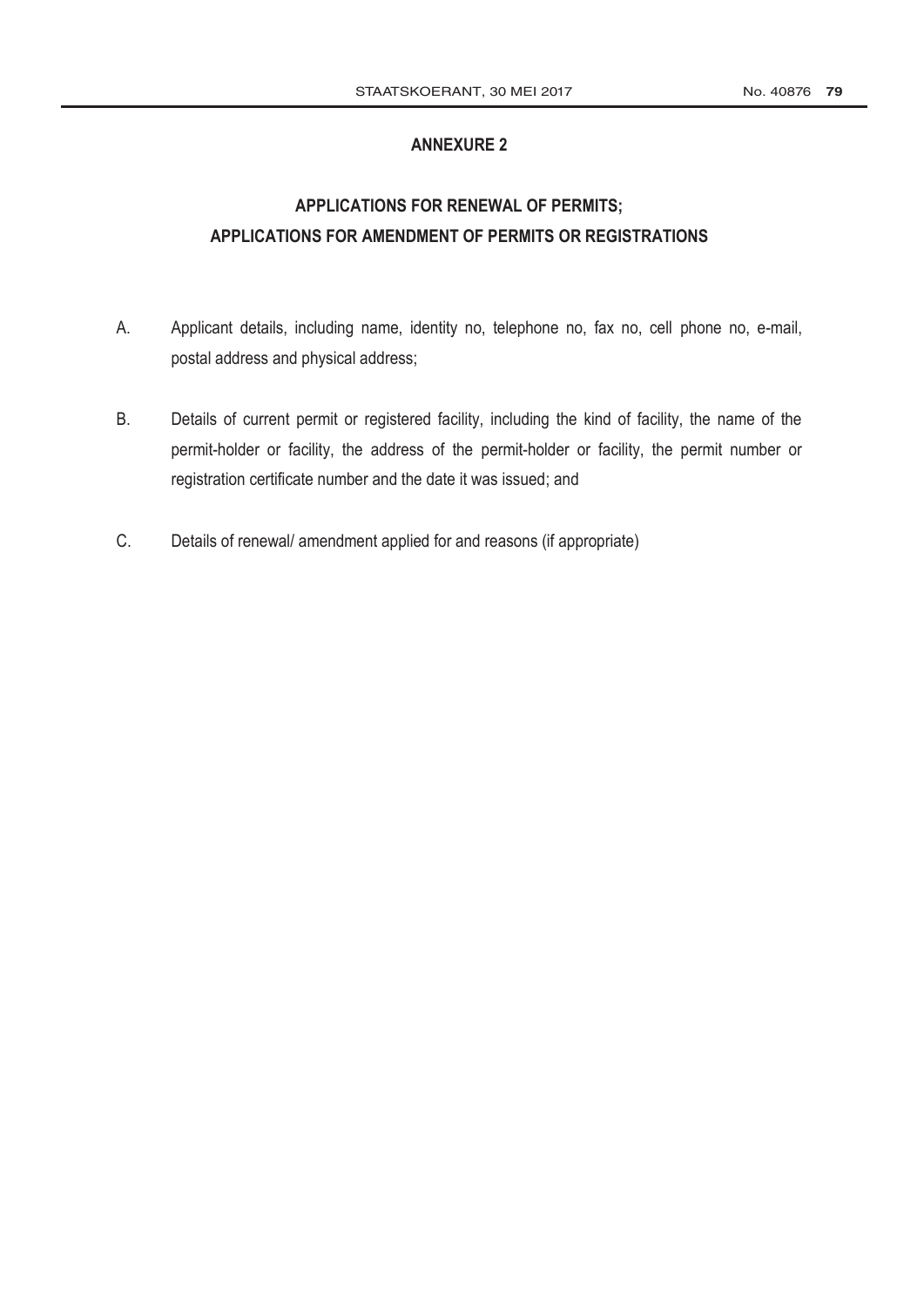## ANNEXURE 2

## APPLICATIONS FOR RENEWAL OF PERMITS; APPLICATIONS FOR AMENDMENT OF PERMITS OR REGISTRATIONS

A. Applicant details, including name, identity no, telephone no, fax no, cell phone no, e-mail, postal address and physical address;

B. Details of current permit or registered facility, including the kind of facility, the name of the permit-holder or facility, the address of the permit-holder or facility, the permit number or registration certificate number and the date it was issued; and

C. Details of renewal/ amendment applied for and reasons (if appropriate)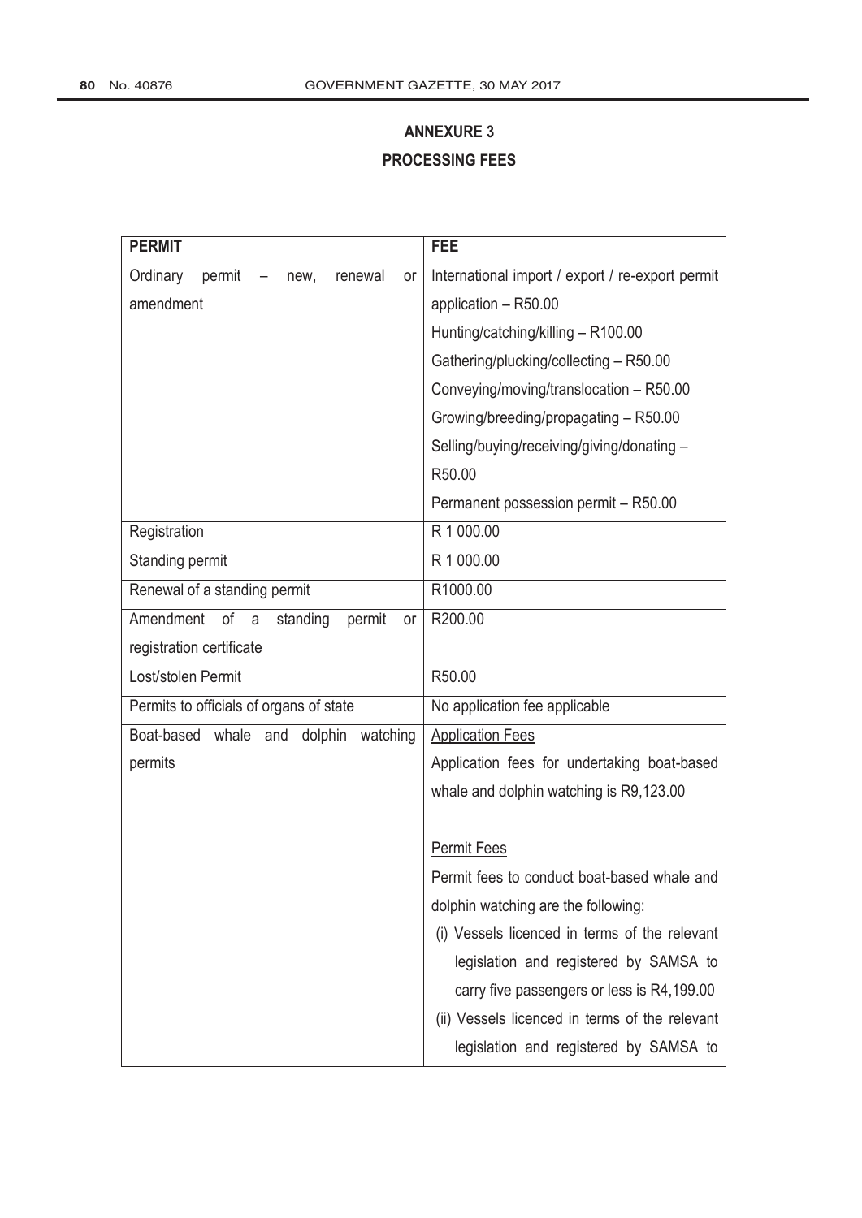## ANNEXURE 3

## PROCESSING FEES

| PERMIT | FEE |
|---|---|
| Ordinary permit – new, renewal or amendment | International import / export / re-export permit application – R50.00<br>Hunting/catching/killing – R100.00<br>Gathering/plucking/collecting – R50.00<br>Conveying/moving/translocation – R50.00<br>Growing/breeding/propagating – R50.00<br>Selling/buying/receiving/giving/donating – R50.00<br>Permanent possession permit – R50.00 |
| Registration | R 1 000.00 |
| Standing permit | R 1 000.00 |
| Renewal of a standing permit | R1000.00 |
| Amendment of a standing permit or registration certificate | R200.00 |
| Lost/stolen Permit | R50.00 |
| Permits to officials of organs of state | No application fee applicable |
| Boat-based whale and dolphin watching permits | <u>Application Fees</u><br>Application fees for undertaking boat-based whale and dolphin watching is R9,123.00<br><br><u>Permit Fees</u><br>Permit fees to conduct boat-based whale and dolphin watching are the following:<br>(i) Vessels licenced in terms of the relevant legislation and registered by SAMSA to carry five passengers or less is R4,199.00<br>(ii) Vessels licenced in terms of the relevant legislation and registered by SAMSA to |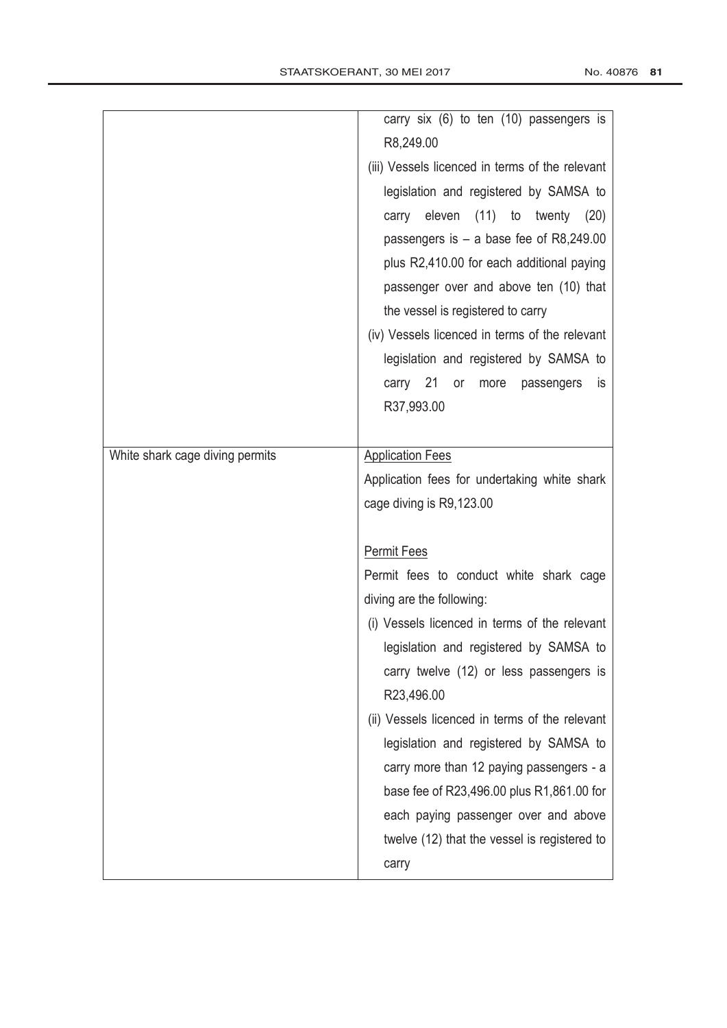| | |
|---|---|
| | carry six (6) to ten (10) passengers is R8,249.00<br>(iii) Vessels licenced in terms of the relevant legislation and registered by SAMSA to carry eleven (11) to twenty (20) passengers is – a base fee of R8,249.00 plus R2,410.00 for each additional paying passenger over and above ten (10) that the vessel is registered to carry<br>(iv) Vessels licenced in terms of the relevant legislation and registered by SAMSA to carry 21 or more passengers is R37,993.00 |
| White shark cage diving permits | <u>Application Fees</u><br>Application fees for undertaking white shark cage diving is R9,123.00<br><br><u>Permit Fees</u><br>Permit fees to conduct white shark cage diving are the following:<br>(i) Vessels licenced in terms of the relevant legislation and registered by SAMSA to carry twelve (12) or less passengers is R23,496.00<br>(ii) Vessels licenced in terms of the relevant legislation and registered by SAMSA to carry more than 12 paying passengers - a base fee of R23,496.00 plus R1,861.00 for each paying passenger over and above twelve (12) that the vessel is registered to carry |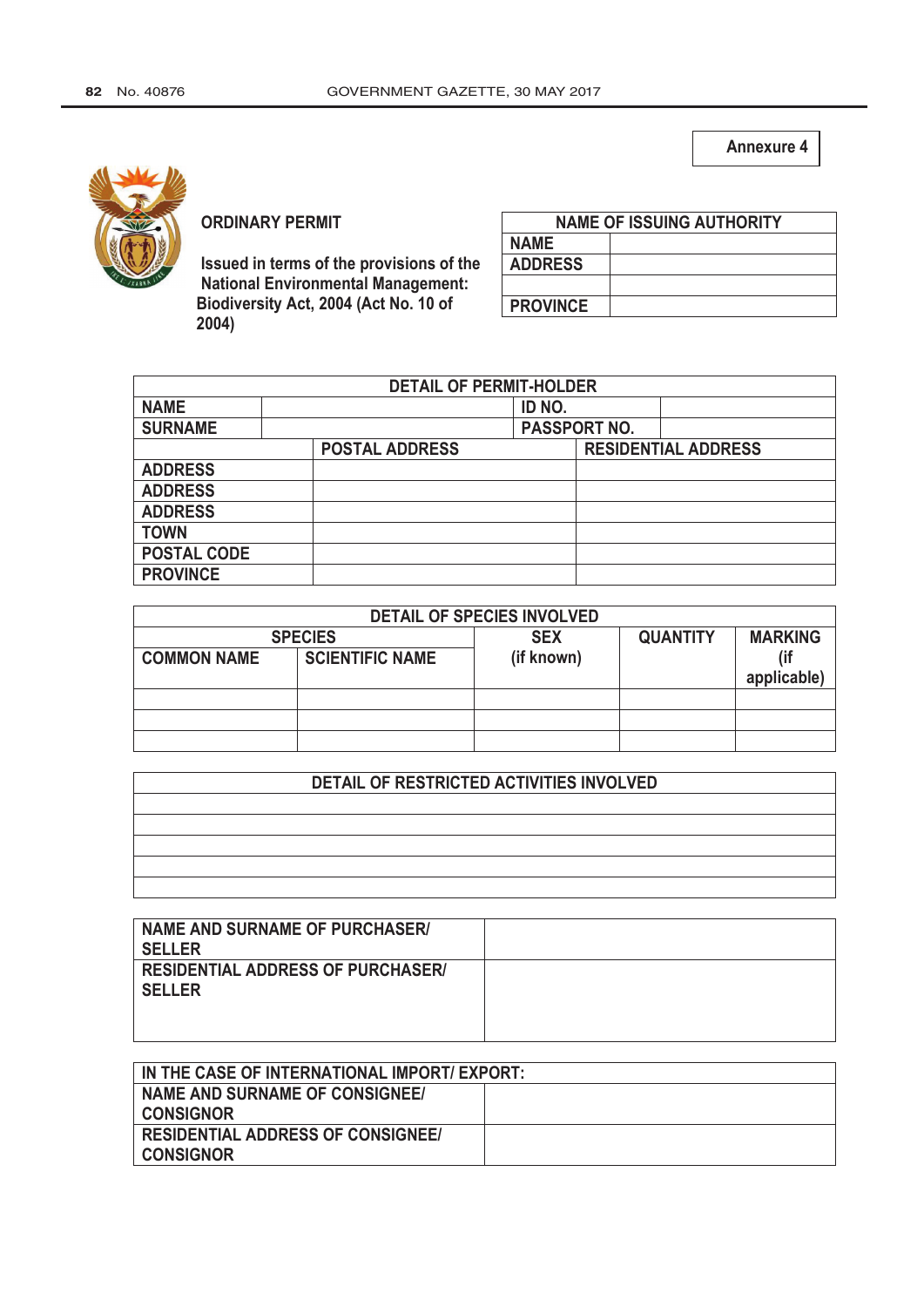Annexure 4

**ORDINARY PERMIT**

**Issued in terms of the provisions of the National Environmental Management: Biodiversity Act, 2004 (Act No. 10 of 2004)**

| NAME OF ISSUING AUTHORITY | |
|---|---|
| NAME | |
| ADDRESS | |
| | |
| PROVINCE | |

| DETAIL OF PERMIT-HOLDER | | | |
|---|---|---|---|
| NAME | | ID NO. | |
| SURNAME | | PASSPORT NO. | |

| | POSTAL ADDRESS | RESIDENTIAL ADDRESS |
|---|---|---|
| ADDRESS | | |
| ADDRESS | | |
| ADDRESS | | |
| TOWN | | |
| POSTAL CODE | | |
| PROVINCE | | |

| DETAIL OF SPECIES INVOLVED | | | | |
|---|---|---|---|---|
| SPECIES | | SEX (if known) | QUANTITY | MARKING (if applicable) |
| COMMON NAME | SCIENTIFIC NAME | | | |
| | | | | |
| | | | | |
| | | | | |

| DETAIL OF RESTRICTED ACTIVITIES INVOLVED |
|---|
| |
| |
| |
| |
| |

| | |
|---|---|
| NAME AND SURNAME OF PURCHASER/ SELLER | |
| RESIDENTIAL ADDRESS OF PURCHASER/ SELLER | |

| IN THE CASE OF INTERNATIONAL IMPORT/ EXPORT: | |
|---|---|
| NAME AND SURNAME OF CONSIGNEE/ CONSIGNOR | |
| RESIDENTIAL ADDRESS OF CONSIGNEE/ CONSIGNOR | |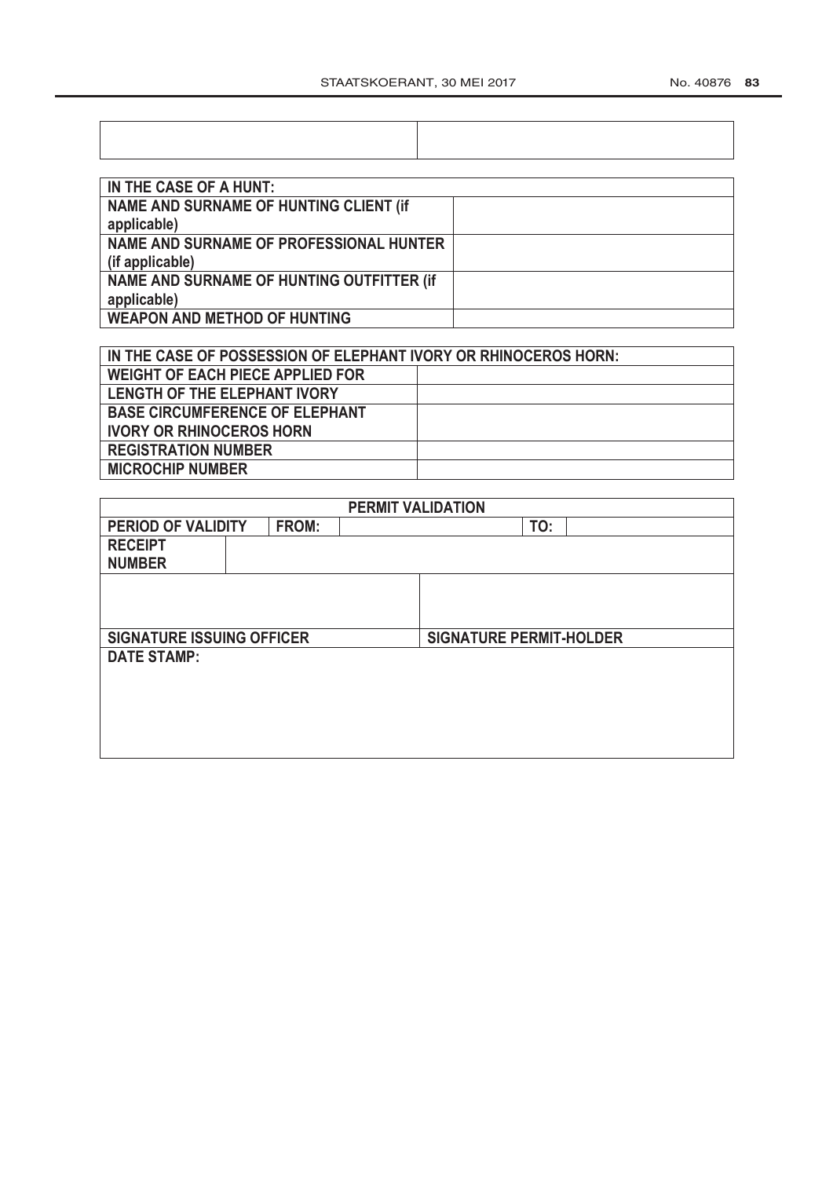| | |
|---|---|
| | |

| IN THE CASE OF A HUNT: | |
|---|---|
| NAME AND SURNAME OF HUNTING CLIENT (if applicable) | |
| NAME AND SURNAME OF PROFESSIONAL HUNTER (if applicable) | |
| NAME AND SURNAME OF HUNTING OUTFITTER (if applicable) | |
| WEAPON AND METHOD OF HUNTING | |

| IN THE CASE OF POSSESSION OF ELEPHANT IVORY OR RHINOCEROS HORN: | |
|---|---|
| WEIGHT OF EACH PIECE APPLIED FOR | |
| LENGTH OF THE ELEPHANT IVORY | |
| BASE CIRCUMFERENCE OF ELEPHANT IVORY OR RHINOCEROS HORN | |
| REGISTRATION NUMBER | |
| MICROCHIP NUMBER | |

| PERMIT VALIDATION | | | | |
|---|---|---|---|---|
| PERIOD OF VALIDITY | FROM: | | TO: | |
| RECEIPT NUMBER | | | | |
| | | | | |
| SIGNATURE ISSUING OFFICER | | SIGNATURE PERMIT-HOLDER | | |
| DATE STAMP: | | | | |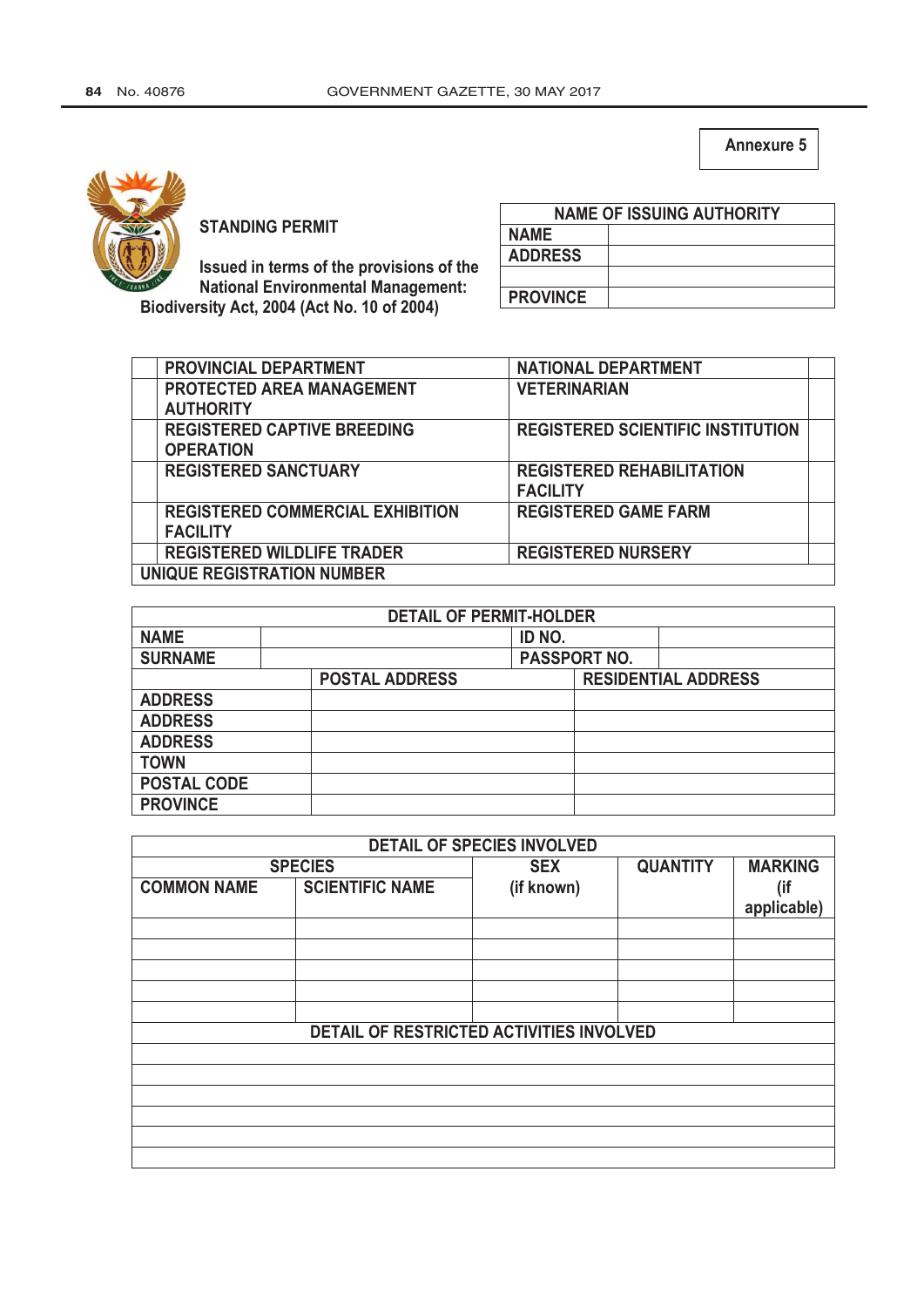Annexure 5

**STANDING PERMIT**

**Issued in terms of the provisions of the National Environmental Management: Biodiversity Act, 2004 (Act No. 10 of 2004)**

| NAME OF ISSUING AUTHORITY | |
|---|---|
| NAME | |
| ADDRESS | |
| | |
| PROVINCE | |

| | | | |
|---|---|---|---|
| | PROVINCIAL DEPARTMENT | NATIONAL DEPARTMENT | |
| | PROTECTED AREA MANAGEMENT AUTHORITY | VETERINARIAN | |
| | REGISTERED CAPTIVE BREEDING OPERATION | REGISTERED SCIENTIFIC INSTITUTION | |
| | REGISTERED SANCTUARY | REGISTERED REHABILITATION FACILITY | |
| | REGISTERED COMMERCIAL EXHIBITION FACILITY | REGISTERED GAME FARM | |
| | REGISTERED WILDLIFE TRADER | REGISTERED NURSERY | |
| UNIQUE REGISTRATION NUMBER | | | |

| DETAIL OF PERMIT-HOLDER | | | |
|---|---|---|---|
| NAME | | ID NO. | |
| SURNAME | | PASSPORT NO. | |

| | POSTAL ADDRESS | RESIDENTIAL ADDRESS |
|---|---|---|
| ADDRESS | | |
| ADDRESS | | |
| ADDRESS | | |
| TOWN | | |
| POSTAL CODE | | |
| PROVINCE | | |

| DETAIL OF SPECIES INVOLVED | | | | |
|---|---|---|---|---|
| SPECIES | | SEX | QUANTITY | MARKING |
| COMMON NAME | SCIENTIFIC NAME | (if known) | | (if applicable) |
| | | | | |
| | | | | |
| | | | | |
| | | | | |
| | | | | |

| DETAIL OF RESTRICTED ACTIVITIES INVOLVED |
|---|
| |
| |
| |
| |
| |
| |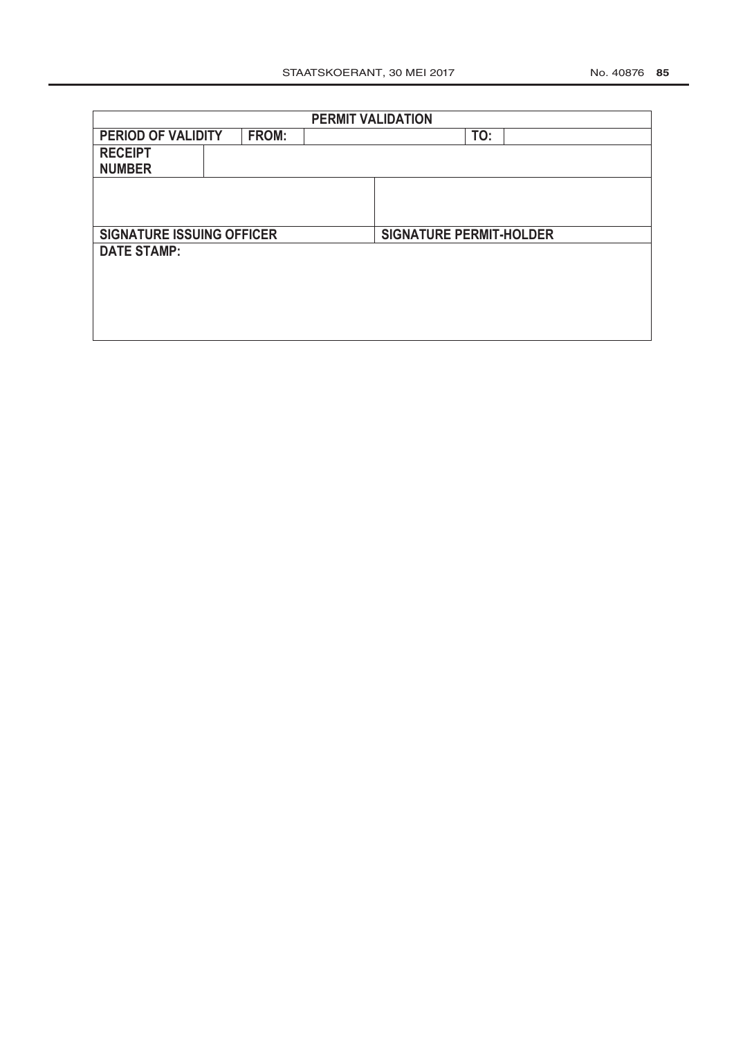| PERMIT VALIDATION | | | |
|---|---|---|---|
| **PERIOD OF VALIDITY** | **FROM:** | | **TO:** |
| **RECEIPT NUMBER** | | | |
| | | | |
| **SIGNATURE ISSUING OFFICER** | | **SIGNATURE PERMIT-HOLDER** | |
| **DATE STAMP:** | | | |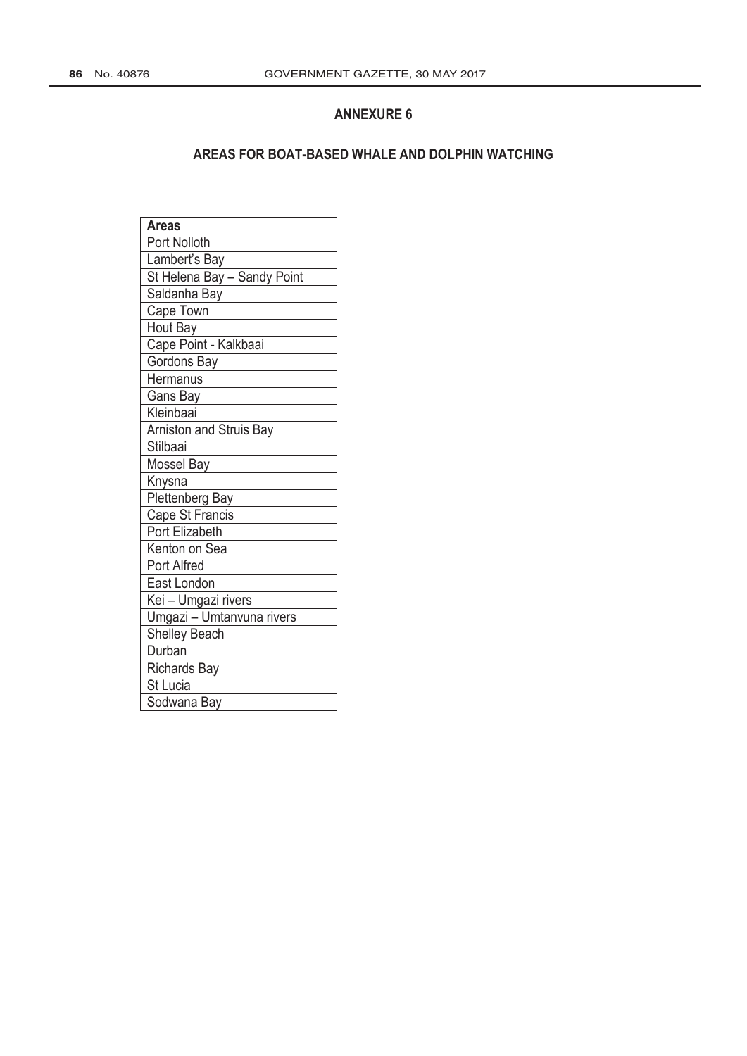## ANNEXURE 6

## AREAS FOR BOAT-BASED WHALE AND DOLPHIN WATCHING

| Areas |
|---|
| Port Nolloth |
| Lambert's Bay |
| St Helena Bay – Sandy Point |
| Saldanha Bay |
| Cape Town |
| Hout Bay |
| Cape Point - Kalkbaai |
| Gordons Bay |
| Hermanus |
| Gans Bay |
| Kleinbaai |
| Arniston and Struis Bay |
| Stilbaai |
| Mossel Bay |
| Knysna |
| Plettenberg Bay |
| Cape St Francis |
| Port Elizabeth |
| Kenton on Sea |
| Port Alfred |
| East London |
| Kei – Umgazi rivers |
| Umgazi – Umtanvuna rivers |
| Shelley Beach |
| Durban |
| Richards Bay |
| St Lucia |
| Sodwana Bay |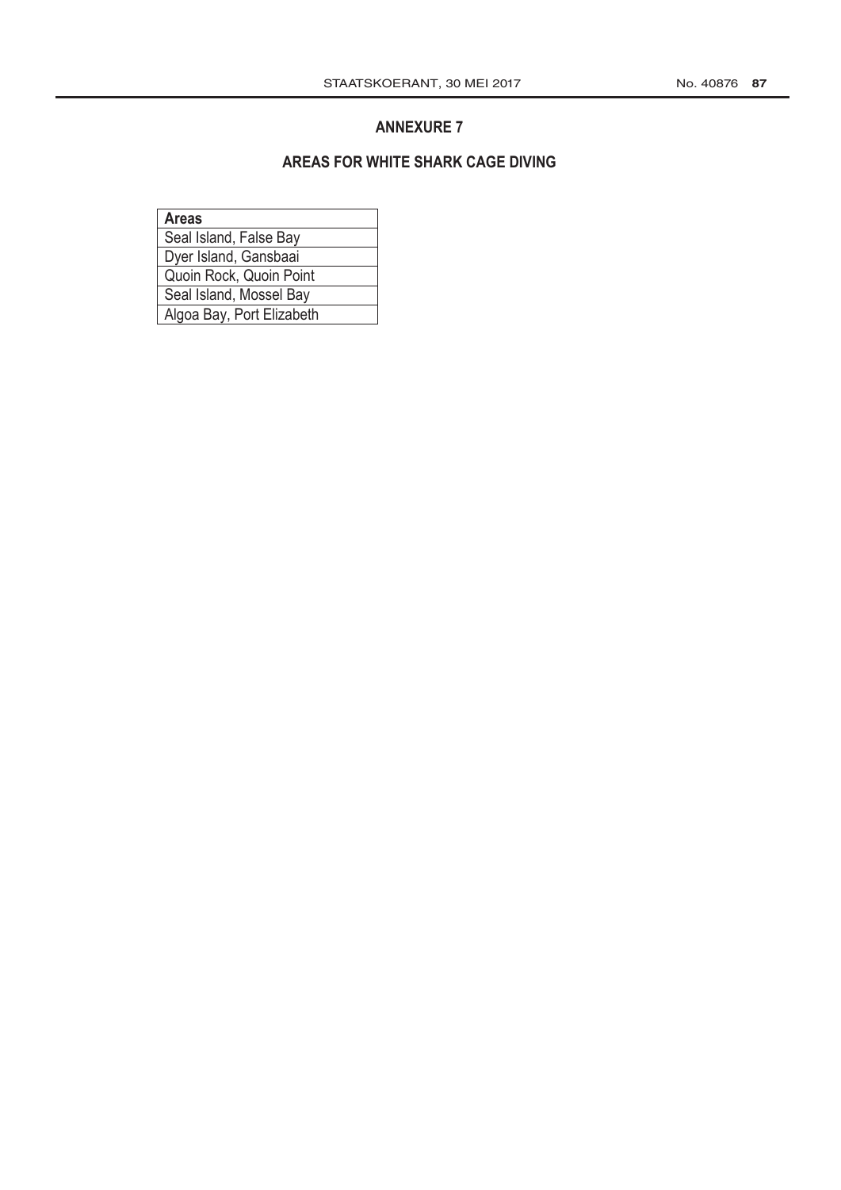## ANNEXURE 7

## AREAS FOR WHITE SHARK CAGE DIVING

| Areas |
| --- |
| Seal Island, False Bay |
| Dyer Island, Gansbaai |
| Quoin Rock, Quoin Point |
| Seal Island, Mossel Bay |
| Algoa Bay, Port Elizabeth |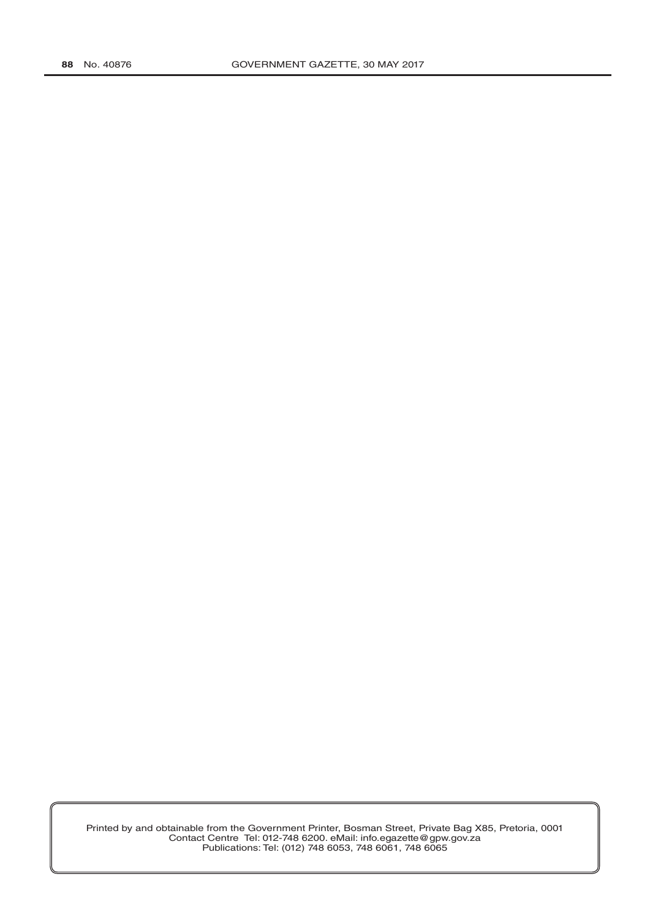Printed by and obtainable from the Government Printer, Bosman Street, Private Bag X85, Pretoria, 0001
Contact Centre Tel: 012-748 6200. eMail: info.egazette@gpw.gov.za
Publications: Tel: (012) 748 6053, 748 6061, 748 6065